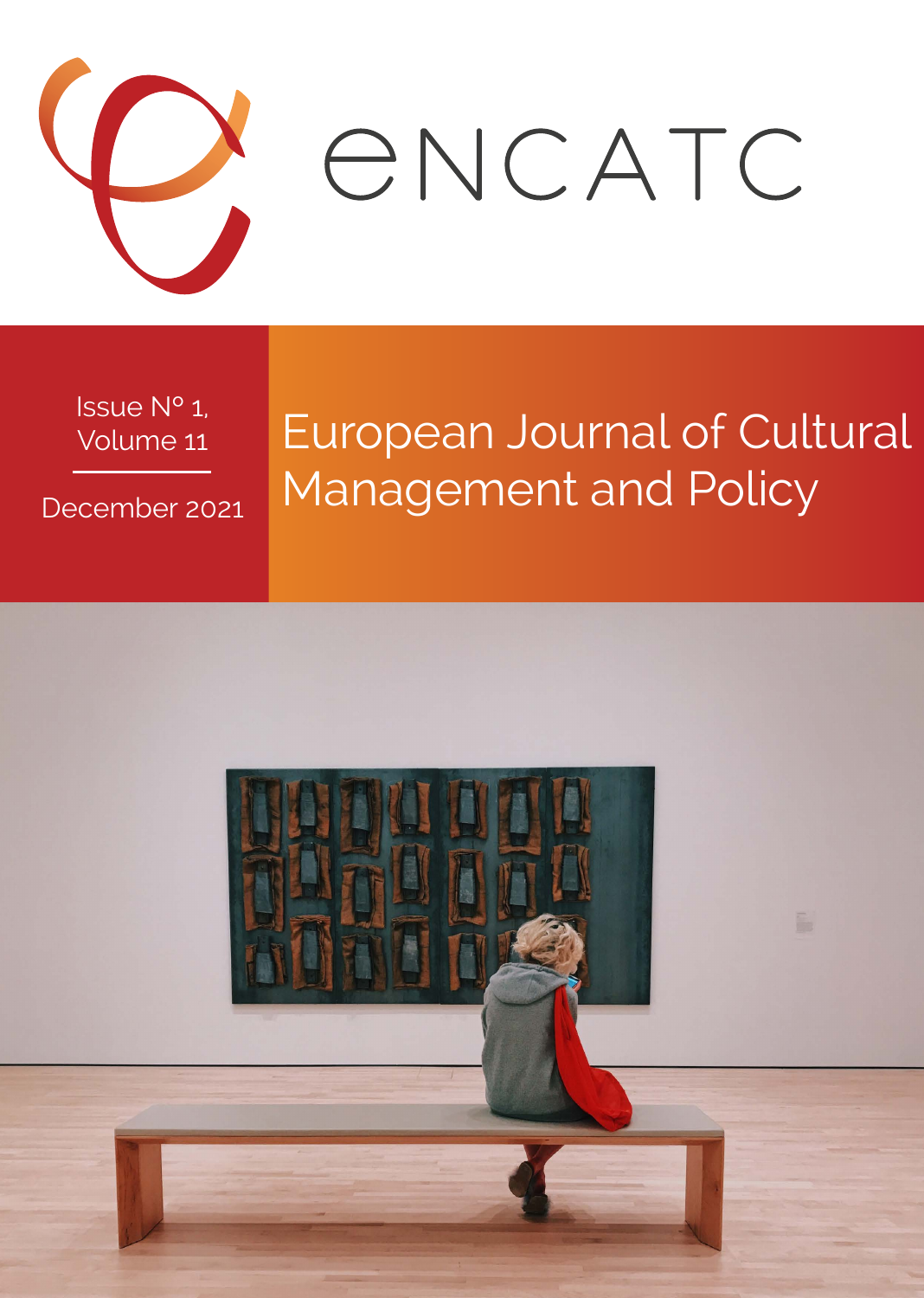# ENCATC

Issue Nº 1, Volume 11

December 2021

# European Journal of Cultural Management and Policy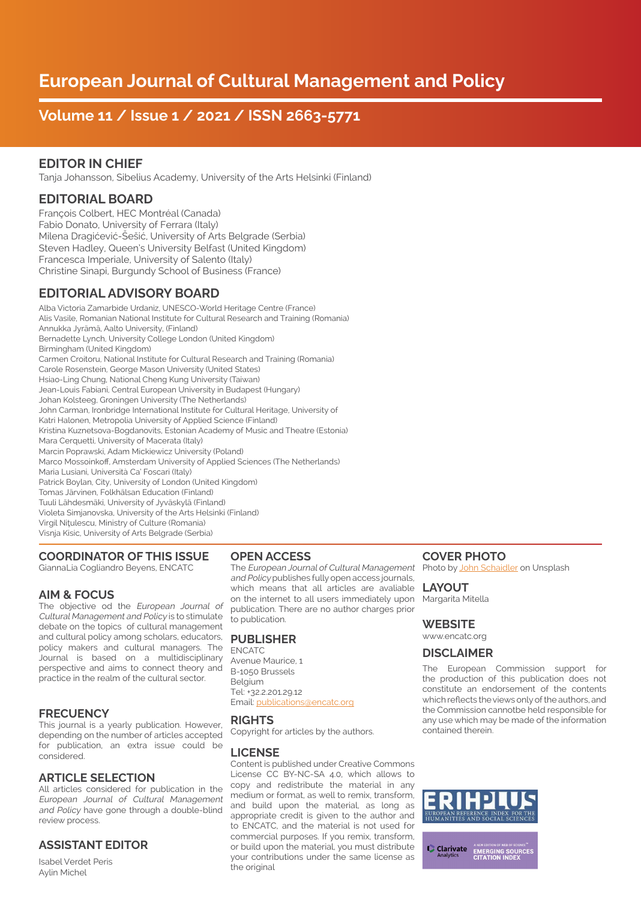# European Journal of Cultural Management and Policy

## Volume 11 / Issue 1 / 2021 / ISSN 2663-5771

## EDITOR IN CHIEF

Tanja Johansson, Sibelius Academy, University of the Arts Helsinki (Finland)

## EDITORIAL BOARD

François Colbert, HEC Montréal (Canada)
Fabio Donato, University of Ferrara (Italy)
Milena Dragićević-Šešić, University of Arts Belgrade (Serbia)
Steven Hadley, Queen's University Belfast (United Kingdom)
Francesca Imperiale, University of Salento (Italy)
Christine Sinapi, Burgundy School of Business (France)

## EDITORIAL ADVISORY BOARD

Alba Victoria Zamarbide Urdaniz, UNESCO-World Heritage Centre (France)
Alis Vasile, Romanian National Institute for Cultural Research and Training (Romania)
Annukka Jyrämä, Aalto University, (Finland)
Bernadette Lynch, University College London (United Kingdom)
Birmingham (United Kingdom)
Carmen Croitoru, National Institute for Cultural Research and Training (Romania)
Carole Rosenstein, George Mason University (United States)
Hsiao-Ling Chung, National Cheng Kung University (Taiwan)
Jean-Louis Fabiani, Central European University in Budapest (Hungary)
Johan Kolsteeg, Groningen University (The Netherlands)
John Carman, Ironbridge International Institute for Cultural Heritage, University of
Katri Halonen, Metropolia University of Applied Science (Finland)
Kristina Kuznetsova-Bogdanovits, Estonian Academy of Music and Theatre (Estonia)
Mara Cerquetti, University of Macerata (Italy)
Marcin Poprawski, Adam Mickiewicz University (Poland)
Marco Mossoinkoff, Amsterdam University of Applied Sciences (The Netherlands)
Maria Lusiani, Università Ca' Foscari (Italy)
Patrick Boylan, City, University of London (United Kingdom)
Tomas Järvinen, Folkhälsan Education (Finland)
Tuuli Lähdesmäki, University of Jyväskylä (Finland)
Violeta Simjanovska, University of the Arts Helsinki (Finland)
Virgil Nițulescu, Ministry of Culture (Romania)
Visnja Kisic, University of Arts Belgrade (Serbia)

## COORDINATOR OF THIS ISSUE

GiannaLia Cogliandro Beyens, ENCATC

## AIM & FOCUS

The objective od the *European Journal of Cultural Management and Policy* is to stimulate debate on the topics of cultural management and cultural policy among scholars, educators, policy makers and cultural managers. The Journal is based on a multidisciplinary perspective and aims to connect theory and practice in the realm of the cultural sector.

## FRECUENCY

This journal is a yearly publication. However, depending on the number of articles accepted for publication, an extra issue could be considered.

## ARTICLE SELECTION

All articles considered for publication in the *European Journal of Cultural Management and Policy* have gone through a double-blind review process.

## ASSISTANT EDITOR

Isabel Verdet Peris
Aylin Michel

## OPEN ACCESS

The *European Journal of Cultural Management and Policy* publishes fully open access journals, which means that all articles are avaliable on the internet to all users immediately upon publication. There are no author charges prior to publication.

## PUBLISHER

ENCATC
Avenue Maurice, 1
B-1050 Brussels
Belgium
Tel: +32.2.201.29.12
Email: publications@encatc.org

## RIGHTS

Copyright for articles by the authors.

## LICENSE

Content is published under Creative Commons License CC BY-NC-SA 4.0, which allows to copy and redistribute the material in any medium or format, as well to remix, transform, and build upon the material, as long as appropriate credit is given to the author and to ENCATC, and the material is not used for commercial purposes. If you remix, transform, or build upon the material, you must distribute your contributions under the same license as the original

## COVER PHOTO

Photo by John Schaidler on Unsplash

## LAYOUT

Margarita Mitella

## WEBSITE

www.encatc.org

## DISCLAIMER

The European Commission support for the production of this publication does not constitute an endorsement of the contents which reflects the views only of the authors, and the Commission cannotbe held responsible for any use which may be made of the information contained therein.

ERIHPLUS
EUROPEAN REFERENCE INDEX FOR THE HUMANITIES AND SOCIAL SCIENCES

Clarivate Analytics
A NEW EDITION OF WEB OF SCIENCE™
EMERGING SOURCES CITATION INDEX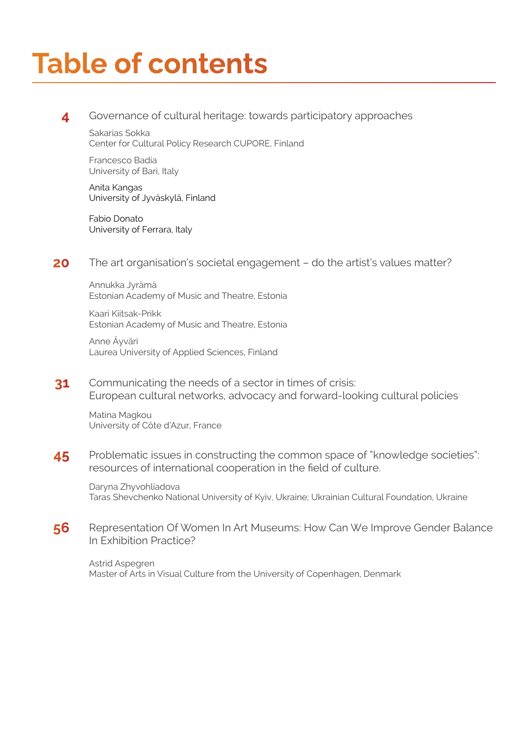# Table of contents

**4** Governance of cultural heritage: towards participatory approaches

Sakarias Sokka
Center for Cultural Policy Research CUPORE, Finland

Francesco Badia
University of Bari, Italy

Anita Kangas
University of Jyväskylä, Finland

Fabio Donato
University of Ferrara, Italy

**20** The art organisation's societal engagement – do the artist's values matter?

Annukka Jyrämä
Estonian Academy of Music and Theatre, Estonia

Kaari Kiitsak-Prikk
Estonian Academy of Music and Theatre, Estonia

Anne Äyväri
Laurea University of Applied Sciences, Finland

**31** Communicating the needs of a sector in times of crisis:
European cultural networks, advocacy and forward-looking cultural policies

Matina Magkou
University of Côte d'Azur, France

**45** Problematic issues in constructing the common space of "knowledge societies":
resources of international cooperation in the field of culture.

Daryna Zhyvohliadova
Taras Shevchenko National University of Kyiv, Ukraine; Ukrainian Cultural Foundation, Ukraine

**56** Representation Of Women In Art Museums: How Can We Improve Gender Balance In Exhibition Practice?

Astrid Aspegren
Master of Arts in Visual Culture from the University of Copenhagen, Denmark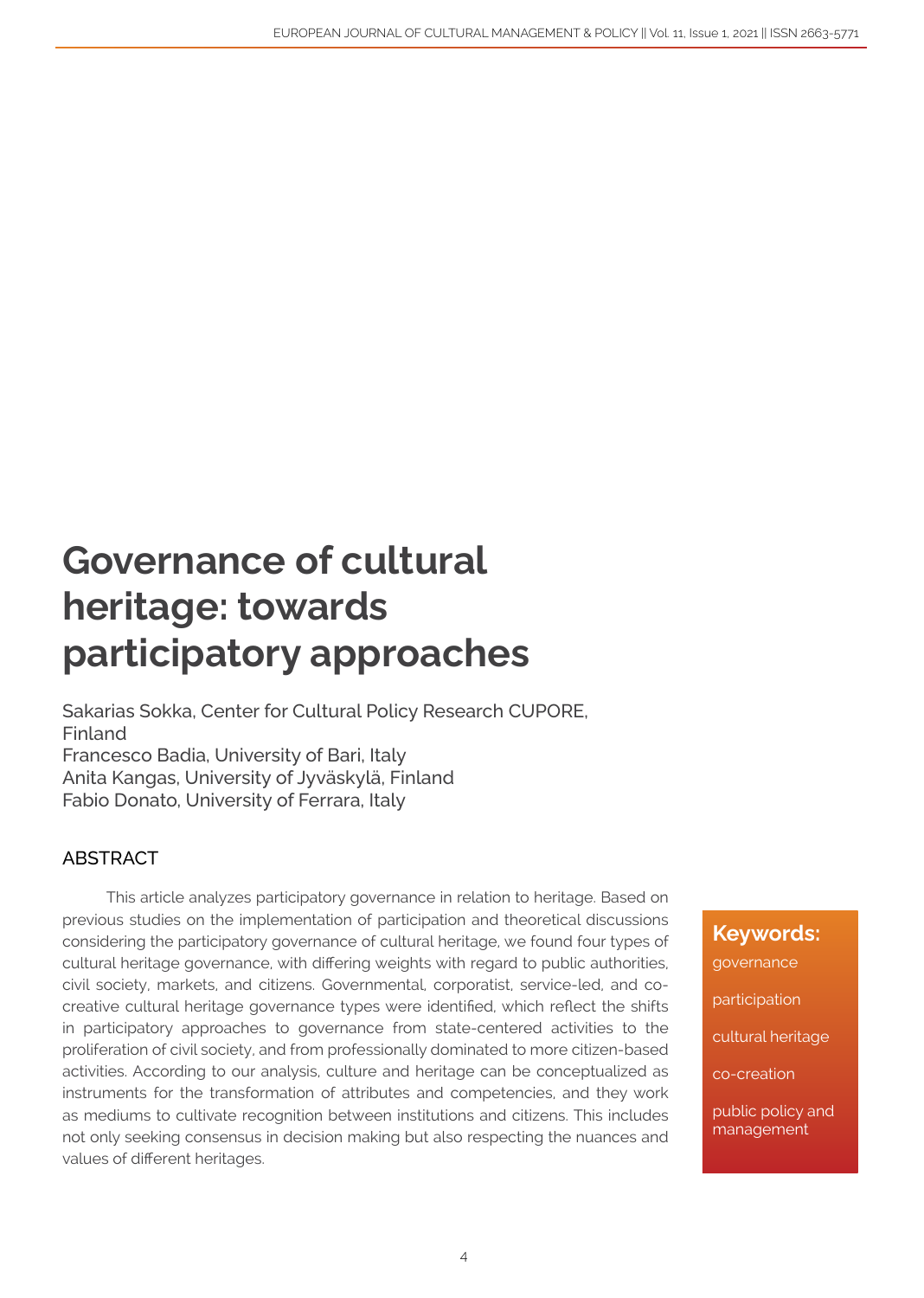# Governance of cultural heritage: towards participatory approaches

Sakarias Sokka, Center for Cultural Policy Research CUPORE, Finland
Francesco Badia, University of Bari, Italy
Anita Kangas, University of Jyväskylä, Finland
Fabio Donato, University of Ferrara, Italy

## ABSTRACT

This article analyzes participatory governance in relation to heritage. Based on previous studies on the implementation of participation and theoretical discussions considering the participatory governance of cultural heritage, we found four types of cultural heritage governance, with differing weights with regard to public authorities, civil society, markets, and citizens. Governmental, corporatist, service-led, and co-creative cultural heritage governance types were identified, which reflect the shifts in participatory approaches to governance from state-centered activities to the proliferation of civil society, and from professionally dominated to more citizen-based activities. According to our analysis, culture and heritage can be conceptualized as instruments for the transformation of attributes and competencies, and they work as mediums to cultivate recognition between institutions and citizens. This includes not only seeking consensus in decision making but also respecting the nuances and values of different heritages.

**Keywords:**

governance

participation

cultural heritage

co-creation

public policy and management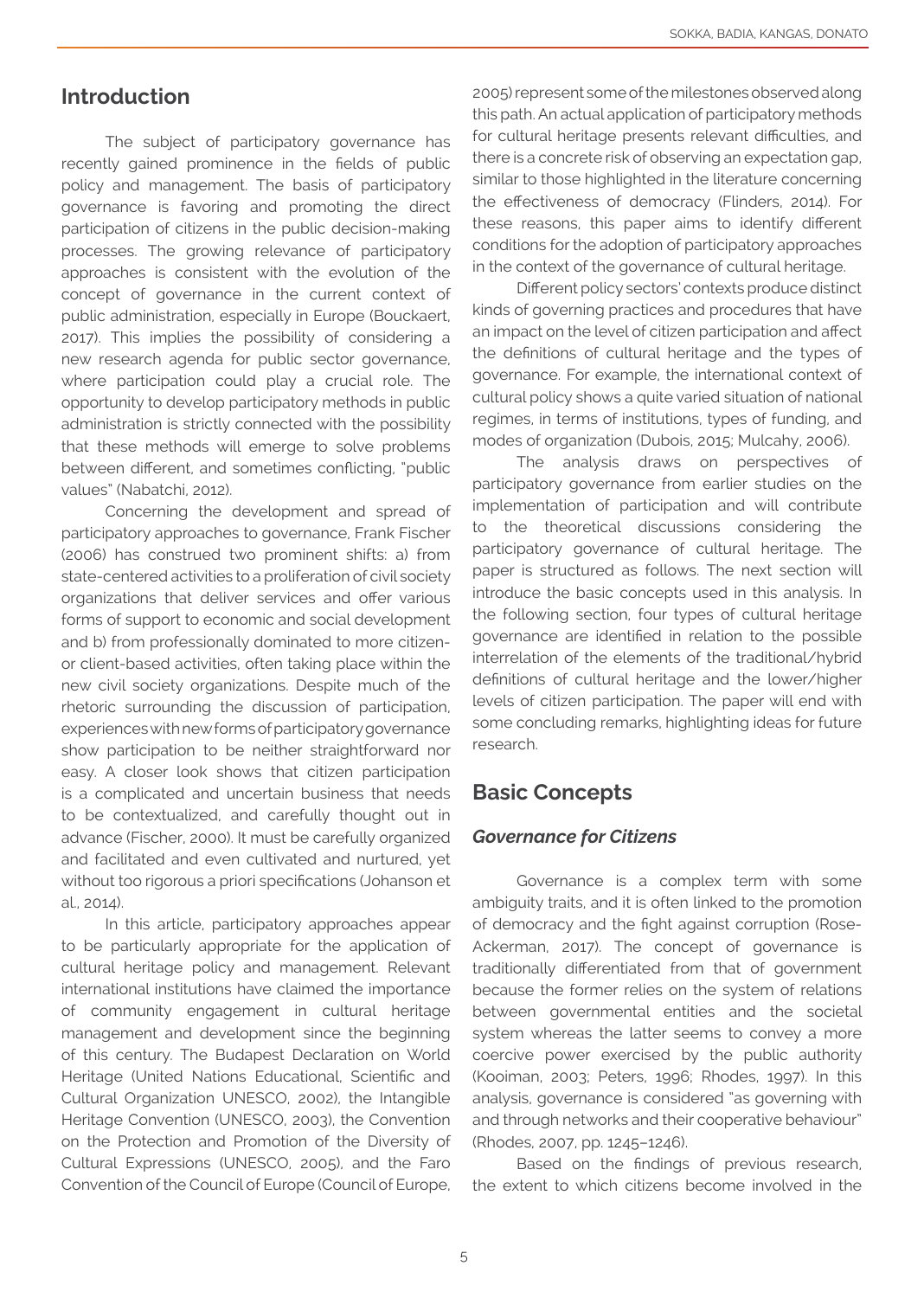## Introduction

The subject of participatory governance has recently gained prominence in the fields of public policy and management. The basis of participatory governance is favoring and promoting the direct participation of citizens in the public decision-making processes. The growing relevance of participatory approaches is consistent with the evolution of the concept of governance in the current context of public administration, especially in Europe (Bouckaert, 2017). This implies the possibility of considering a new research agenda for public sector governance, where participation could play a crucial role. The opportunity to develop participatory methods in public administration is strictly connected with the possibility that these methods will emerge to solve problems between different, and sometimes conflicting, "public values" (Nabatchi, 2012).

Concerning the development and spread of participatory approaches to governance, Frank Fischer (2006) has construed two prominent shifts: a) from state-centered activities to a proliferation of civil society organizations that deliver services and offer various forms of support to economic and social development and b) from professionally dominated to more citizen- or client-based activities, often taking place within the new civil society organizations. Despite much of the rhetoric surrounding the discussion of participation, experiences with new forms of participatory governance show participation to be neither straightforward nor easy. A closer look shows that citizen participation is a complicated and uncertain business that needs to be contextualized, and carefully thought out in advance (Fischer, 2000). It must be carefully organized and facilitated and even cultivated and nurtured, yet without too rigorous a priori specifications (Johanson et al., 2014).

In this article, participatory approaches appear to be particularly appropriate for the application of cultural heritage policy and management. Relevant international institutions have claimed the importance of community engagement in cultural heritage management and development since the beginning of this century. The Budapest Declaration on World Heritage (United Nations Educational, Scientific and Cultural Organization UNESCO, 2002), the Intangible Heritage Convention (UNESCO, 2003), the Convention on the Protection and Promotion of the Diversity of Cultural Expressions (UNESCO, 2005), and the Faro Convention of the Council of Europe (Council of Europe, 2005) represent some of the milestones observed along this path. An actual application of participatory methods for cultural heritage presents relevant difficulties, and there is a concrete risk of observing an expectation gap, similar to those highlighted in the literature concerning the effectiveness of democracy (Flinders, 2014). For these reasons, this paper aims to identify different conditions for the adoption of participatory approaches in the context of the governance of cultural heritage.

Different policy sectors' contexts produce distinct kinds of governing practices and procedures that have an impact on the level of citizen participation and affect the definitions of cultural heritage and the types of governance. For example, the international context of cultural policy shows a quite varied situation of national regimes, in terms of institutions, types of funding, and modes of organization (Dubois, 2015; Mulcahy, 2006).

The analysis draws on perspectives of participatory governance from earlier studies on the implementation of participation and will contribute to the theoretical discussions considering the participatory governance of cultural heritage. The paper is structured as follows. The next section will introduce the basic concepts used in this analysis. In the following section, four types of cultural heritage governance are identified in relation to the possible interrelation of the elements of the traditional/hybrid definitions of cultural heritage and the lower/higher levels of citizen participation. The paper will end with some concluding remarks, highlighting ideas for future research.

## Basic Concepts

### *Governance for Citizens*

Governance is a complex term with some ambiguity traits, and it is often linked to the promotion of democracy and the fight against corruption (Rose-Ackerman, 2017). The concept of governance is traditionally differentiated from that of government because the former relies on the system of relations between governmental entities and the societal system whereas the latter seems to convey a more coercive power exercised by the public authority (Kooiman, 2003; Peters, 1996; Rhodes, 1997). In this analysis, governance is considered "as governing with and through networks and their cooperative behaviour" (Rhodes, 2007, pp. 1245–1246).

Based on the findings of previous research, the extent to which citizens become involved in the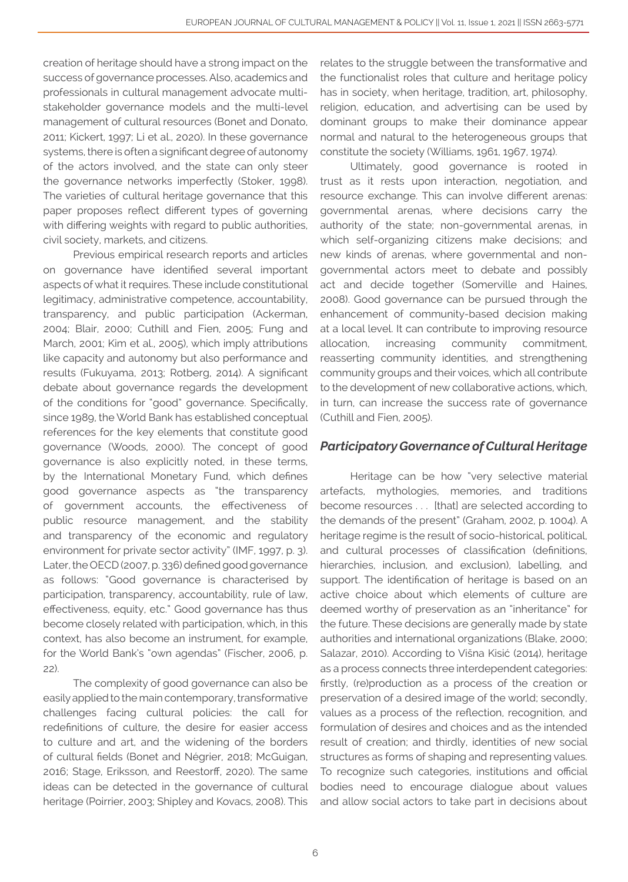creation of heritage should have a strong impact on the success of governance processes. Also, academics and professionals in cultural management advocate multi-stakeholder governance models and the multi-level management of cultural resources (Bonet and Donato, 2011; Kickert, 1997; Li et al., 2020). In these governance systems, there is often a significant degree of autonomy of the actors involved, and the state can only steer the governance networks imperfectly (Stoker, 1998). The varieties of cultural heritage governance that this paper proposes reflect different types of governing with differing weights with regard to public authorities, civil society, markets, and citizens.

Previous empirical research reports and articles on governance have identified several important aspects of what it requires. These include constitutional legitimacy, administrative competence, accountability, transparency, and public participation (Ackerman, 2004; Blair, 2000; Cuthill and Fien, 2005; Fung and March, 2001; Kim et al., 2005), which imply attributions like capacity and autonomy but also performance and results (Fukuyama, 2013; Rotberg, 2014). A significant debate about governance regards the development of the conditions for "good" governance. Specifically, since 1989, the World Bank has established conceptual references for the key elements that constitute good governance (Woods, 2000). The concept of good governance is also explicitly noted, in these terms, by the International Monetary Fund, which defines good governance aspects as "the transparency of government accounts, the effectiveness of public resource management, and the stability and transparency of the economic and regulatory environment for private sector activity" (IMF, 1997, p. 3). Later, the OECD (2007, p. 336) defined good governance as follows: "Good governance is characterised by participation, transparency, accountability, rule of law, effectiveness, equity, etc." Good governance has thus become closely related with participation, which, in this context, has also become an instrument, for example, for the World Bank's "own agendas" (Fischer, 2006, p. 22).

The complexity of good governance can also be easily applied to the main contemporary, transformative challenges facing cultural policies: the call for redefinitions of culture, the desire for easier access to culture and art, and the widening of the borders of cultural fields (Bonet and Négrier, 2018; McGuigan, 2016; Stage, Eriksson, and Reestorff, 2020). The same ideas can be detected in the governance of cultural heritage (Poirrier, 2003; Shipley and Kovacs, 2008). This relates to the struggle between the transformative and the functionalist roles that culture and heritage policy has in society, when heritage, tradition, art, philosophy, religion, education, and advertising can be used by dominant groups to make their dominance appear normal and natural to the heterogeneous groups that constitute the society (Williams, 1961, 1967, 1974).

Ultimately, good governance is rooted in trust as it rests upon interaction, negotiation, and resource exchange. This can involve different arenas: governmental arenas, where decisions carry the authority of the state; non-governmental arenas, in which self-organizing citizens make decisions; and new kinds of arenas, where governmental and non-governmental actors meet to debate and possibly act and decide together (Somerville and Haines, 2008). Good governance can be pursued through the enhancement of community-based decision making at a local level. It can contribute to improving resource allocation, increasing community commitment, reasserting community identities, and strengthening community groups and their voices, which all contribute to the development of new collaborative actions, which, in turn, can increase the success rate of governance (Cuthill and Fien, 2005).

## *Participatory Governance of Cultural Heritage*

Heritage can be how "very selective material artefacts, mythologies, memories, and traditions become resources . . . [that] are selected according to the demands of the present" (Graham, 2002, p. 1004). A heritage regime is the result of socio-historical, political, and cultural processes of classification (definitions, hierarchies, inclusion, and exclusion), labelling, and support. The identification of heritage is based on an active choice about which elements of culture are deemed worthy of preservation as an "inheritance" for the future. These decisions are generally made by state authorities and international organizations (Blake, 2000; Salazar, 2010). According to Višna Kisić (2014), heritage as a process connects three interdependent categories: firstly, (re)production as a process of the creation or preservation of a desired image of the world; secondly, values as a process of the reflection, recognition, and formulation of desires and choices and as the intended result of creation; and thirdly, identities of new social structures as forms of shaping and representing values. To recognize such categories, institutions and official bodies need to encourage dialogue about values and allow social actors to take part in decisions about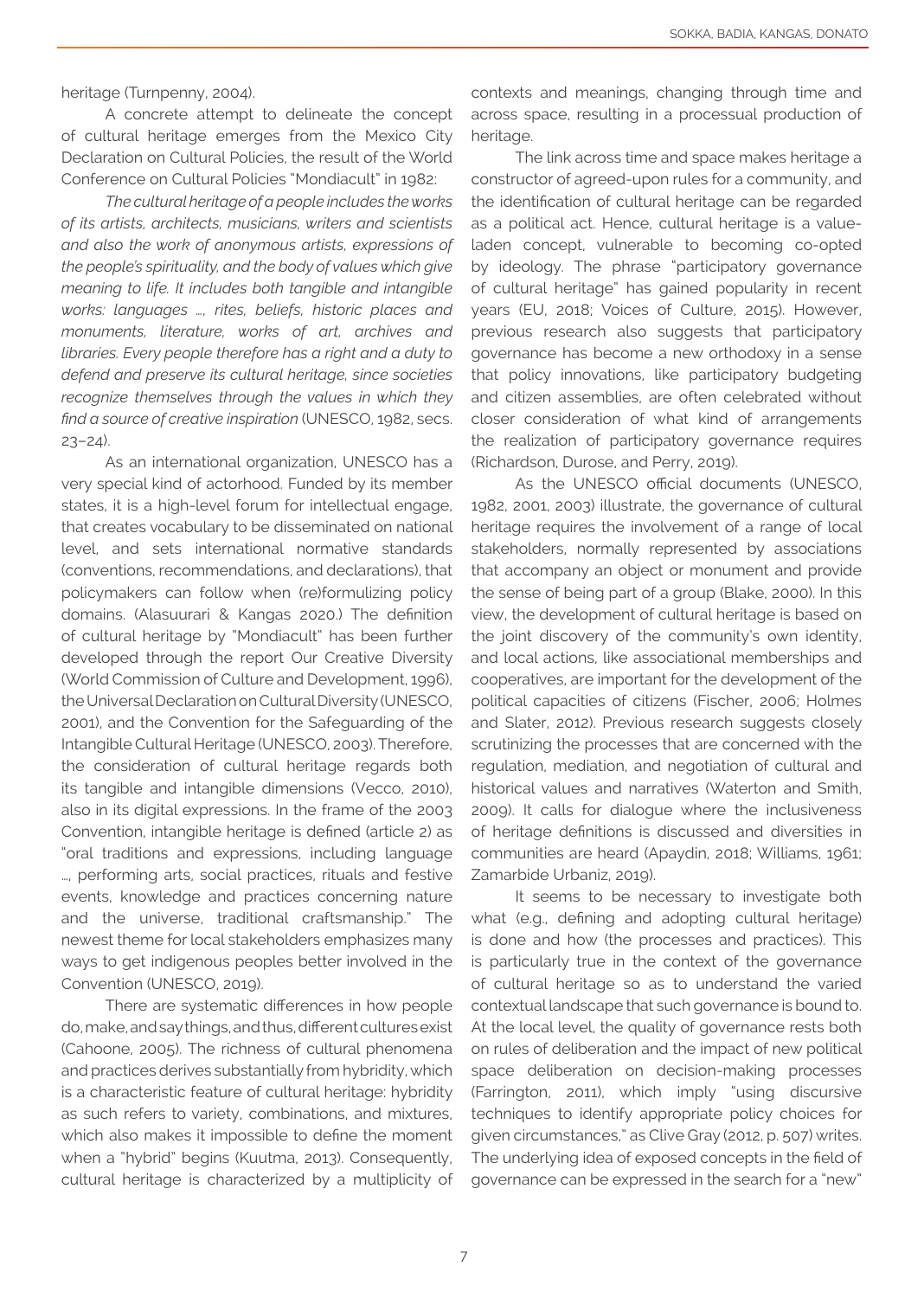heritage (Turnpenny, 2004).

A concrete attempt to delineate the concept of cultural heritage emerges from the Mexico City Declaration on Cultural Policies, the result of the World Conference on Cultural Policies "Mondiacult" in 1982:

*The cultural heritage of a people includes the works of its artists, architects, musicians, writers and scientists and also the work of anonymous artists, expressions of the people's spirituality, and the body of values which give meaning to life. It includes both tangible and intangible works: languages …, rites, beliefs, historic places and monuments, literature, works of art, archives and libraries. Every people therefore has a right and a duty to defend and preserve its cultural heritage, since societies recognize themselves through the values in which they find a source of creative inspiration* (UNESCO, 1982, secs. 23–24).

As an international organization, UNESCO has a very special kind of actorhood. Funded by its member states, it is a high-level forum for intellectual engage, that creates vocabulary to be disseminated on national level, and sets international normative standards (conventions, recommendations, and declarations), that policymakers can follow when (re)formulizing policy domains. (Alasuurari & Kangas 2020.) The definition of cultural heritage by "Mondiacult" has been further developed through the report Our Creative Diversity (World Commission of Culture and Development, 1996), the Universal Declaration on Cultural Diversity (UNESCO, 2001), and the Convention for the Safeguarding of the Intangible Cultural Heritage (UNESCO, 2003). Therefore, the consideration of cultural heritage regards both its tangible and intangible dimensions (Vecco, 2010), also in its digital expressions. In the frame of the 2003 Convention, intangible heritage is defined (article 2) as "oral traditions and expressions, including language …, performing arts, social practices, rituals and festive events, knowledge and practices concerning nature and the universe, traditional craftsmanship." The newest theme for local stakeholders emphasizes many ways to get indigenous peoples better involved in the Convention (UNESCO, 2019).

There are systematic differences in how people do, make, and say things, and thus, different cultures exist (Cahoone, 2005). The richness of cultural phenomena and practices derives substantially from hybridity, which is a characteristic feature of cultural heritage: hybridity as such refers to variety, combinations, and mixtures, which also makes it impossible to define the moment when a "hybrid" begins (Kuutma, 2013). Consequently, cultural heritage is characterized by a multiplicity of contexts and meanings, changing through time and across space, resulting in a processual production of heritage.

The link across time and space makes heritage a constructor of agreed-upon rules for a community, and the identification of cultural heritage can be regarded as a political act. Hence, cultural heritage is a value-laden concept, vulnerable to becoming co-opted by ideology. The phrase "participatory governance of cultural heritage" has gained popularity in recent years (EU, 2018; Voices of Culture, 2015). However, previous research also suggests that participatory governance has become a new orthodoxy in a sense that policy innovations, like participatory budgeting and citizen assemblies, are often celebrated without closer consideration of what kind of arrangements the realization of participatory governance requires (Richardson, Durose, and Perry, 2019).

As the UNESCO official documents (UNESCO, 1982, 2001, 2003) illustrate, the governance of cultural heritage requires the involvement of a range of local stakeholders, normally represented by associations that accompany an object or monument and provide the sense of being part of a group (Blake, 2000). In this view, the development of cultural heritage is based on the joint discovery of the community's own identity, and local actions, like associational memberships and cooperatives, are important for the development of the political capacities of citizens (Fischer, 2006; Holmes and Slater, 2012). Previous research suggests closely scrutinizing the processes that are concerned with the regulation, mediation, and negotiation of cultural and historical values and narratives (Waterton and Smith, 2009). It calls for dialogue where the inclusiveness of heritage definitions is discussed and diversities in communities are heard (Apaydin, 2018; Williams, 1961; Zamarbide Urbaniz, 2019).

It seems to be necessary to investigate both what (e.g., defining and adopting cultural heritage) is done and how (the processes and practices). This is particularly true in the context of the governance of cultural heritage so as to understand the varied contextual landscape that such governance is bound to. At the local level, the quality of governance rests both on rules of deliberation and the impact of new political space deliberation on decision-making processes (Farrington, 2011), which imply "using discursive techniques to identify appropriate policy choices for given circumstances," as Clive Gray (2012, p. 507) writes. The underlying idea of exposed concepts in the field of governance can be expressed in the search for a "new"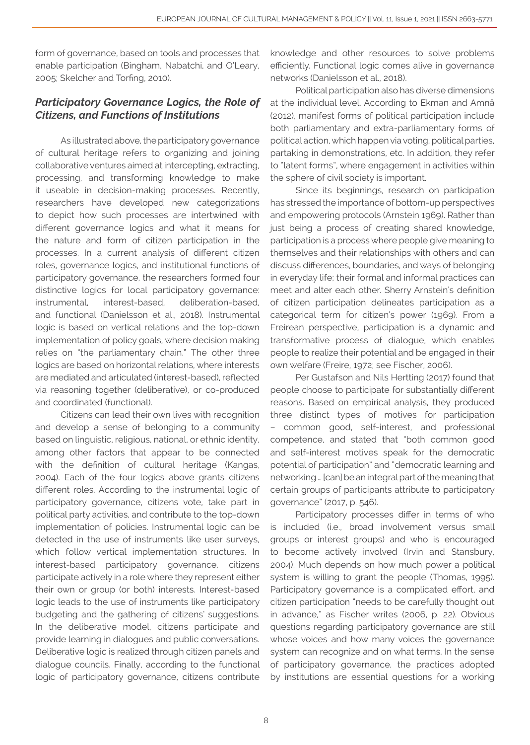form of governance, based on tools and processes that enable participation (Bingham, Nabatchi, and O'Leary, 2005; Skelcher and Torfing, 2010).

### *Participatory Governance Logics, the Role of Citizens, and Functions of Institutions*

As illustrated above, the participatory governance of cultural heritage refers to organizing and joining collaborative ventures aimed at intercepting, extracting, processing, and transforming knowledge to make it useable in decision-making processes. Recently, researchers have developed new categorizations to depict how such processes are intertwined with different governance logics and what it means for the nature and form of citizen participation in the processes. In a current analysis of different citizen roles, governance logics, and institutional functions of participatory governance, the researchers formed four distinctive logics for local participatory governance: instrumental, interest-based, deliberation-based, and functional (Danielsson et al., 2018). Instrumental logic is based on vertical relations and the top-down implementation of policy goals, where decision making relies on "the parliamentary chain." The other three logics are based on horizontal relations, where interests are mediated and articulated (interest-based), reflected via reasoning together (deliberative), or co-produced and coordinated (functional).

Citizens can lead their own lives with recognition and develop a sense of belonging to a community based on linguistic, religious, national, or ethnic identity, among other factors that appear to be connected with the definition of cultural heritage (Kangas, 2004). Each of the four logics above grants citizens different roles. According to the instrumental logic of participatory governance, citizens vote, take part in political party activities, and contribute to the top-down implementation of policies. Instrumental logic can be detected in the use of instruments like user surveys, which follow vertical implementation structures. In interest-based participatory governance, citizens participate actively in a role where they represent either their own or group (or both) interests. Interest-based logic leads to the use of instruments like participatory budgeting and the gathering of citizens' suggestions. In the deliberative model, citizens participate and provide learning in dialogues and public conversations. Deliberative logic is realized through citizen panels and dialogue councils. Finally, according to the functional logic of participatory governance, citizens contribute knowledge and other resources to solve problems efficiently. Functional logic comes alive in governance networks (Danielsson et al., 2018).

Political participation also has diverse dimensions at the individual level. According to Ekman and Amnå (2012), manifest forms of political participation include both parliamentary and extra-parliamentary forms of political action, which happen via voting, political parties, partaking in demonstrations, etc. In addition, they refer to "latent forms", where engagement in activities within the sphere of civil society is important.

Since its beginnings, research on participation has stressed the importance of bottom-up perspectives and empowering protocols (Arnstein 1969). Rather than just being a process of creating shared knowledge, participation is a process where people give meaning to themselves and their relationships with others and can discuss differences, boundaries, and ways of belonging in everyday life; their formal and informal practices can meet and alter each other. Sherry Arnstein's definition of citizen participation delineates participation as a categorical term for citizen's power (1969). From a Freirean perspective, participation is a dynamic and transformative process of dialogue, which enables people to realize their potential and be engaged in their own welfare (Freire, 1972; see Fischer, 2006).

Per Gustafson and Nils Hertting (2017) found that people choose to participate for substantially different reasons. Based on empirical analysis, they produced three distinct types of motives for participation – common good, self-interest, and professional competence, and stated that "both common good and self-interest motives speak for the democratic potential of participation" and "democratic learning and networking … [can] be an integral part of the meaning that certain groups of participants attribute to participatory governance" (2017, p. 546).

Participatory processes differ in terms of who is included (i.e., broad involvement versus small groups or interest groups) and who is encouraged to become actively involved (Irvin and Stansbury, 2004). Much depends on how much power a political system is willing to grant the people (Thomas, 1995). Participatory governance is a complicated effort, and citizen participation "needs to be carefully thought out in advance," as Fischer writes (2006, p. 22). Obvious questions regarding participatory governance are still whose voices and how many voices the governance system can recognize and on what terms. In the sense of participatory governance, the practices adopted by institutions are essential questions for a working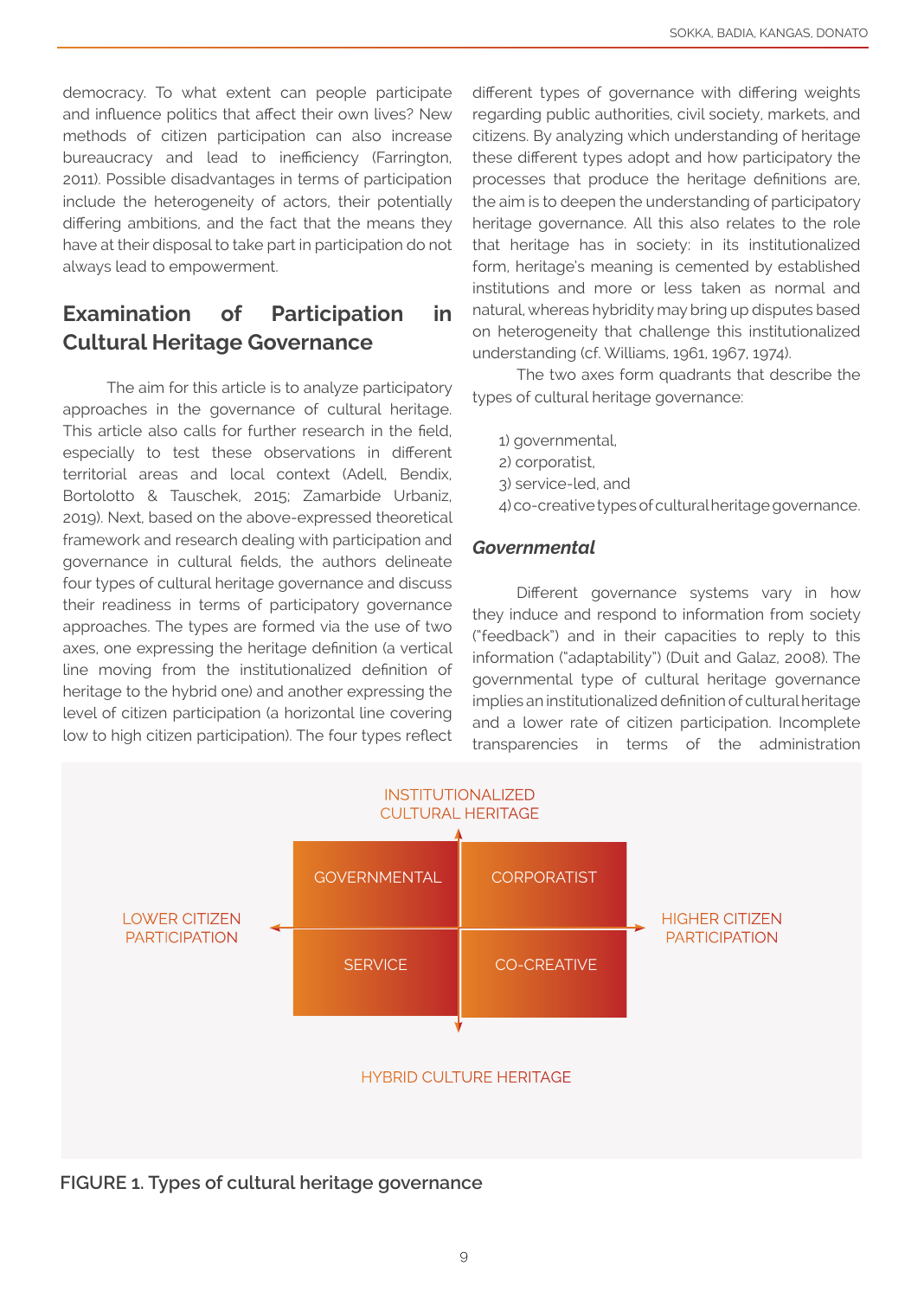democracy. To what extent can people participate and influence politics that affect their own lives? New methods of citizen participation can also increase bureaucracy and lead to inefficiency (Farrington, 2011). Possible disadvantages in terms of participation include the heterogeneity of actors, their potentially differing ambitions, and the fact that the means they have at their disposal to take part in participation do not always lead to empowerment.

## Examination of Participation in Cultural Heritage Governance

The aim for this article is to analyze participatory approaches in the governance of cultural heritage. This article also calls for further research in the field, especially to test these observations in different territorial areas and local context (Adell, Bendix, Bortolotto & Tauschek, 2015; Zamarbide Urbaniz, 2019). Next, based on the above-expressed theoretical framework and research dealing with participation and governance in cultural fields, the authors delineate four types of cultural heritage governance and discuss their readiness in terms of participatory governance approaches. The types are formed via the use of two axes, one expressing the heritage definition (a vertical line moving from the institutionalized definition of heritage to the hybrid one) and another expressing the level of citizen participation (a horizontal line covering low to high citizen participation). The four types reflect different types of governance with differing weights regarding public authorities, civil society, markets, and citizens. By analyzing which understanding of heritage these different types adopt and how participatory the processes that produce the heritage definitions are, the aim is to deepen the understanding of participatory heritage governance. All this also relates to the role that heritage has in society: in its institutionalized form, heritage's meaning is cemented by established institutions and more or less taken as normal and natural, whereas hybridity may bring up disputes based on heterogeneity that challenge this institutionalized understanding (cf. Williams, 1961, 1967, 1974).

The two axes form quadrants that describe the types of cultural heritage governance:

1) governmental,
2) corporatist,
3) service-led, and
4) co-creative types of cultural heritage governance.

### *Governmental*

Different governance systems vary in how they induce and respond to information from society ("feedback") and in their capacities to reply to this information ("adaptability") (Duit and Galaz, 2008). The governmental type of cultural heritage governance implies an institutionalized definition of cultural heritage and a lower rate of citizen participation. Incomplete transparencies in terms of the administration

INSTITUTIONALIZED CULTURAL HERITAGE

LOWER CITIZEN PARTICIPATION | GOVERNMENTAL | CORPORATIST | HIGHER CITIZEN PARTICIPATION

SERVICE | CO-CREATIVE

HYBRID CULTURE HERITAGE

**FIGURE 1. Types of cultural heritage governance**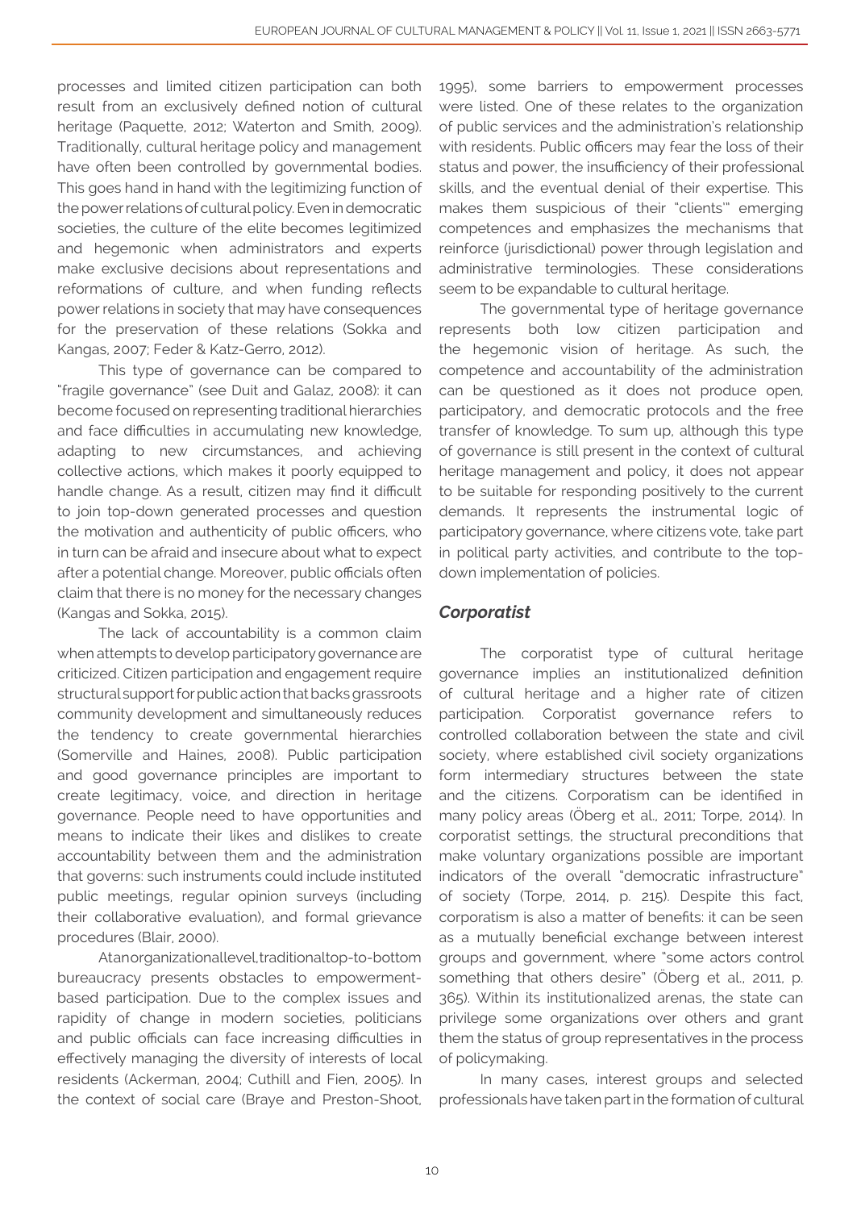processes and limited citizen participation can both result from an exclusively defined notion of cultural heritage (Paquette, 2012; Waterton and Smith, 2009). Traditionally, cultural heritage policy and management have often been controlled by governmental bodies. This goes hand in hand with the legitimizing function of the power relations of cultural policy. Even in democratic societies, the culture of the elite becomes legitimized and hegemonic when administrators and experts make exclusive decisions about representations and reformations of culture, and when funding reflects power relations in society that may have consequences for the preservation of these relations (Sokka and Kangas, 2007; Feder & Katz-Gerro, 2012).

This type of governance can be compared to "fragile governance" (see Duit and Galaz, 2008): it can become focused on representing traditional hierarchies and face difficulties in accumulating new knowledge, adapting to new circumstances, and achieving collective actions, which makes it poorly equipped to handle change. As a result, citizen may find it difficult to join top-down generated processes and question the motivation and authenticity of public officers, who in turn can be afraid and insecure about what to expect after a potential change. Moreover, public officials often claim that there is no money for the necessary changes (Kangas and Sokka, 2015).

The lack of accountability is a common claim when attempts to develop participatory governance are criticized. Citizen participation and engagement require structural support for public action that backs grassroots community development and simultaneously reduces the tendency to create governmental hierarchies (Somerville and Haines, 2008). Public participation and good governance principles are important to create legitimacy, voice, and direction in heritage governance. People need to have opportunities and means to indicate their likes and dislikes to create accountability between them and the administration that governs: such instruments could include instituted public meetings, regular opinion surveys (including their collaborative evaluation), and formal grievance procedures (Blair, 2000).

At an organizational level, traditional top-to-bottom bureaucracy presents obstacles to empowerment-based participation. Due to the complex issues and rapidity of change in modern societies, politicians and public officials can face increasing difficulties in effectively managing the diversity of interests of local residents (Ackerman, 2004; Cuthill and Fien, 2005). In the context of social care (Braye and Preston-Shoot, 1995), some barriers to empowerment processes were listed. One of these relates to the organization of public services and the administration's relationship with residents. Public officers may fear the loss of their status and power, the insufficiency of their professional skills, and the eventual denial of their expertise. This makes them suspicious of their "clients'" emerging competences and emphasizes the mechanisms that reinforce (jurisdictional) power through legislation and administrative terminologies. These considerations seem to be expandable to cultural heritage.

The governmental type of heritage governance represents both low citizen participation and the hegemonic vision of heritage. As such, the competence and accountability of the administration can be questioned as it does not produce open, participatory, and democratic protocols and the free transfer of knowledge. To sum up, although this type of governance is still present in the context of cultural heritage management and policy, it does not appear to be suitable for responding positively to the current demands. It represents the instrumental logic of participatory governance, where citizens vote, take part in political party activities, and contribute to the top-down implementation of policies.

### *Corporatist*

The corporatist type of cultural heritage governance implies an institutionalized definition of cultural heritage and a higher rate of citizen participation. Corporatist governance refers to controlled collaboration between the state and civil society, where established civil society organizations form intermediary structures between the state and the citizens. Corporatism can be identified in many policy areas (Öberg et al., 2011; Torpe, 2014). In corporatist settings, the structural preconditions that make voluntary organizations possible are important indicators of the overall "democratic infrastructure" of society (Torpe, 2014, p. 215). Despite this fact, corporatism is also a matter of benefits: it can be seen as a mutually beneficial exchange between interest groups and government, where "some actors control something that others desire" (Öberg et al., 2011, p. 365). Within its institutionalized arenas, the state can privilege some organizations over others and grant them the status of group representatives in the process of policymaking.

In many cases, interest groups and selected professionals have taken part in the formation of cultural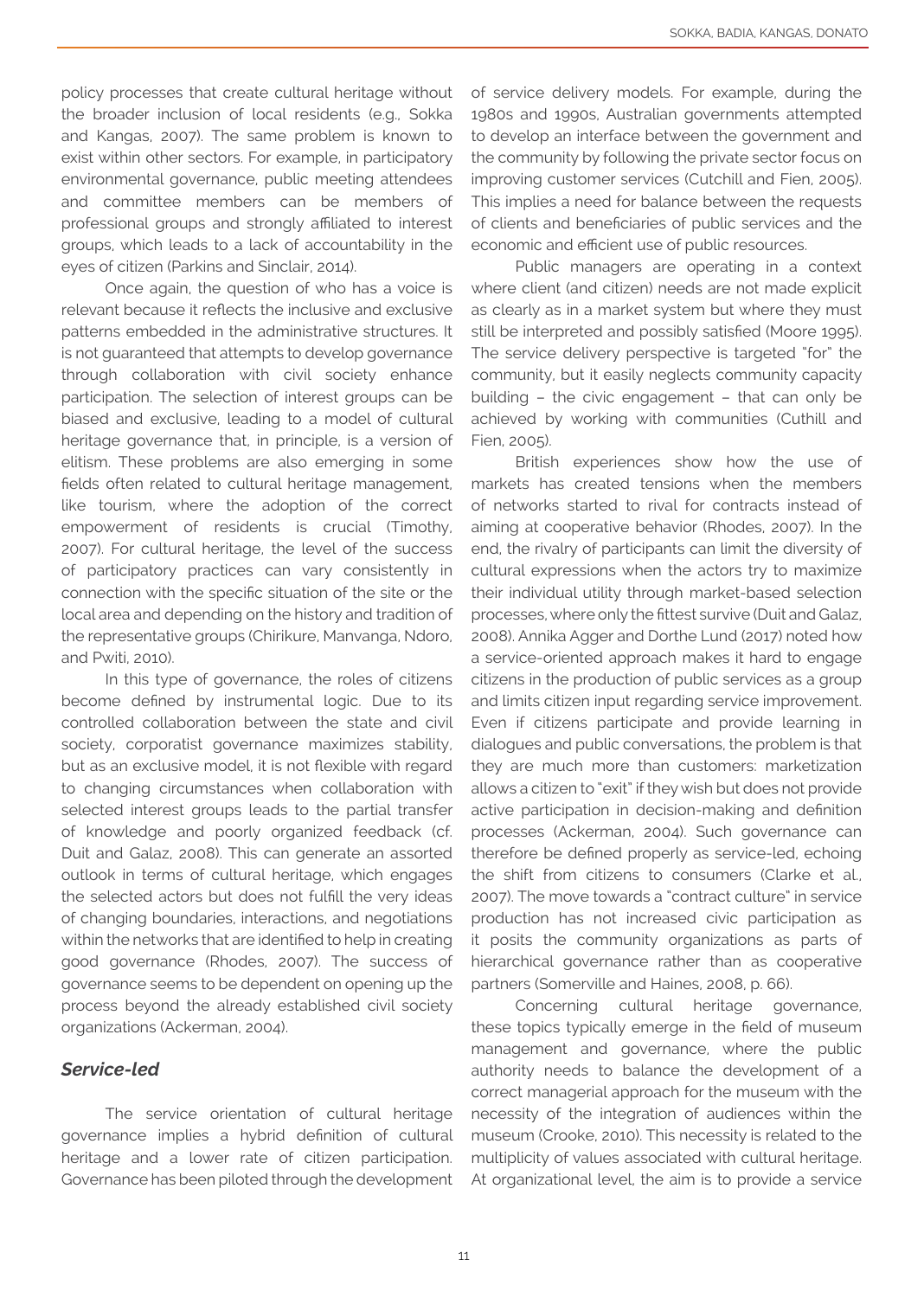policy processes that create cultural heritage without the broader inclusion of local residents (e.g., Sokka and Kangas, 2007). The same problem is known to exist within other sectors. For example, in participatory environmental governance, public meeting attendees and committee members can be members of professional groups and strongly affiliated to interest groups, which leads to a lack of accountability in the eyes of citizen (Parkins and Sinclair, 2014).

Once again, the question of who has a voice is relevant because it reflects the inclusive and exclusive patterns embedded in the administrative structures. It is not guaranteed that attempts to develop governance through collaboration with civil society enhance participation. The selection of interest groups can be biased and exclusive, leading to a model of cultural heritage governance that, in principle, is a version of elitism. These problems are also emerging in some fields often related to cultural heritage management, like tourism, where the adoption of the correct empowerment of residents is crucial (Timothy, 2007). For cultural heritage, the level of the success of participatory practices can vary consistently in connection with the specific situation of the site or the local area and depending on the history and tradition of the representative groups (Chirikure, Manvanga, Ndoro, and Pwiti, 2010).

In this type of governance, the roles of citizens become defined by instrumental logic. Due to its controlled collaboration between the state and civil society, corporatist governance maximizes stability, but as an exclusive model, it is not flexible with regard to changing circumstances when collaboration with selected interest groups leads to the partial transfer of knowledge and poorly organized feedback (cf. Duit and Galaz, 2008). This can generate an assorted outlook in terms of cultural heritage, which engages the selected actors but does not fulfill the very ideas of changing boundaries, interactions, and negotiations within the networks that are identified to help in creating good governance (Rhodes, 2007). The success of governance seems to be dependent on opening up the process beyond the already established civil society organizations (Ackerman, 2004).

### *Service-led*

The service orientation of cultural heritage governance implies a hybrid definition of cultural heritage and a lower rate of citizen participation. Governance has been piloted through the development of service delivery models. For example, during the 1980s and 1990s, Australian governments attempted to develop an interface between the government and the community by following the private sector focus on improving customer services (Cutchill and Fien, 2005). This implies a need for balance between the requests of clients and beneficiaries of public services and the economic and efficient use of public resources.

Public managers are operating in a context where client (and citizen) needs are not made explicit as clearly as in a market system but where they must still be interpreted and possibly satisfied (Moore 1995). The service delivery perspective is targeted "for" the community, but it easily neglects community capacity building – the civic engagement – that can only be achieved by working with communities (Cuthill and Fien, 2005).

British experiences show how the use of markets has created tensions when the members of networks started to rival for contracts instead of aiming at cooperative behavior (Rhodes, 2007). In the end, the rivalry of participants can limit the diversity of cultural expressions when the actors try to maximize their individual utility through market-based selection processes, where only the fittest survive (Duit and Galaz, 2008). Annika Agger and Dorthe Lund (2017) noted how a service-oriented approach makes it hard to engage citizens in the production of public services as a group and limits citizen input regarding service improvement. Even if citizens participate and provide learning in dialogues and public conversations, the problem is that they are much more than customers: marketization allows a citizen to "exit" if they wish but does not provide active participation in decision-making and definition processes (Ackerman, 2004). Such governance can therefore be defined properly as service-led, echoing the shift from citizens to consumers (Clarke et al., 2007). The move towards a "contract culture" in service production has not increased civic participation as it posits the community organizations as parts of hierarchical governance rather than as cooperative partners (Somerville and Haines, 2008, p. 66).

Concerning cultural heritage governance, these topics typically emerge in the field of museum management and governance, where the public authority needs to balance the development of a correct managerial approach for the museum with the necessity of the integration of audiences within the museum (Crooke, 2010). This necessity is related to the multiplicity of values associated with cultural heritage. At organizational level, the aim is to provide a service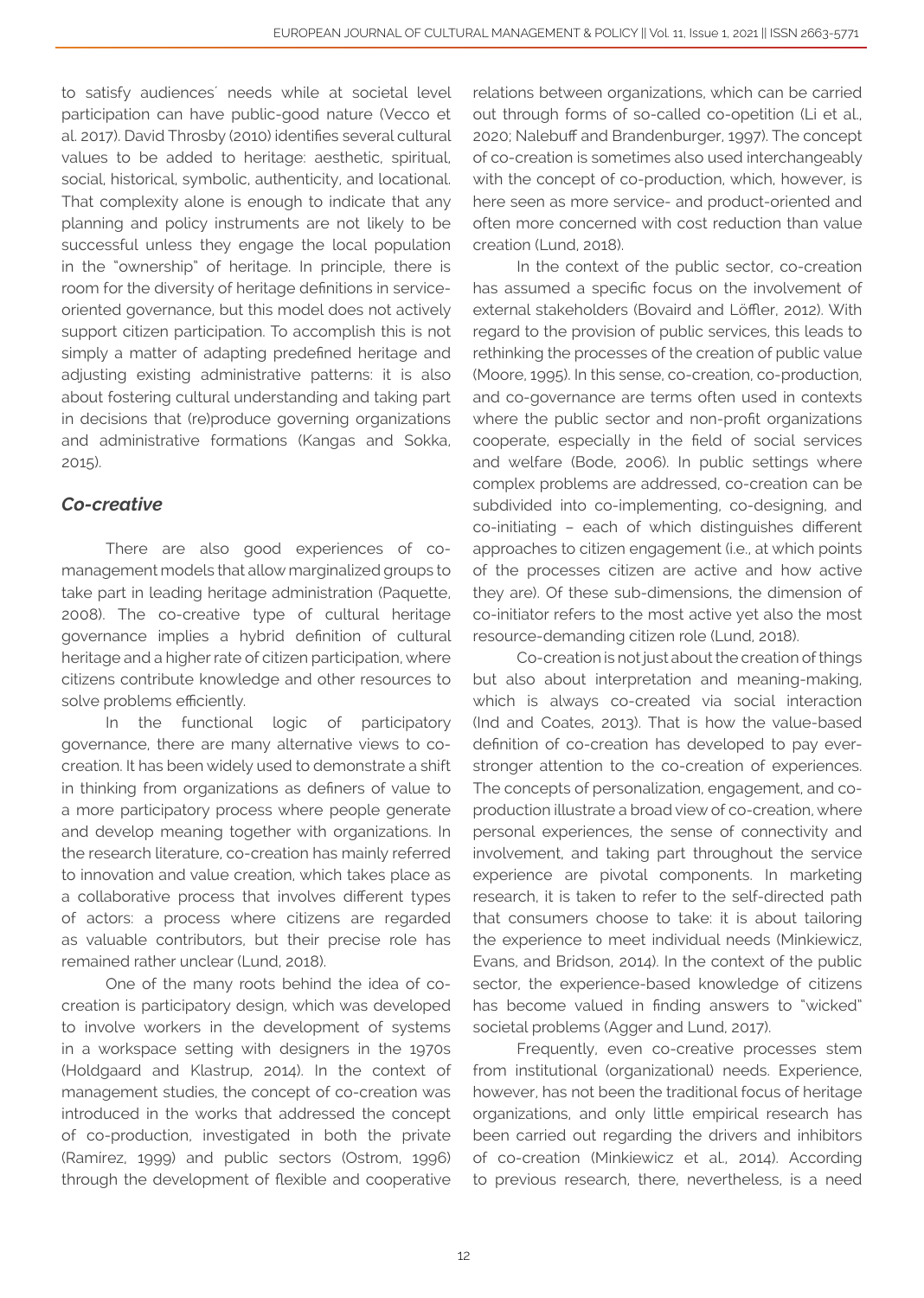to satisfy audiences´ needs while at societal level participation can have public-good nature (Vecco et al. 2017). David Throsby (2010) identifies several cultural values to be added to heritage: aesthetic, spiritual, social, historical, symbolic, authenticity, and locational. That complexity alone is enough to indicate that any planning and policy instruments are not likely to be successful unless they engage the local population in the "ownership" of heritage. In principle, there is room for the diversity of heritage definitions in service-oriented governance, but this model does not actively support citizen participation. To accomplish this is not simply a matter of adapting predefined heritage and adjusting existing administrative patterns: it is also about fostering cultural understanding and taking part in decisions that (re)produce governing organizations and administrative formations (Kangas and Sokka, 2015).

### *Co-creative*

There are also good experiences of co-management models that allow marginalized groups to take part in leading heritage administration (Paquette, 2008). The co-creative type of cultural heritage governance implies a hybrid definition of cultural heritage and a higher rate of citizen participation, where citizens contribute knowledge and other resources to solve problems efficiently.

In the functional logic of participatory governance, there are many alternative views to co-creation. It has been widely used to demonstrate a shift in thinking from organizations as definers of value to a more participatory process where people generate and develop meaning together with organizations. In the research literature, co-creation has mainly referred to innovation and value creation, which takes place as a collaborative process that involves different types of actors: a process where citizens are regarded as valuable contributors, but their precise role has remained rather unclear (Lund, 2018).

One of the many roots behind the idea of co-creation is participatory design, which was developed to involve workers in the development of systems in a workspace setting with designers in the 1970s (Holdgaard and Klastrup, 2014). In the context of management studies, the concept of co-creation was introduced in the works that addressed the concept of co-production, investigated in both the private (Ramirez, 1999) and public sectors (Ostrom, 1996) through the development of flexible and cooperative relations between organizations, which can be carried out through forms of so-called co-opetition (Li et al., 2020; Nalebuff and Brandenburger, 1997). The concept of co-creation is sometimes also used interchangeably with the concept of co-production, which, however, is here seen as more service- and product-oriented and often more concerned with cost reduction than value creation (Lund, 2018).

In the context of the public sector, co-creation has assumed a specific focus on the involvement of external stakeholders (Bovaird and Löffler, 2012). With regard to the provision of public services, this leads to rethinking the processes of the creation of public value (Moore, 1995). In this sense, co-creation, co-production, and co-governance are terms often used in contexts where the public sector and non-profit organizations cooperate, especially in the field of social services and welfare (Bode, 2006). In public settings where complex problems are addressed, co-creation can be subdivided into co-implementing, co-designing, and co-initiating – each of which distinguishes different approaches to citizen engagement (i.e., at which points of the processes citizen are active and how active they are). Of these sub-dimensions, the dimension of co-initiator refers to the most active yet also the most resource-demanding citizen role (Lund, 2018).

Co-creation is not just about the creation of things but also about interpretation and meaning-making, which is always co-created via social interaction (Ind and Coates, 2013). That is how the value-based definition of co-creation has developed to pay ever-stronger attention to the co-creation of experiences. The concepts of personalization, engagement, and co-production illustrate a broad view of co-creation, where personal experiences, the sense of connectivity and involvement, and taking part throughout the service experience are pivotal components. In marketing research, it is taken to refer to the self-directed path that consumers choose to take: it is about tailoring the experience to meet individual needs (Minkiewicz, Evans, and Bridson, 2014). In the context of the public sector, the experience-based knowledge of citizens has become valued in finding answers to "wicked" societal problems (Agger and Lund, 2017).

Frequently, even co-creative processes stem from institutional (organizational) needs. Experience, however, has not been the traditional focus of heritage organizations, and only little empirical research has been carried out regarding the drivers and inhibitors of co-creation (Minkiewicz et al., 2014). According to previous research, there, nevertheless, is a need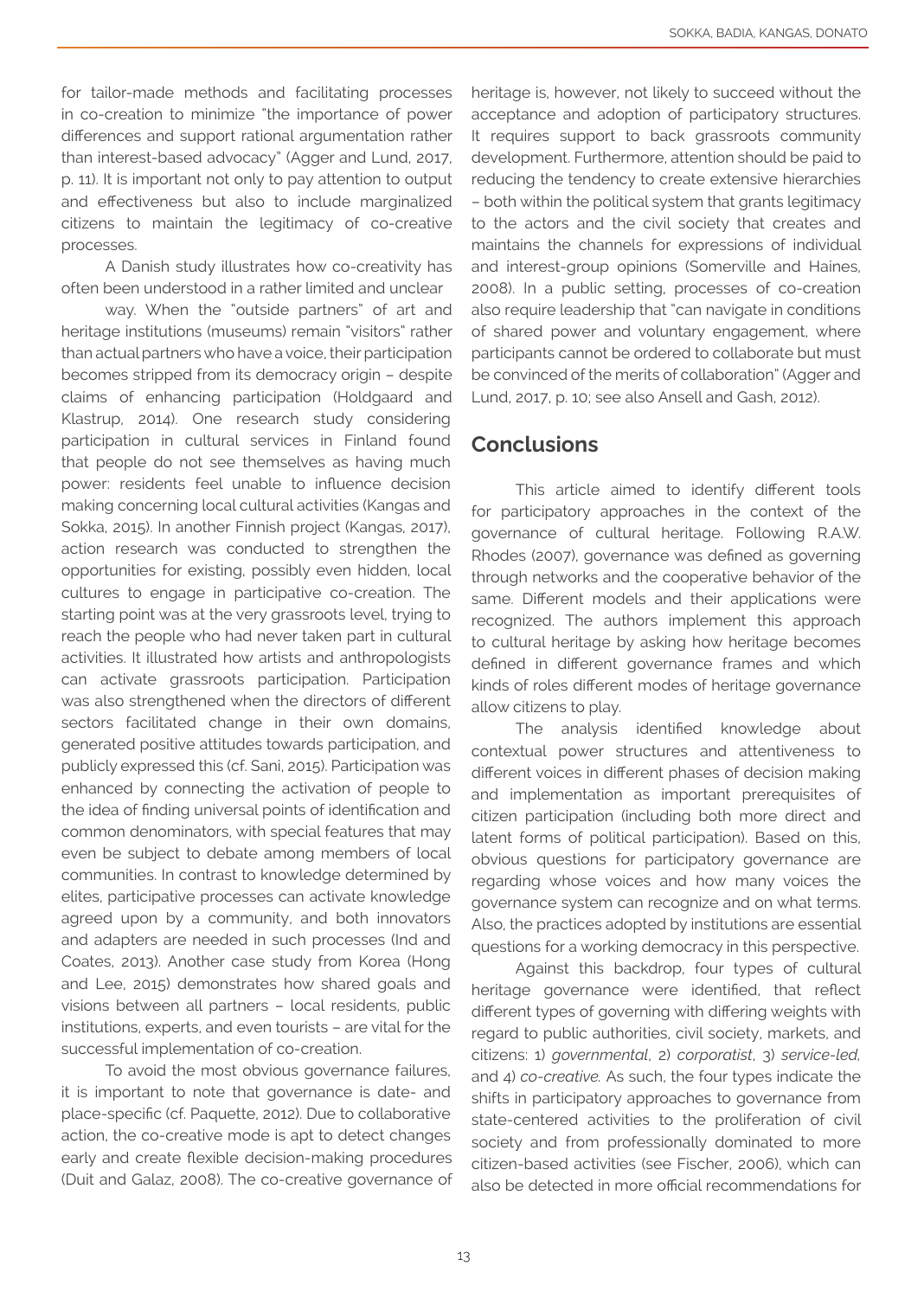for tailor-made methods and facilitating processes in co-creation to minimize "the importance of power differences and support rational argumentation rather than interest-based advocacy" (Agger and Lund, 2017, p. 11). It is important not only to pay attention to output and effectiveness but also to include marginalized citizens to maintain the legitimacy of co-creative processes.

A Danish study illustrates how co-creativity has often been understood in a rather limited and unclear way. When the "outside partners" of art and heritage institutions (museums) remain "visitors" rather than actual partners who have a voice, their participation becomes stripped from its democracy origin – despite claims of enhancing participation (Holdgaard and Klastrup, 2014). One research study considering participation in cultural services in Finland found that people do not see themselves as having much power: residents feel unable to influence decision making concerning local cultural activities (Kangas and Sokka, 2015). In another Finnish project (Kangas, 2017), action research was conducted to strengthen the opportunities for existing, possibly even hidden, local cultures to engage in participative co-creation. The starting point was at the very grassroots level, trying to reach the people who had never taken part in cultural activities. It illustrated how artists and anthropologists can activate grassroots participation. Participation was also strengthened when the directors of different sectors facilitated change in their own domains, generated positive attitudes towards participation, and publicly expressed this (cf. Sani, 2015). Participation was enhanced by connecting the activation of people to the idea of finding universal points of identification and common denominators, with special features that may even be subject to debate among members of local communities. In contrast to knowledge determined by elites, participative processes can activate knowledge agreed upon by a community, and both innovators and adapters are needed in such processes (Ind and Coates, 2013). Another case study from Korea (Hong and Lee, 2015) demonstrates how shared goals and visions between all partners – local residents, public institutions, experts, and even tourists – are vital for the successful implementation of co-creation.

To avoid the most obvious governance failures, it is important to note that governance is date- and place-specific (cf. Paquette, 2012). Due to collaborative action, the co-creative mode is apt to detect changes early and create flexible decision-making procedures (Duit and Galaz, 2008). The co-creative governance of heritage is, however, not likely to succeed without the acceptance and adoption of participatory structures. It requires support to back grassroots community development. Furthermore, attention should be paid to reducing the tendency to create extensive hierarchies – both within the political system that grants legitimacy to the actors and the civil society that creates and maintains the channels for expressions of individual and interest-group opinions (Somerville and Haines, 2008). In a public setting, processes of co-creation also require leadership that "can navigate in conditions of shared power and voluntary engagement, where participants cannot be ordered to collaborate but must be convinced of the merits of collaboration" (Agger and Lund, 2017, p. 10; see also Ansell and Gash, 2012).

## Conclusions

This article aimed to identify different tools for participatory approaches in the context of the governance of cultural heritage. Following R.A.W. Rhodes (2007), governance was defined as governing through networks and the cooperative behavior of the same. Different models and their applications were recognized. The authors implement this approach to cultural heritage by asking how heritage becomes defined in different governance frames and which kinds of roles different modes of heritage governance allow citizens to play.

The analysis identified knowledge about contextual power structures and attentiveness to different voices in different phases of decision making and implementation as important prerequisites of citizen participation (including both more direct and latent forms of political participation). Based on this, obvious questions for participatory governance are regarding whose voices and how many voices the governance system can recognize and on what terms. Also, the practices adopted by institutions are essential questions for a working democracy in this perspective.

Against this backdrop, four types of cultural heritage governance were identified, that reflect different types of governing with differing weights with regard to public authorities, civil society, markets, and citizens: 1) *governmental*, 2) *corporatist*, 3) *service-led*, and 4) *co-creative*. As such, the four types indicate the shifts in participatory approaches to governance from state-centered activities to the proliferation of civil society and from professionally dominated to more citizen-based activities (see Fischer, 2006), which can also be detected in more official recommendations for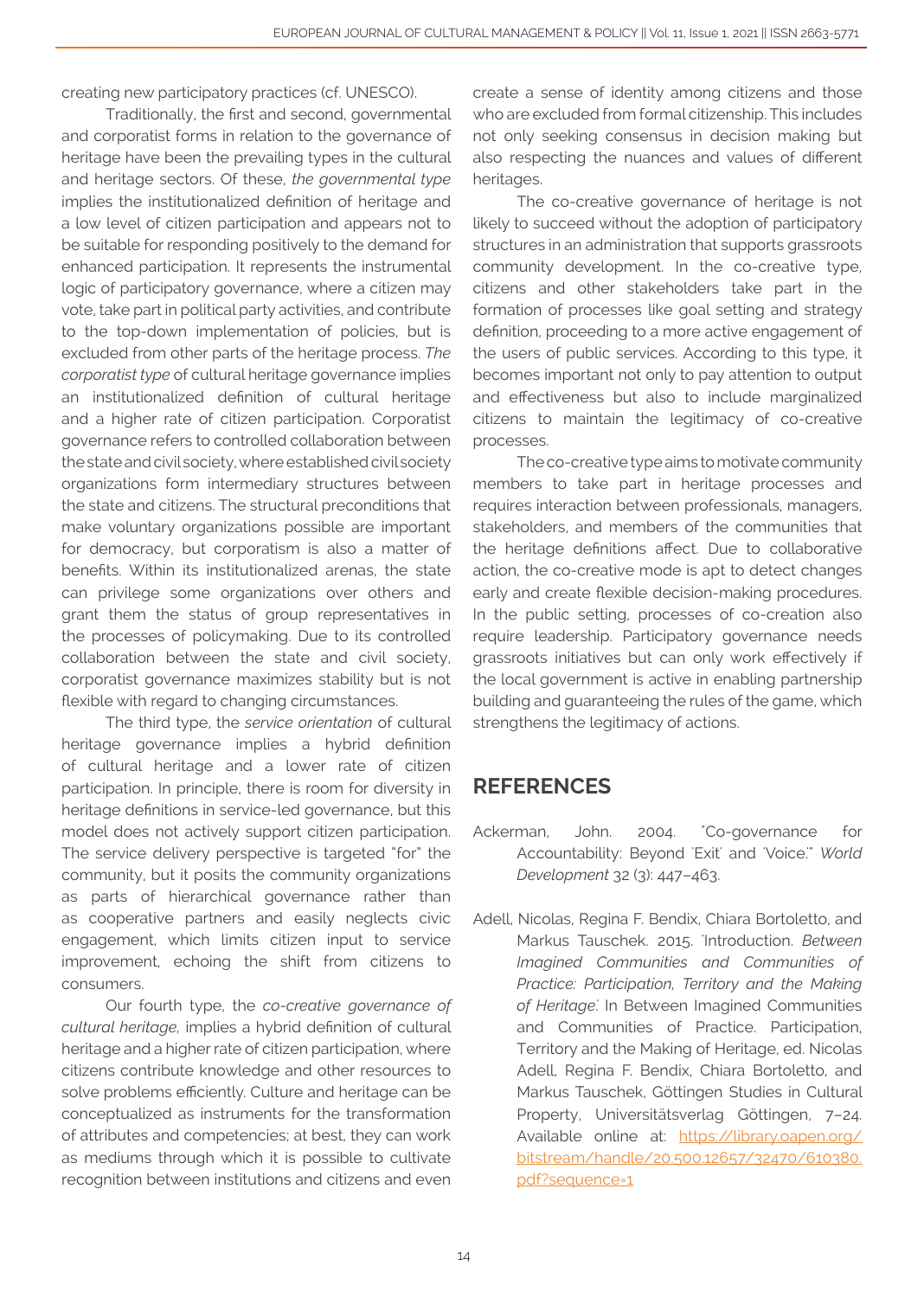creating new participatory practices (cf. UNESCO).

Traditionally, the first and second, governmental and corporatist forms in relation to the governance of heritage have been the prevailing types in the cultural and heritage sectors. Of these, *the governmental type* implies the institutionalized definition of heritage and a low level of citizen participation and appears not to be suitable for responding positively to the demand for enhanced participation. It represents the instrumental logic of participatory governance, where a citizen may vote, take part in political party activities, and contribute to the top-down implementation of policies, but is excluded from other parts of the heritage process. *The corporatist type* of cultural heritage governance implies an institutionalized definition of cultural heritage and a higher rate of citizen participation. Corporatist governance refers to controlled collaboration between the state and civil society, where established civil society organizations form intermediary structures between the state and citizens. The structural preconditions that make voluntary organizations possible are important for democracy, but corporatism is also a matter of benefits. Within its institutionalized arenas, the state can privilege some organizations over others and grant them the status of group representatives in the processes of policymaking. Due to its controlled collaboration between the state and civil society, corporatist governance maximizes stability but is not flexible with regard to changing circumstances.

The third type, the *service orientation* of cultural heritage governance implies a hybrid definition of cultural heritage and a lower rate of citizen participation. In principle, there is room for diversity in heritage definitions in service-led governance, but this model does not actively support citizen participation. The service delivery perspective is targeted "for" the community, but it posits the community organizations as parts of hierarchical governance rather than as cooperative partners and easily neglects civic engagement, which limits citizen input to service improvement, echoing the shift from citizens to consumers.

Our fourth type, the *co-creative governance of cultural heritage*, implies a hybrid definition of cultural heritage and a higher rate of citizen participation, where citizens contribute knowledge and other resources to solve problems efficiently. Culture and heritage can be conceptualized as instruments for the transformation of attributes and competencies; at best, they can work as mediums through which it is possible to cultivate recognition between institutions and citizens and even create a sense of identity among citizens and those who are excluded from formal citizenship. This includes not only seeking consensus in decision making but also respecting the nuances and values of different heritages.

The co-creative governance of heritage is not likely to succeed without the adoption of participatory structures in an administration that supports grassroots community development. In the co-creative type, citizens and other stakeholders take part in the formation of processes like goal setting and strategy definition, proceeding to a more active engagement of the users of public services. According to this type, it becomes important not only to pay attention to output and effectiveness but also to include marginalized citizens to maintain the legitimacy of co-creative processes.

The co-creative type aims to motivate community members to take part in heritage processes and requires interaction between professionals, managers, stakeholders, and members of the communities that the heritage definitions affect. Due to collaborative action, the co-creative mode is apt to detect changes early and create flexible decision-making procedures. In the public setting, processes of co-creation also require leadership. Participatory governance needs grassroots initiatives but can only work effectively if the local government is active in enabling partnership building and guaranteeing the rules of the game, which strengthens the legitimacy of actions.

## REFERENCES

Ackerman, John. 2004. "Co-governance for Accountability: Beyond 'Exit' and 'Voice.'" *World Development* 32 (3): 447–463.

Adell, Nicolas, Regina F. Bendix, Chiara Bortoletto, and Markus Tauschek. 2015. 'Introduction. *Between Imagined Communities and Communities of Practice: Participation, Territory and the Making of Heritage*.' In Between Imagined Communities and Communities of Practice. Participation, Territory and the Making of Heritage, ed. Nicolas Adell, Regina F. Bendix, Chiara Bortoletto, and Markus Tauschek, Göttingen Studies in Cultural Property, Universitätsverlag Göttingen, 7–24. Available online at: https://library.oapen.org/bitstream/handle/20.500.12657/32470/610380.pdf?sequence=1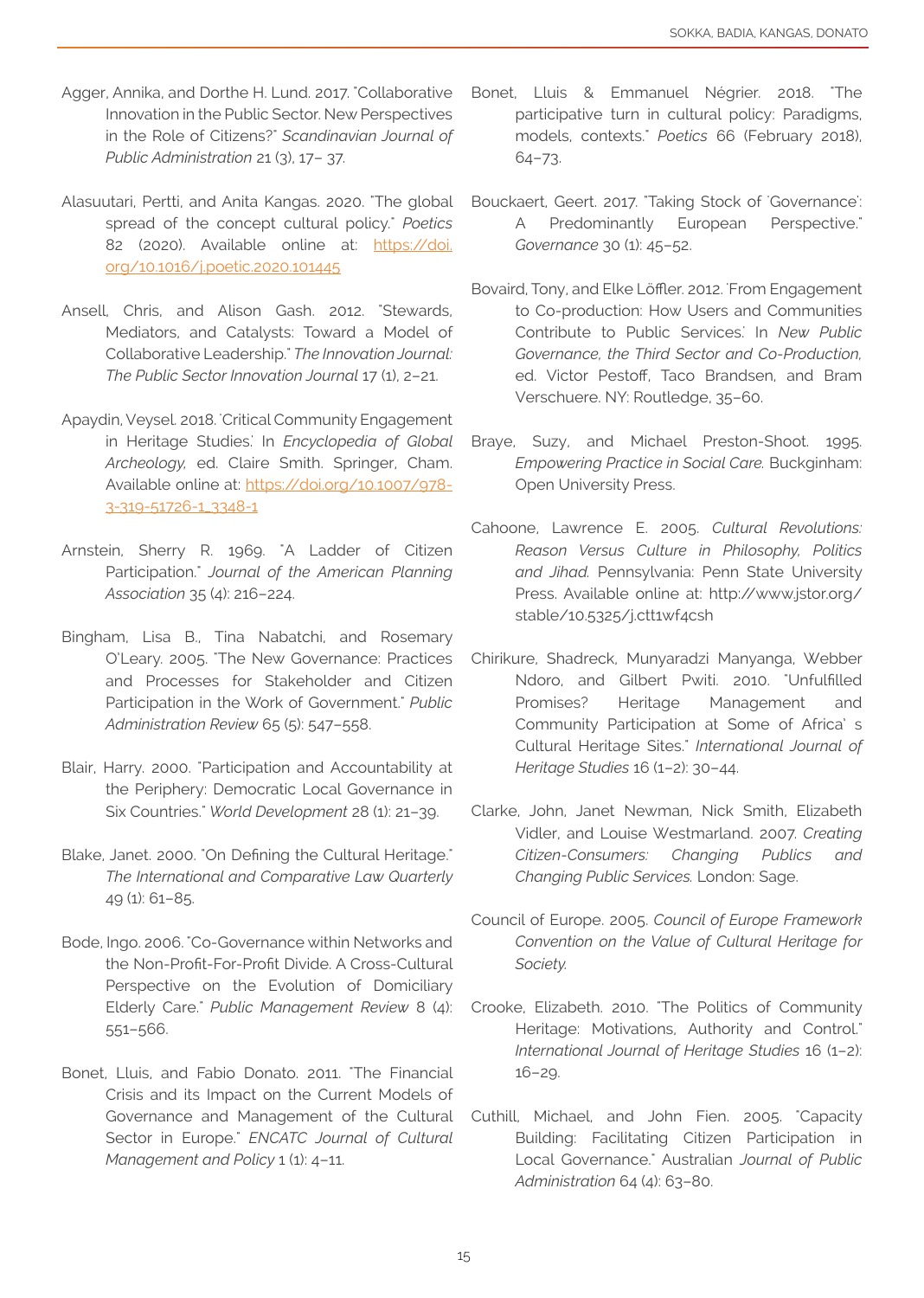Agger, Annika, and Dorthe H. Lund. 2017. "Collaborative Innovation in the Public Sector. New Perspectives in the Role of Citizens?" *Scandinavian Journal of Public Administration* 21 (3), 17– 37.

Alasuutari, Pertti, and Anita Kangas. 2020. "The global spread of the concept cultural policy." *Poetics* 82 (2020). Available online at: https://doi.org/10.1016/j.poetic.2020.101445

Ansell, Chris, and Alison Gash. 2012. "Stewards, Mediators, and Catalysts: Toward a Model of Collaborative Leadership." *The Innovation Journal: The Public Sector Innovation Journal* 17 (1), 2–21.

Apaydin, Veysel. 2018. 'Critical Community Engagement in Heritage Studies.' In *Encyclopedia of Global Archeology*, ed. Claire Smith. Springer, Cham. Available online at: https://doi.org/10.1007/978-3-319-51726-1_3348-1

Arnstein, Sherry R. 1969. "A Ladder of Citizen Participation." *Journal of the American Planning Association* 35 (4): 216–224.

Bingham, Lisa B., Tina Nabatchi, and Rosemary O'Leary. 2005. "The New Governance: Practices and Processes for Stakeholder and Citizen Participation in the Work of Government." *Public Administration Review* 65 (5): 547–558.

Blair, Harry. 2000. "Participation and Accountability at the Periphery: Democratic Local Governance in Six Countries." *World Development* 28 (1): 21–39.

Blake, Janet. 2000. "On Defining the Cultural Heritage." *The International and Comparative Law Quarterly* 49 (1): 61–85.

Bode, Ingo. 2006. "Co-Governance within Networks and the Non-Profit-For-Profit Divide. A Cross-Cultural Perspective on the Evolution of Domiciliary Elderly Care." *Public Management Review* 8 (4): 551–566.

Bonet, Lluis, and Fabio Donato. 2011. "The Financial Crisis and its Impact on the Current Models of Governance and Management of the Cultural Sector in Europe." *ENCATC Journal of Cultural Management and Policy* 1 (1): 4–11.

Bonet, Lluis & Emmanuel Négrier. 2018. "The participative turn in cultural policy: Paradigms, models, contexts." *Poetics* 66 (February 2018), 64–73.

Bouckaert, Geert. 2017. "Taking Stock of 'Governance': A Predominantly European Perspective." *Governance* 30 (1): 45–52.

Bovaird, Tony, and Elke Löffler. 2012. 'From Engagement to Co-production: How Users and Communities Contribute to Public Services.' In *New Public Governance, the Third Sector and Co-Production*, ed. Victor Pestoff, Taco Brandsen, and Bram Verschuere. NY: Routledge, 35–60.

Braye, Suzy, and Michael Preston-Shoot. 1995. *Empowering Practice in Social Care*. Buckginham: Open University Press.

Cahoone, Lawrence E. 2005. *Cultural Revolutions: Reason Versus Culture in Philosophy, Politics and Jihad*. Pennsylvania: Penn State University Press. Available online at: http://www.jstor.org/stable/10.5325/j.ctt1wf4csh

Chirikure, Shadreck, Munyaradzi Manyanga, Webber Ndoro, and Gilbert Pwiti. 2010. "Unfulfilled Promises? Heritage Management and Community Participation at Some of Africa' s Cultural Heritage Sites." *International Journal of Heritage Studies* 16 (1–2): 30–44.

Clarke, John, Janet Newman, Nick Smith, Elizabeth Vidler, and Louise Westmarland. 2007. *Creating Citizen-Consumers: Changing Publics and Changing Public Services*. London: Sage.

Council of Europe. 2005. *Council of Europe Framework Convention on the Value of Cultural Heritage for Society*.

Crooke, Elizabeth. 2010. "The Politics of Community Heritage: Motivations, Authority and Control." *International Journal of Heritage Studies* 16 (1–2): 16–29.

Cuthill, Michael, and John Fien. 2005. "Capacity Building: Facilitating Citizen Participation in Local Governance." Australian *Journal of Public Administration* 64 (4): 63–80.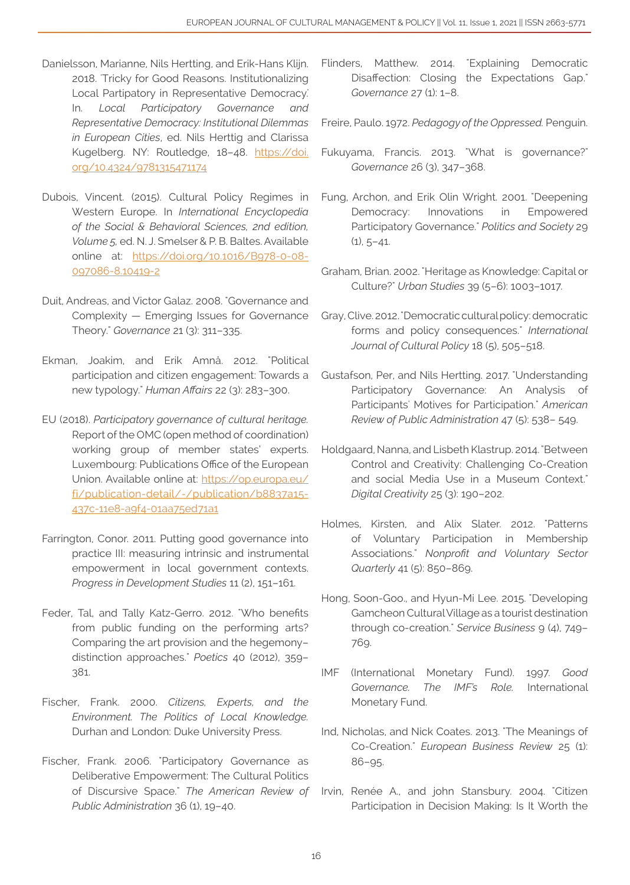Danielsson, Marianne, Nils Hertting, and Erik-Hans Klijn. 2018. 'Tricky for Good Reasons. Institutionalizing Local Partipatory in Representative Democracy.' In. *Local Participatory Governance and Representative Democracy: Institutional Dilemmas in European Cities*, ed. Nils Herttig and Clarissa Kugelberg. NY: Routledge, 18–48. https://doi.org/10.4324/9781315471174

Dubois, Vincent. (2015). Cultural Policy Regimes in Western Europe. In *International Encyclopedia of the Social & Behavioral Sciences, 2nd edition, Volume 5*, ed. N. J. Smelser & P. B. Baltes. Available online at: https://doi.org/10.1016/B978-0-08-097086-8.10419-2

Duit, Andreas, and Victor Galaz. 2008. "Governance and Complexity — Emerging Issues for Governance Theory." *Governance* 21 (3): 311–335.

Ekman, Joakim, and Erik Amnå. 2012. "Political participation and citizen engagement: Towards a new typology." *Human Affairs* 22 (3): 283–300.

EU (2018). *Participatory governance of cultural heritage.* Report of the OMC (open method of coordination) working group of member states' experts. Luxembourg: Publications Office of the European Union. Available online at: https://op.europa.eu/fi/publication-detail/-/publication/b8837a15-437c-11e8-a9f4-01aa75ed71a1

Farrington, Conor. 2011. Putting good governance into practice III: measuring intrinsic and instrumental empowerment in local government contexts. *Progress in Development Studies* 11 (2), 151–161.

Feder, Tal, and Tally Katz-Gerro. 2012. "Who benefits from public funding on the performing arts? Comparing the art provision and the hegemony–distinction approaches." *Poetics* 40 (2012), 359–381.

Fischer, Frank. 2000. *Citizens, Experts, and the Environment. The Politics of Local Knowledge.* Durhan and London: Duke University Press.

Fischer, Frank. 2006. "Participatory Governance as Deliberative Empowerment: The Cultural Politics of Discursive Space." *The American Review of Public Administration* 36 (1), 19–40.

Flinders, Matthew. 2014. "Explaining Democratic Disaffection: Closing the Expectations Gap." *Governance* 27 (1): 1–8.

Freire, Paulo. 1972. *Pedagogy of the Oppressed.* Penguin.

Fukuyama, Francis. 2013. "What is governance?" *Governance* 26 (3), 347–368.

Fung, Archon, and Erik Olin Wright. 2001. "Deepening Democracy: Innovations in Empowered Participatory Governance." *Politics and Society* 29 (1), 5–41.

Graham, Brian. 2002. "Heritage as Knowledge: Capital or Culture?" *Urban Studies* 39 (5–6): 1003–1017.

Gray, Clive. 2012. "Democratic cultural policy: democratic forms and policy consequences." *International Journal of Cultural Policy* 18 (5), 505–518.

Gustafson, Per, and Nils Hertting. 2017. "Understanding Participatory Governance: An Analysis of Participants' Motives for Participation." *American Review of Public Administration* 47 (5): 538– 549.

Holdgaard, Nanna, and Lisbeth Klastrup. 2014. "Between Control and Creativity: Challenging Co-Creation and social Media Use in a Museum Context." *Digital Creativity* 25 (3): 190–202.

Holmes, Kirsten, and Alix Slater. 2012. "Patterns of Voluntary Participation in Membership Associations." *Nonprofit and Voluntary Sector Quarterly* 41 (5): 850–869.

Hong, Soon-Goo., and Hyun-Mi Lee. 2015. "Developing Gamcheon Cultural Village as a tourist destination through co-creation." *Service Business* 9 (4), 749–769.

IMF (International Monetary Fund). 1997. *Good Governance. The IMF's Role.* International Monetary Fund.

Ind, Nicholas, and Nick Coates. 2013. "The Meanings of Co-Creation." *European Business Review* 25 (1): 86–95.

Irvin, Renée A., and john Stansbury. 2004. "Citizen Participation in Decision Making: Is It Worth the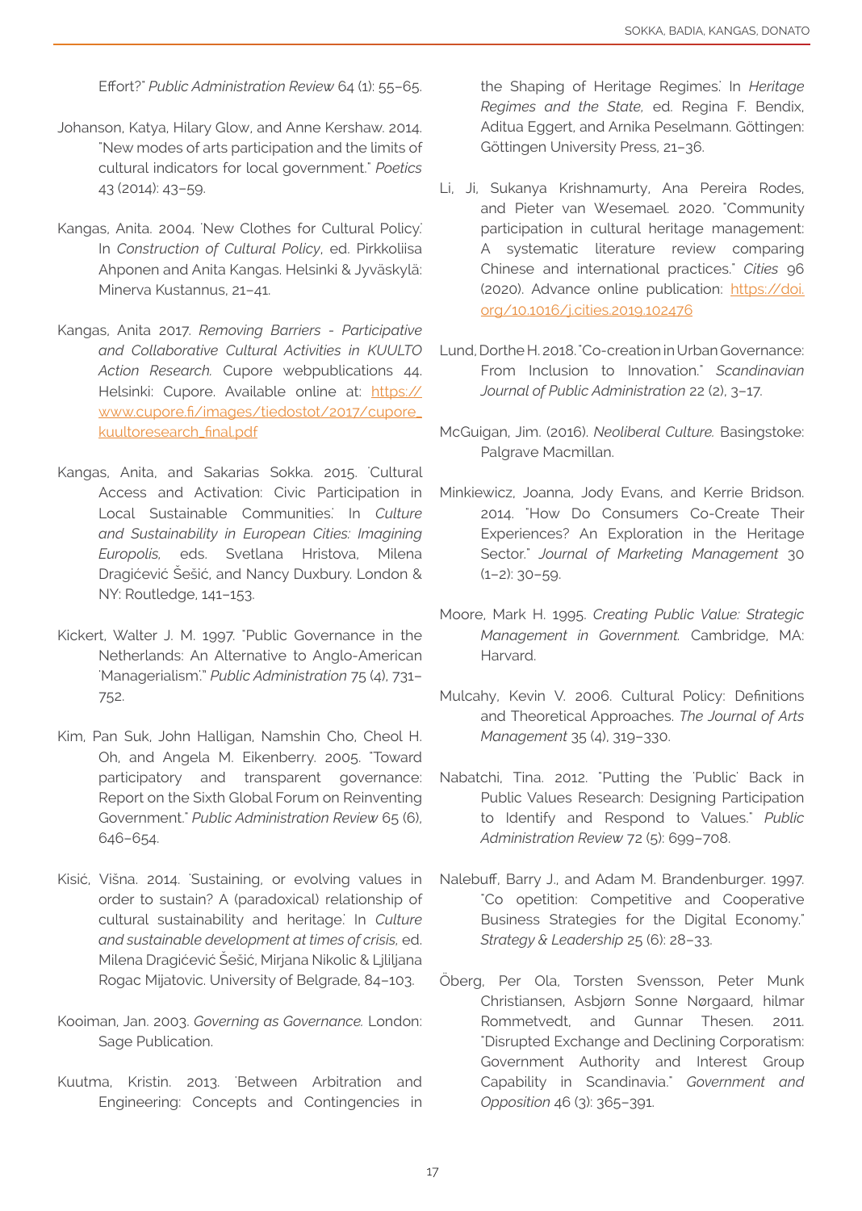Effort?" *Public Administration Review* 64 (1): 55–65.

Johanson, Katya, Hilary Glow, and Anne Kershaw. 2014. "New modes of arts participation and the limits of cultural indicators for local government." *Poetics* 43 (2014): 43–59.

Kangas, Anita. 2004. 'New Clothes for Cultural Policy.' In *Construction of Cultural Policy*, ed. Pirkkoliisa Ahponen and Anita Kangas. Helsinki & Jyväskylä: Minerva Kustannus, 21–41.

Kangas, Anita 2017. *Removing Barriers - Participative and Collaborative Cultural Activities in KUULTO Action Research.* Cupore webpublications 44. Helsinki: Cupore. Available online at: [https://www.cupore.fi/images/tiedostot/2017/cupore_kuultoresearch_final.pdf](https://www.cupore.fi/images/tiedostot/2017/cupore_kuultoresearch_final.pdf)

Kangas, Anita, and Sakarias Sokka. 2015. 'Cultural Access and Activation: Civic Participation in Local Sustainable Communities.' In *Culture and Sustainability in European Cities: Imagining Europolis,* eds. Svetlana Hristova, Milena Dragićević Šešić, and Nancy Duxbury. London & NY: Routledge, 141–153.

Kickert, Walter J. M. 1997. "Public Governance in the Netherlands: An Alternative to Anglo-American 'Managerialism'." *Public Administration* 75 (4), 731–752.

Kim, Pan Suk, John Halligan, Namshin Cho, Cheol H. Oh, and Angela M. Eikenberry. 2005. "Toward participatory and transparent governance: Report on the Sixth Global Forum on Reinventing Government." *Public Administration Review* 65 (6), 646–654.

Kisić, Višna. 2014. 'Sustaining, or evolving values in order to sustain? A (paradoxical) relationship of cultural sustainability and heritage.' In *Culture and sustainable development at times of crisis*, ed. Milena Dragićević Šešić, Mirjana Nikolic & Ljliljana Rogac Mijatovic. University of Belgrade, 84–103.

Kooiman, Jan. 2003. *Governing as Governance.* London: Sage Publication.

Kuutma, Kristin. 2013. 'Between Arbitration and Engineering: Concepts and Contingencies in the Shaping of Heritage Regimes.' In *Heritage Regimes and the State,* ed. Regina F. Bendix, Aditua Eggert, and Arnika Peselmann. Göttingen: Göttingen University Press, 21–36.

Li, Ji, Sukanya Krishnamurty, Ana Pereira Rodes, and Pieter van Wesemael. 2020. "Community participation in cultural heritage management: A systematic literature review comparing Chinese and international practices." *Cities* 96 (2020). Advance online publication: [https://doi.org/10.1016/j.cities.2019.102476](https://doi.org/10.1016/j.cities.2019.102476)

Lund, Dorthe H. 2018. "Co-creation in Urban Governance: From Inclusion to Innovation." *Scandinavian Journal of Public Administration* 22 (2), 3–17.

McGuigan, Jim. (2016). *Neoliberal Culture.* Basingstoke: Palgrave Macmillan.

Minkiewicz, Joanna, Jody Evans, and Kerrie Bridson. 2014. "How Do Consumers Co-Create Their Experiences? An Exploration in the Heritage Sector." *Journal of Marketing Management* 30 (1–2): 30–59.

Moore, Mark H. 1995. *Creating Public Value: Strategic Management in Government.* Cambridge, MA: Harvard.

Mulcahy, Kevin V. 2006. Cultural Policy: Definitions and Theoretical Approaches. *The Journal of Arts Management* 35 (4), 319–330.

Nabatchi, Tina. 2012. "Putting the 'Public' Back in Public Values Research: Designing Participation to Identify and Respond to Values." *Public Administration Review* 72 (5): 699–708.

Nalebuff, Barry J., and Adam M. Brandenburger. 1997. "Co opetition: Competitive and Cooperative Business Strategies for the Digital Economy." *Strategy & Leadership* 25 (6): 28–33.

Öberg, Per Ola, Torsten Svensson, Peter Munk Christiansen, Asbjørn Sonne Nørgaard, hilmar Rommetvedt, and Gunnar Thesen. 2011. "Disrupted Exchange and Declining Corporatism: Government Authority and Interest Group Capability in Scandinavia." *Government and Opposition* 46 (3): 365–391.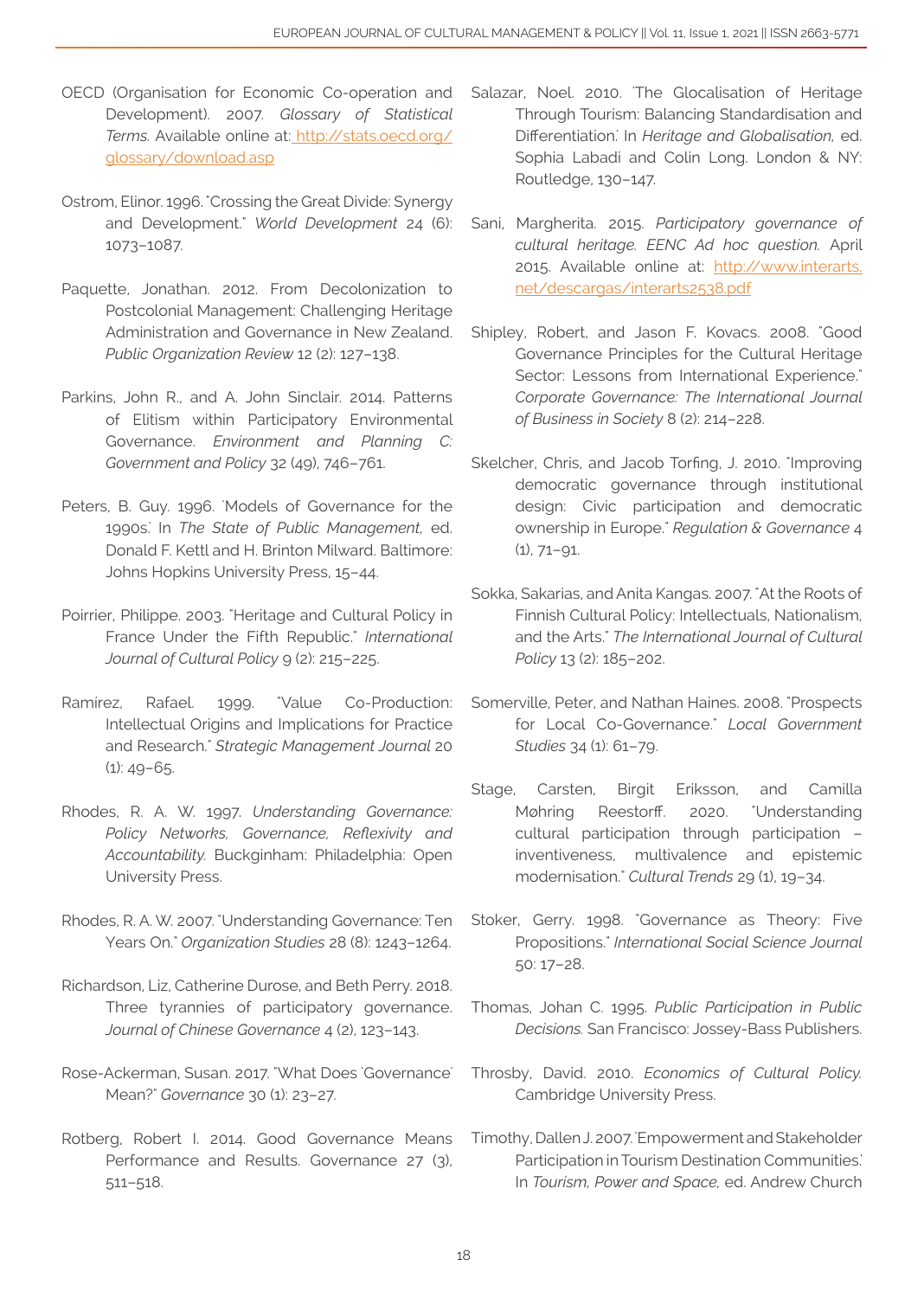OECD (Organisation for Economic Co-operation and Development). 2007. *Glossary of Statistical Terms.* Available online at: http://stats.oecd.org/glossary/download.asp

Ostrom, Elinor. 1996. "Crossing the Great Divide: Synergy and Development." *World Development* 24 (6): 1073–1087.

Paquette, Jonathan. 2012. From Decolonization to Postcolonial Management: Challenging Heritage Administration and Governance in New Zealand. *Public Organization Review* 12 (2): 127–138.

Parkins, John R., and A. John Sinclair. 2014. Patterns of Elitism within Participatory Environmental Governance. *Environment and Planning C: Government and Policy* 32 (49), 746–761.

Peters, B. Guy. 1996. 'Models of Governance for the 1990s.' In *The State of Public Management*, ed. Donald F. Kettl and H. Brinton Milward. Baltimore: Johns Hopkins University Press, 15–44.

Poirrier, Philippe. 2003. "Heritage and Cultural Policy in France Under the Fifth Republic." *International Journal of Cultural Policy* 9 (2): 215–225.

Ramirez, Rafael. 1999. "Value Co-Production: Intellectual Origins and Implications for Practice and Research." *Strategic Management Journal* 20 (1): 49–65.

Rhodes, R. A. W. 1997. *Understanding Governance: Policy Networks, Governance, Reflexivity and Accountability.* Buckginham: Philadelphia: Open University Press.

Rhodes, R. A. W. 2007. "Understanding Governance: Ten Years On." *Organization Studies* 28 (8): 1243–1264.

Richardson, Liz, Catherine Durose, and Beth Perry. 2018. Three tyrannies of participatory governance. *Journal of Chinese Governance* 4 (2), 123–143.

Rose-Ackerman, Susan. 2017. "What Does 'Governance' Mean?" *Governance* 30 (1): 23–27.

Rotberg, Robert I. 2014. Good Governance Means Performance and Results. Governance 27 (3), 511–518.

Salazar, Noel. 2010. 'The Glocalisation of Heritage Through Tourism: Balancing Standardisation and Differentiation.' In *Heritage and Globalisation,* ed. Sophia Labadi and Colin Long. London & NY: Routledge, 130–147.

Sani, Margherita. 2015. *Participatory governance of cultural heritage. EENC Ad hoc question.* April 2015. Available online at: http://www.interarts.net/descargas/interarts2538.pdf

Shipley, Robert, and Jason F. Kovacs. 2008. "Good Governance Principles for the Cultural Heritage Sector: Lessons from International Experience." *Corporate Governance: The International Journal of Business in Society* 8 (2): 214–228.

Skelcher, Chris, and Jacob Torfing, J. 2010. "Improving democratic governance through institutional design: Civic participation and democratic ownership in Europe." *Regulation & Governance* 4 (1), 71–91.

Sokka, Sakarias, and Anita Kangas. 2007. "At the Roots of Finnish Cultural Policy: Intellectuals, Nationalism, and the Arts." *The International Journal of Cultural Policy* 13 (2): 185–202.

Somerville, Peter, and Nathan Haines. 2008. "Prospects for Local Co-Governance." *Local Government Studies* 34 (1): 61–79.

Stage, Carsten, Birgit Eriksson, and Camilla Møhring Reestorff. 2020. "Understanding cultural participation through participation – inventiveness, multivalence and epistemic modernisation." *Cultural Trends* 29 (1), 19–34.

Stoker, Gerry. 1998. "Governance as Theory: Five Propositions." *International Social Science Journal* 50: 17–28.

Thomas, Johan C. 1995. *Public Participation in Public Decisions.* San Francisco: Jossey-Bass Publishers.

Throsby, David. 2010. *Economics of Cultural Policy.* Cambridge University Press.

Timothy, Dallen J. 2007. 'Empowerment and Stakeholder Participation in Tourism Destination Communities.' In *Tourism, Power and Space,* ed. Andrew Church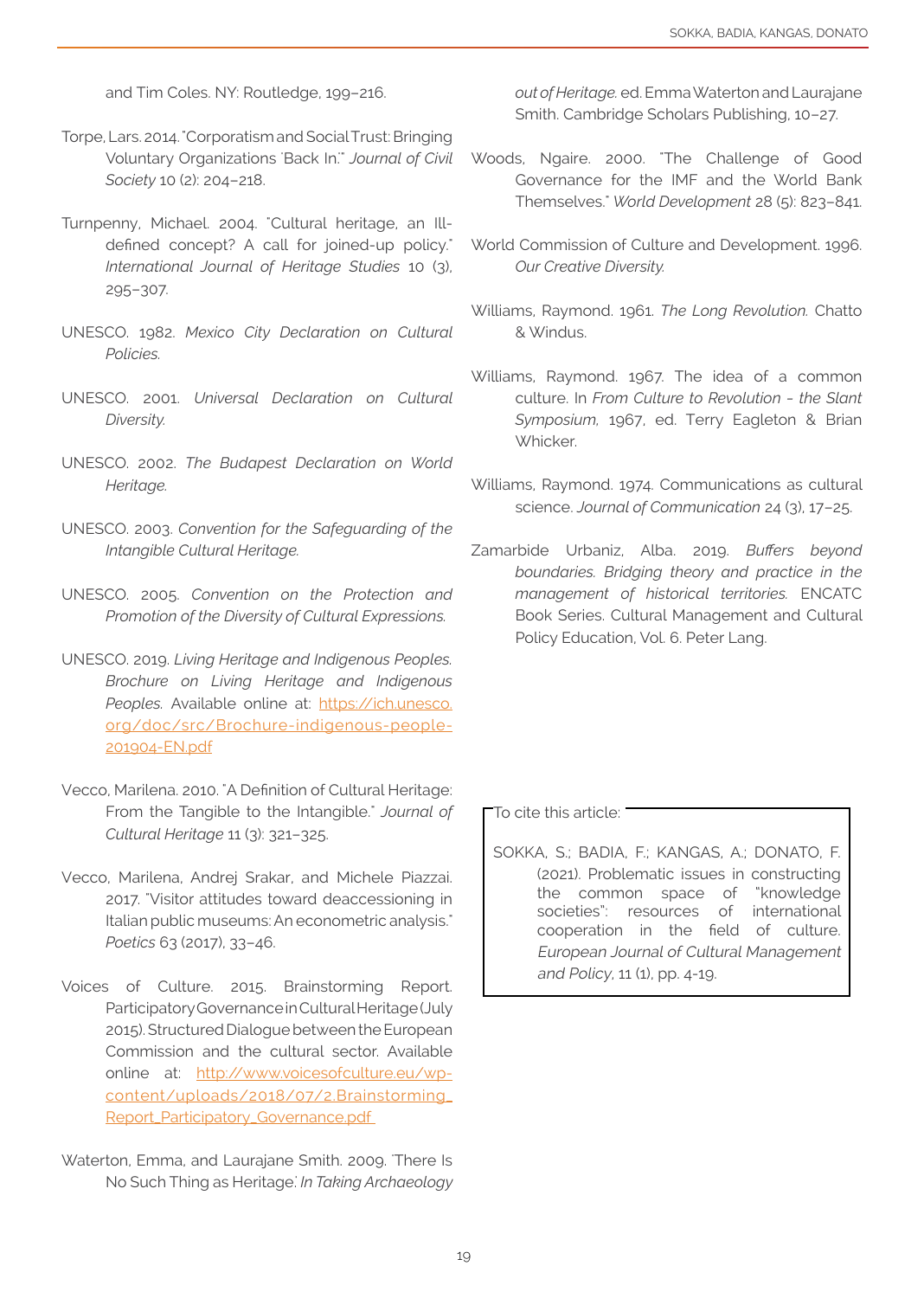and Tim Coles. NY: Routledge, 199–216.

Torpe, Lars. 2014. "Corporatism and Social Trust: Bringing Voluntary Organizations 'Back In.'" *Journal of Civil Society* 10 (2): 204–218.

Turnpenny, Michael. 2004. "Cultural heritage, an Ill-defined concept? A call for joined-up policy." *International Journal of Heritage Studies* 10 (3), 295–307.

UNESCO. 1982. *Mexico City Declaration on Cultural Policies.*

UNESCO. 2001. *Universal Declaration on Cultural Diversity.*

UNESCO. 2002. *The Budapest Declaration on World Heritage.*

UNESCO. 2003. *Convention for the Safeguarding of the Intangible Cultural Heritage.*

UNESCO. 2005. *Convention on the Protection and Promotion of the Diversity of Cultural Expressions.*

UNESCO. 2019. *Living Heritage and Indigenous Peoples. Brochure on Living Heritage and Indigenous Peoples.* Available online at: https://ich.unesco.org/doc/src/Brochure-indigenous-people-201904-EN.pdf

Vecco, Marilena. 2010. "A Definition of Cultural Heritage: From the Tangible to the Intangible." *Journal of Cultural Heritage* 11 (3): 321–325.

Vecco, Marilena, Andrej Srakar, and Michele Piazzai. 2017. "Visitor attitudes toward deaccessioning in Italian public museums: An econometric analysis." *Poetics* 63 (2017), 33–46.

Voices of Culture. 2015. Brainstorming Report. Participatory Governance in Cultural Heritage (July 2015). Structured Dialogue between the European Commission and the cultural sector. Available online at: http://www.voicesofculture.eu/wp-content/uploads/2018/07/2.Brainstorming_Report_Participatory_Governance.pdf

Waterton, Emma, and Laurajane Smith. 2009. 'There Is No Such Thing as Heritage.' In *Taking Archaeology out of Heritage.* ed. Emma Waterton and Laurajane Smith. Cambridge Scholars Publishing, 10–27.

Woods, Ngaire. 2000. "The Challenge of Good Governance for the IMF and the World Bank Themselves." *World Development* 28 (5): 823–841.

World Commission of Culture and Development. 1996. *Our Creative Diversity.*

Williams, Raymond. 1961. *The Long Revolution.* Chatto & Windus.

Williams, Raymond. 1967. The idea of a common culture. In *From Culture to Revolution - the Slant Symposium*, 1967, ed. Terry Eagleton & Brian Whicker.

Williams, Raymond. 1974. Communications as cultural science. *Journal of Communication* 24 (3), 17–25.

Zamarbide Urbaniz, Alba. 2019. *Buffers beyond boundaries. Bridging theory and practice in the management of historical territories.* ENCATC Book Series. Cultural Management and Cultural Policy Education, Vol. 6. Peter Lang.

To cite this article:

SOKKA, S.; BADIA, F.; KANGAS, A.; DONATO, F. (2021). Problematic issues in constructing the common space of "knowledge societies": resources of international cooperation in the field of culture. *European Journal of Cultural Management and Policy*, 11 (1), pp. 4-19.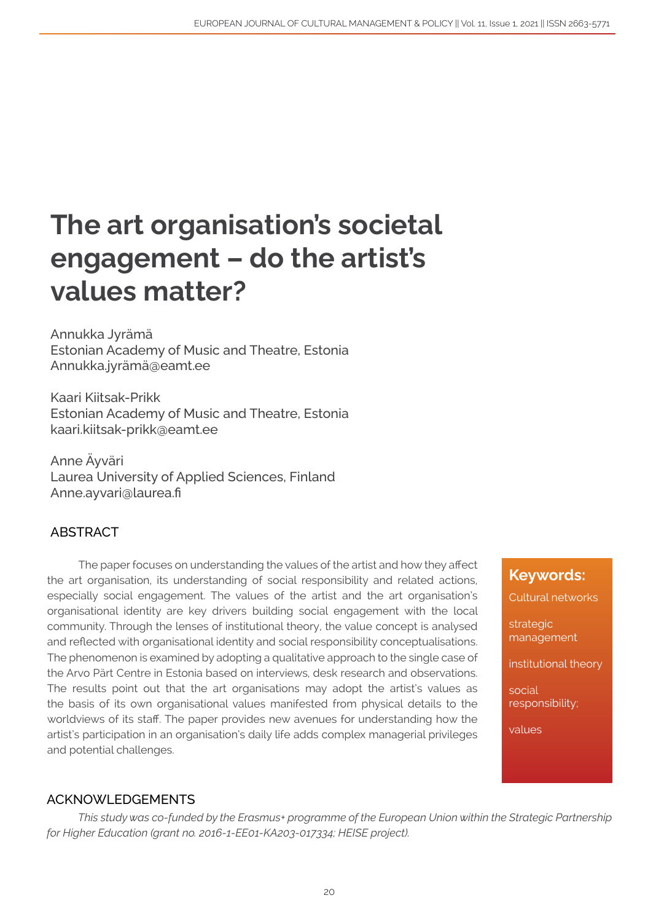# The art organisation's societal engagement – do the artist's values matter?

Annukka Jyrämä
Estonian Academy of Music and Theatre, Estonia
Annukka.jyrämä@eamt.ee

Kaari Kiitsak-Prikk
Estonian Academy of Music and Theatre, Estonia
kaari.kiitsak-prikk@eamt.ee

Anne Äyväri
Laurea University of Applied Sciences, Finland
Anne.ayvari@laurea.fi

## ABSTRACT

The paper focuses on understanding the values of the artist and how they affect the art organisation, its understanding of social responsibility and related actions, especially social engagement. The values of the artist and the art organisation's organisational identity are key drivers building social engagement with the local community. Through the lenses of institutional theory, the value concept is analysed and reflected with organisational identity and social responsibility conceptualisations. The phenomenon is examined by adopting a qualitative approach to the single case of the Arvo Pärt Centre in Estonia based on interviews, desk research and observations. The results point out that the art organisations may adopt the artist's values as the basis of its own organisational values manifested from physical details to the worldviews of its staff. The paper provides new avenues for understanding how the artist's participation in an organisation's daily life adds complex managerial privileges and potential challenges.

**Keywords:**

Cultural networks

strategic management

institutional theory

social responsibility;

values

## ACKNOWLEDGEMENTS

*This study was co-funded by the Erasmus+ programme of the European Union within the Strategic Partnership for Higher Education (grant no. 2016-1-EE01-KA203-017334; HEISE project).*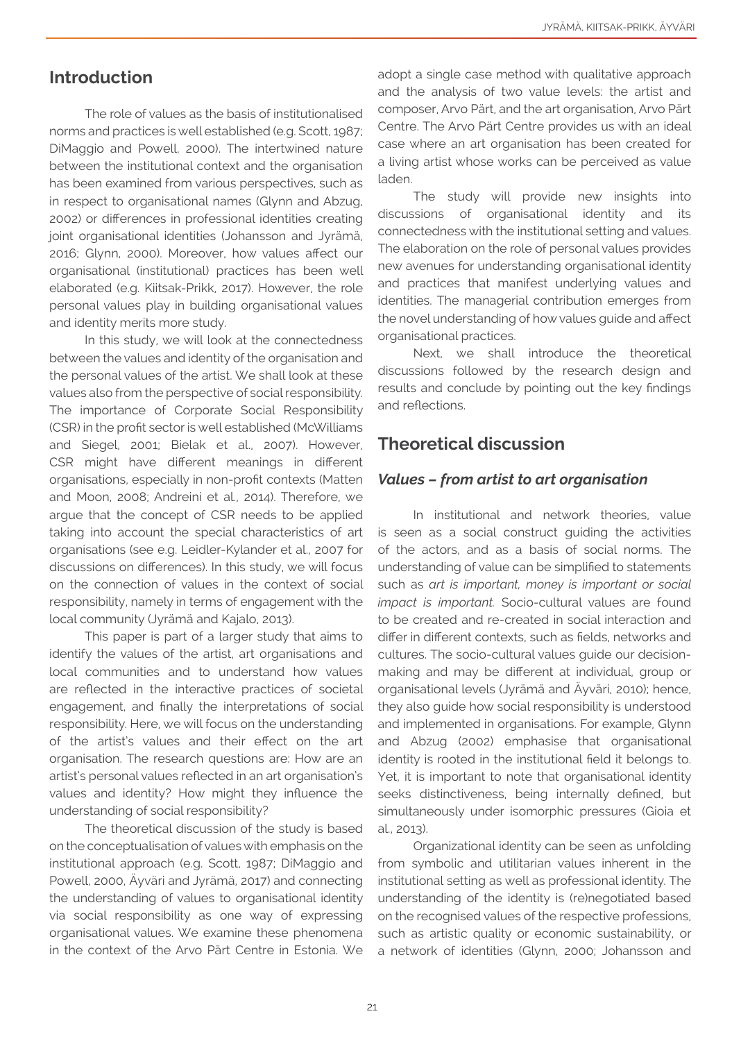## Introduction

The role of values as the basis of institutionalised norms and practices is well established (e.g. Scott, 1987; DiMaggio and Powell, 2000). The intertwined nature between the institutional context and the organisation has been examined from various perspectives, such as in respect to organisational names (Glynn and Abzug, 2002) or differences in professional identities creating joint organisational identities (Johansson and Jyrämä, 2016; Glynn, 2000). Moreover, how values affect our organisational (institutional) practices has been well elaborated (e.g. Kiitsak-Prikk, 2017). However, the role personal values play in building organisational values and identity merits more study.

In this study, we will look at the connectedness between the values and identity of the organisation and the personal values of the artist. We shall look at these values also from the perspective of social responsibility. The importance of Corporate Social Responsibility (CSR) in the profit sector is well established (McWilliams and Siegel, 2001; Bielak et al., 2007). However, CSR might have different meanings in different organisations, especially in non-profit contexts (Matten and Moon, 2008; Andreini et al., 2014). Therefore, we argue that the concept of CSR needs to be applied taking into account the special characteristics of art organisations (see e.g. Leidler-Kylander et al., 2007 for discussions on differences). In this study, we will focus on the connection of values in the context of social responsibility, namely in terms of engagement with the local community (Jyrämä and Kajalo, 2013).

This paper is part of a larger study that aims to identify the values of the artist, art organisations and local communities and to understand how values are reflected in the interactive practices of societal engagement, and finally the interpretations of social responsibility. Here, we will focus on the understanding of the artist's values and their effect on the art organisation. The research questions are: How are an artist's personal values reflected in an art organisation's values and identity? How might they influence the understanding of social responsibility?

The theoretical discussion of the study is based on the conceptualisation of values with emphasis on the institutional approach (e.g. Scott, 1987; DiMaggio and Powell, 2000, Äyväri and Jyrämä, 2017) and connecting the understanding of values to organisational identity via social responsibility as one way of expressing organisational values. We examine these phenomena in the context of the Arvo Pärt Centre in Estonia. We adopt a single case method with qualitative approach and the analysis of two value levels: the artist and composer, Arvo Pärt, and the art organisation, Arvo Pärt Centre. The Arvo Pärt Centre provides us with an ideal case where an art organisation has been created for a living artist whose works can be perceived as value laden.

The study will provide new insights into discussions of organisational identity and its connectedness with the institutional setting and values. The elaboration on the role of personal values provides new avenues for understanding organisational identity and practices that manifest underlying values and identities. The managerial contribution emerges from the novel understanding of how values guide and affect organisational practices.

Next, we shall introduce the theoretical discussions followed by the research design and results and conclude by pointing out the key findings and reflections.

## Theoretical discussion

### *Values – from artist to art organisation*

In institutional and network theories, value is seen as a social construct guiding the activities of the actors, and as a basis of social norms. The understanding of value can be simplified to statements such as *art is important, money is important or social impact is important.* Socio-cultural values are found to be created and re-created in social interaction and differ in different contexts, such as fields, networks and cultures. The socio-cultural values guide our decision-making and may be different at individual, group or organisational levels (Jyrämä and Äyväri, 2010); hence, they also guide how social responsibility is understood and implemented in organisations. For example, Glynn and Abzug (2002) emphasise that organisational identity is rooted in the institutional field it belongs to. Yet, it is important to note that organisational identity seeks distinctiveness, being internally defined, but simultaneously under isomorphic pressures (Gioia et al., 2013).

Organizational identity can be seen as unfolding from symbolic and utilitarian values inherent in the institutional setting as well as professional identity. The understanding of the identity is (re)negotiated based on the recognised values of the respective professions, such as artistic quality or economic sustainability, or a network of identities (Glynn, 2000; Johansson and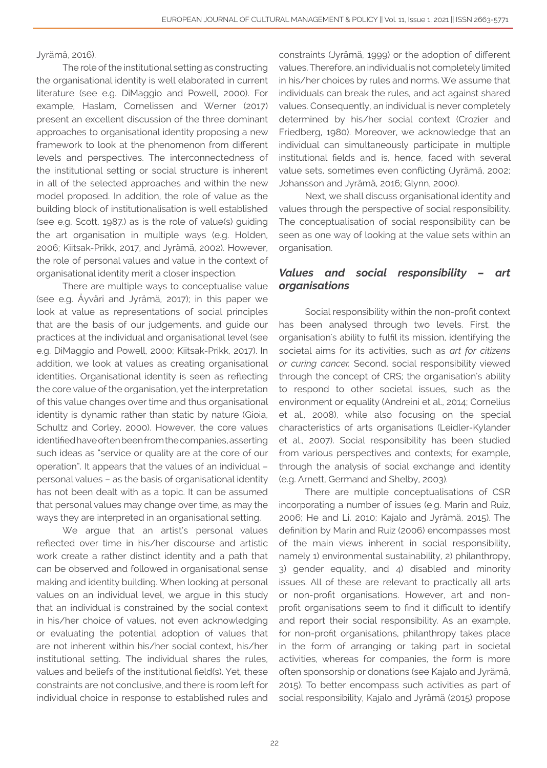Jyrämä, 2016).

The role of the institutional setting as constructing the organisational identity is well elaborated in current literature (see e.g. DiMaggio and Powell, 2000). For example, Haslam, Cornelissen and Werner (2017) present an excellent discussion of the three dominant approaches to organisational identity proposing a new framework to look at the phenomenon from different levels and perspectives. The interconnectedness of the institutional setting or social structure is inherent in all of the selected approaches and within the new model proposed. In addition, the role of value as the building block of institutionalisation is well established (see e.g. Scott, 1987.) as is the role of value(s) guiding the art organisation in multiple ways (e.g. Holden, 2006; Kiitsak-Prikk, 2017, and Jyrämä, 2002). However, the role of personal values and value in the context of organisational identity merit a closer inspection.

There are multiple ways to conceptualise value (see e.g. Äyväri and Jyrämä, 2017); in this paper we look at value as representations of social principles that are the basis of our judgements, and guide our practices at the individual and organisational level (see e.g. DiMaggio and Powell, 2000; Kiitsak-Prikk, 2017). In addition, we look at values as creating organisational identities. Organisational identity is seen as reflecting the core value of the organisation, yet the interpretation of this value changes over time and thus organisational identity is dynamic rather than static by nature (Gioia, Schultz and Corley, 2000). However, the core values identified have often been from the companies, asserting such ideas as "service or quality are at the core of our operation". It appears that the values of an individual – personal values – as the basis of organisational identity has not been dealt with as a topic. It can be assumed that personal values may change over time, as may the ways they are interpreted in an organisational setting.

We argue that an artist's personal values reflected over time in his/her discourse and artistic work create a rather distinct identity and a path that can be observed and followed in organisational sense making and identity building. When looking at personal values on an individual level, we argue in this study that an individual is constrained by the social context in his/her choice of values, not even acknowledging or evaluating the potential adoption of values that are not inherent within his/her social context, his/her institutional setting. The individual shares the rules, values and beliefs of the institutional field(s). Yet, these constraints are not conclusive, and there is room left for individual choice in response to established rules and constraints (Jyrämä, 1999) or the adoption of different values. Therefore, an individual is not completely limited in his/her choices by rules and norms. We assume that individuals can break the rules, and act against shared values. Consequently, an individual is never completely determined by his/her social context (Crozier and Friedberg, 1980). Moreover, we acknowledge that an individual can simultaneously participate in multiple institutional fields and is, hence, faced with several value sets, sometimes even conflicting (Jyrämä, 2002; Johansson and Jyrämä, 2016; Glynn, 2000).

Next, we shall discuss organisational identity and values through the perspective of social responsibility. The conceptualisation of social responsibility can be seen as one way of looking at the value sets within an organisation.

## *Values and social responsibility – art organisations*

Social responsibility within the non-profit context has been analysed through two levels. First, the organisation's ability to fulfil its mission, identifying the societal aims for its activities, such as *art for citizens or curing cancer.* Second, social responsibility viewed through the concept of CRS; the organisation's ability to respond to other societal issues, such as the environment or equality (Andreini et al., 2014; Cornelius et al., 2008), while also focusing on the special characteristics of arts organisations (Leidler-Kylander et al., 2007). Social responsibility has been studied from various perspectives and contexts; for example, through the analysis of social exchange and identity (e.g. Arnett, Germand and Shelby, 2003).

There are multiple conceptualisations of CSR incorporating a number of issues (e.g. Marin and Ruiz, 2006; He and Li, 2010; Kajalo and Jyrämä, 2015). The definition by Marin and Ruiz (2006) encompasses most of the main views inherent in social responsibility, namely 1) environmental sustainability, 2) philanthropy, 3) gender equality, and 4) disabled and minority issues. All of these are relevant to practically all arts or non-profit organisations. However, art and non-profit organisations seem to find it difficult to identify and report their social responsibility. As an example, for non-profit organisations, philanthropy takes place in the form of arranging or taking part in societal activities, whereas for companies, the form is more often sponsorship or donations (see Kajalo and Jyrämä, 2015). To better encompass such activities as part of social responsibility, Kajalo and Jyrämä (2015) propose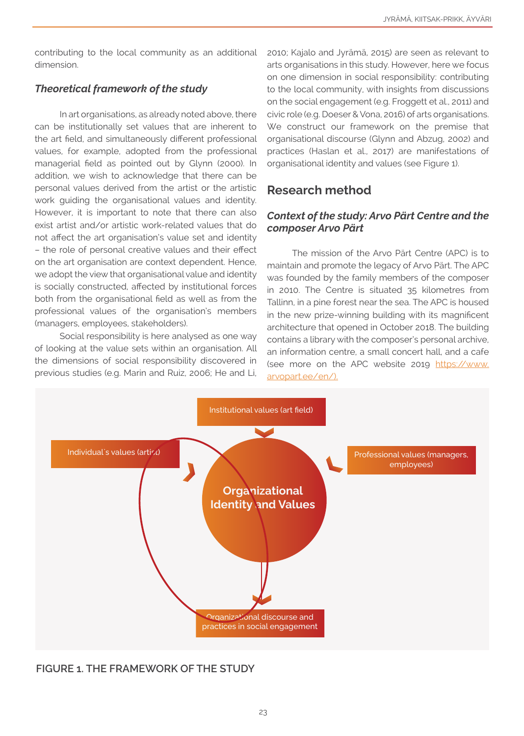contributing to the local community as an additional dimension.

### *Theoretical framework of the study*

In art organisations, as already noted above, there can be institutionally set values that are inherent to the art field, and simultaneously different professional values, for example, adopted from the professional managerial field as pointed out by Glynn (2000). In addition, we wish to acknowledge that there can be personal values derived from the artist or the artistic work guiding the organisational values and identity. However, it is important to note that there can also exist artist and/or artistic work-related values that do not affect the art organisation's value set and identity – the role of personal creative values and their effect on the art organisation are context dependent. Hence, we adopt the view that organisational value and identity is socially constructed, affected by institutional forces both from the organisational field as well as from the professional values of the organisation's members (managers, employees, stakeholders).

Social responsibility is here analysed as one way of looking at the value sets within an organisation. All the dimensions of social responsibility discovered in previous studies (e.g. Marin and Ruiz, 2006; He and Li, 2010; Kajalo and Jyrämä, 2015) are seen as relevant to arts organisations in this study. However, here we focus on one dimension in social responsibility: contributing to the local community, with insights from discussions on the social engagement (e.g. Froggett et al., 2011) and civic role (e.g. Doeser & Vona, 2016) of arts organisations. We construct our framework on the premise that organisational discourse (Glynn and Abzug, 2002) and practices (Haslan et al., 2017) are manifestations of organisational identity and values (see Figure 1).

## Research method

### *Context of the study: Arvo Pärt Centre and the composer Arvo Pärt*

The mission of the Arvo Pärt Centre (APC) is to maintain and promote the legacy of Arvo Pärt. The APC was founded by the family members of the composer in 2010. The Centre is situated 35 kilometres from Tallinn, in a pine forest near the sea. The APC is housed in the new prize-winning building with its magnificent architecture that opened in October 2018. The building contains a library with the composer's personal archive, an information centre, a small concert hall, and a cafe (see more on the APC website 2019 https://www.arvopart.ee/en/).

Institutional values (art field)

Individual`s values (artist)

Professional values (managers, employees)

Organizational Identity and Values

Organizational discourse and practices in social engagement

FIGURE 1. THE FRAMEWORK OF THE STUDY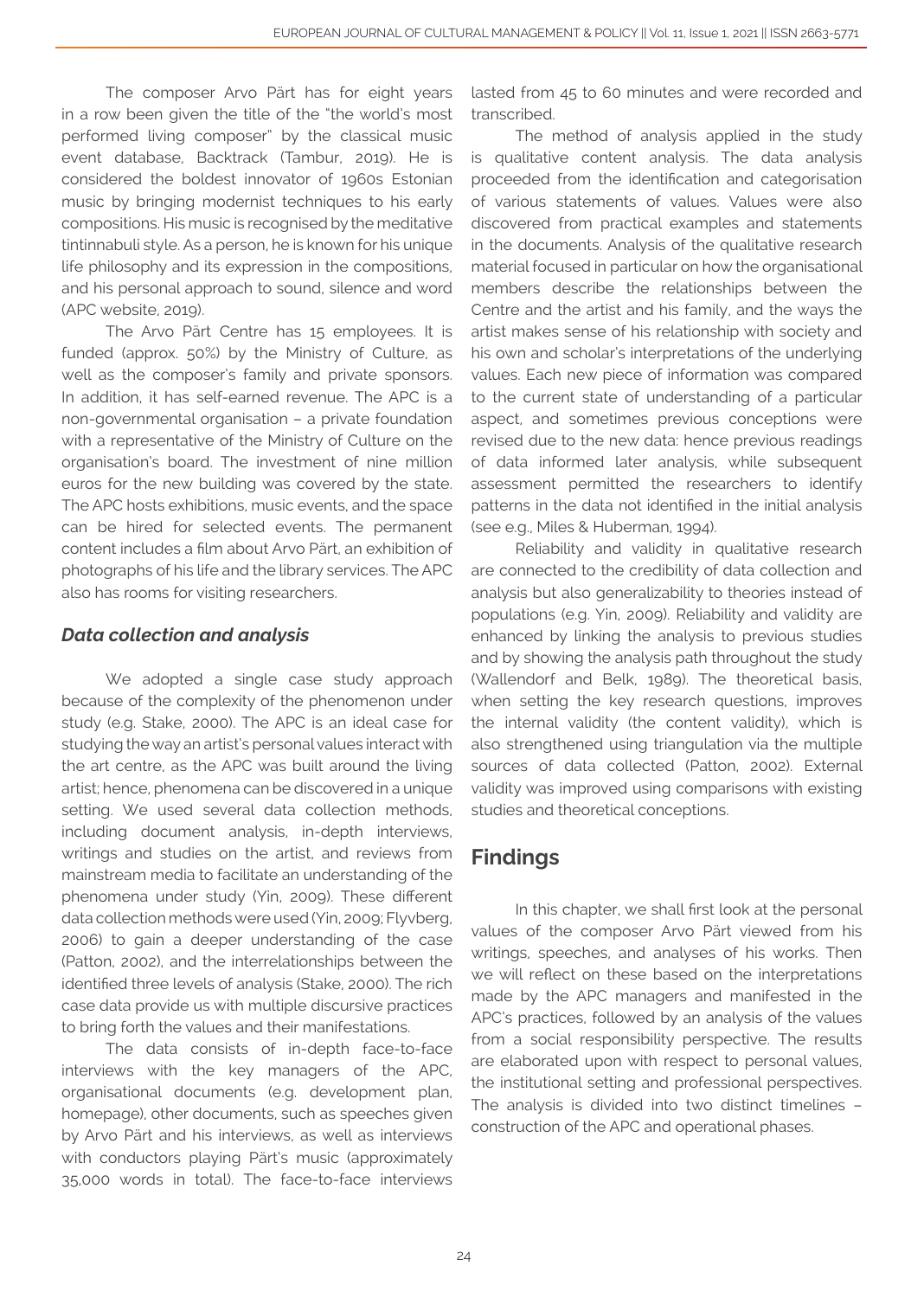The composer Arvo Pärt has for eight years in a row been given the title of the "the world's most performed living composer" by the classical music event database, Backtrack (Tambur, 2019). He is considered the boldest innovator of 1960s Estonian music by bringing modernist techniques to his early compositions. His music is recognised by the meditative tintinnabuli style. As a person, he is known for his unique life philosophy and its expression in the compositions, and his personal approach to sound, silence and word (APC website, 2019).

The Arvo Pärt Centre has 15 employees. It is funded (approx. 50%) by the Ministry of Culture, as well as the composer's family and private sponsors. In addition, it has self-earned revenue. The APC is a non-governmental organisation – a private foundation with a representative of the Ministry of Culture on the organisation's board. The investment of nine million euros for the new building was covered by the state. The APC hosts exhibitions, music events, and the space can be hired for selected events. The permanent content includes a film about Arvo Pärt, an exhibition of photographs of his life and the library services. The APC also has rooms for visiting researchers.

### *Data collection and analysis*

We adopted a single case study approach because of the complexity of the phenomenon under study (e.g. Stake, 2000). The APC is an ideal case for studying the way an artist's personal values interact with the art centre, as the APC was built around the living artist; hence, phenomena can be discovered in a unique setting. We used several data collection methods, including document analysis, in-depth interviews, writings and studies on the artist, and reviews from mainstream media to facilitate an understanding of the phenomena under study (Yin, 2009). These different data collection methods were used (Yin, 2009; Flyvberg, 2006) to gain a deeper understanding of the case (Patton, 2002), and the interrelationships between the identified three levels of analysis (Stake, 2000). The rich case data provide us with multiple discursive practices to bring forth the values and their manifestations.

The data consists of in-depth face-to-face interviews with the key managers of the APC, organisational documents (e.g. development plan, homepage), other documents, such as speeches given by Arvo Pärt and his interviews, as well as interviews with conductors playing Pärt's music (approximately 35,000 words in total). The face-to-face interviews lasted from 45 to 60 minutes and were recorded and transcribed.

The method of analysis applied in the study is qualitative content analysis. The data analysis proceeded from the identification and categorisation of various statements of values. Values were also discovered from practical examples and statements in the documents. Analysis of the qualitative research material focused in particular on how the organisational members describe the relationships between the Centre and the artist and his family, and the ways the artist makes sense of his relationship with society and his own and scholar's interpretations of the underlying values. Each new piece of information was compared to the current state of understanding of a particular aspect, and sometimes previous conceptions were revised due to the new data: hence previous readings of data informed later analysis, while subsequent assessment permitted the researchers to identify patterns in the data not identified in the initial analysis (see e.g., Miles & Huberman, 1994).

Reliability and validity in qualitative research are connected to the credibility of data collection and analysis but also generalizability to theories instead of populations (e.g. Yin, 2009). Reliability and validity are enhanced by linking the analysis to previous studies and by showing the analysis path throughout the study (Wallendorf and Belk, 1989). The theoretical basis, when setting the key research questions, improves the internal validity (the content validity), which is also strengthened using triangulation via the multiple sources of data collected (Patton, 2002). External validity was improved using comparisons with existing studies and theoretical conceptions.

## Findings

In this chapter, we shall first look at the personal values of the composer Arvo Pärt viewed from his writings, speeches, and analyses of his works. Then we will reflect on these based on the interpretations made by the APC managers and manifested in the APC's practices, followed by an analysis of the values from a social responsibility perspective. The results are elaborated upon with respect to personal values, the institutional setting and professional perspectives. The analysis is divided into two distinct timelines – construction of the APC and operational phases.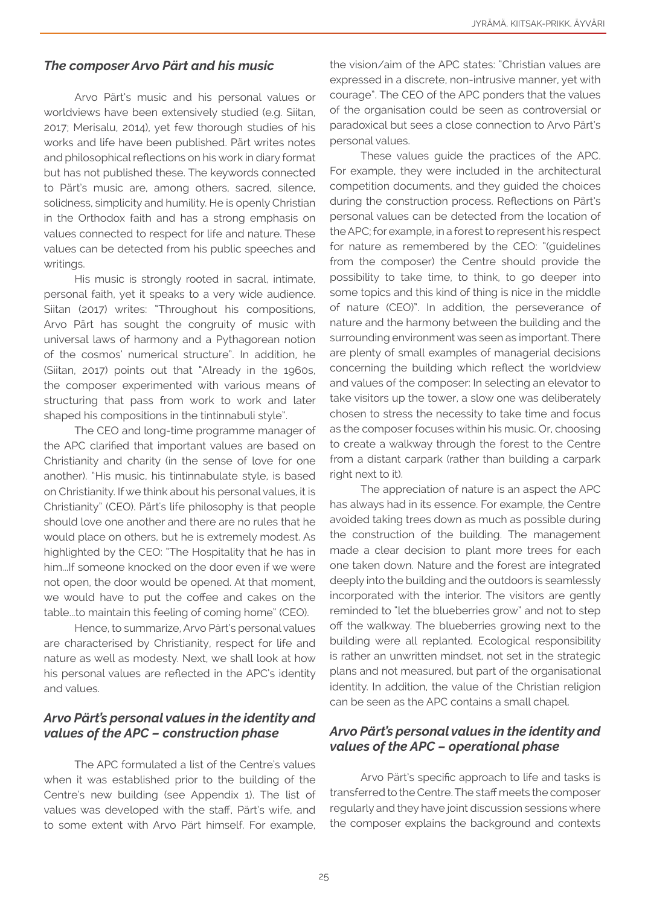### *The composer Arvo Pärt and his music*

Arvo Pärt's music and his personal values or worldviews have been extensively studied (e.g. Siitan, 2017; Merisalu, 2014), yet few thorough studies of his works and life have been published. Pärt writes notes and philosophical reflections on his work in diary format but has not published these. The keywords connected to Pärt's music are, among others, sacred, silence, solidness, simplicity and humility. He is openly Christian in the Orthodox faith and has a strong emphasis on values connected to respect for life and nature. These values can be detected from his public speeches and writings.

His music is strongly rooted in sacral, intimate, personal faith, yet it speaks to a very wide audience. Siitan (2017) writes: "Throughout his compositions, Arvo Pärt has sought the congruity of his music with universal laws of harmony and a Pythagorean notion of the cosmos' numerical structure". In addition, he (Siitan, 2017) points out that "Already in the 1960s, the composer experimented with various means of structuring that pass from work to work and later shaped his compositions in the tintinnabuli style".

The CEO and long-time programme manager of the APC clarified that important values are based on Christianity and charity (in the sense of love for one another). "His music, his tintinnabulate style, is based on Christianity. If we think about his personal values, it is Christianity" (CEO). Pärt's life philosophy is that people should love one another and there are no rules that he would place on others, but he is extremely modest. As highlighted by the CEO: "The Hospitality that he has in him...If someone knocked on the door even if we were not open, the door would be opened. At that moment, we would have to put the coffee and cakes on the table...to maintain this feeling of coming home" (CEO).

Hence, to summarize, Arvo Pärt's personal values are characterised by Christianity, respect for life and nature as well as modesty. Next, we shall look at how his personal values are reflected in the APC's identity and values.

### *Arvo Pärt's personal values in the identity and values of the APC – construction phase*

The APC formulated a list of the Centre's values when it was established prior to the building of the Centre's new building (see Appendix 1). The list of values was developed with the staff, Pärt's wife, and to some extent with Arvo Pärt himself. For example, the vision/aim of the APC states: "Christian values are expressed in a discrete, non-intrusive manner, yet with courage". The CEO of the APC ponders that the values of the organisation could be seen as controversial or paradoxical but sees a close connection to Arvo Pärt's personal values.

These values guide the practices of the APC. For example, they were included in the architectural competition documents, and they guided the choices during the construction process. Reflections on Pärt's personal values can be detected from the location of the APC; for example, in a forest to represent his respect for nature as remembered by the CEO: "(guidelines from the composer) the Centre should provide the possibility to take time, to think, to go deeper into some topics and this kind of thing is nice in the middle of nature (CEO)". In addition, the perseverance of nature and the harmony between the building and the surrounding environment was seen as important. There are plenty of small examples of managerial decisions concerning the building which reflect the worldview and values of the composer: In selecting an elevator to take visitors up the tower, a slow one was deliberately chosen to stress the necessity to take time and focus as the composer focuses within his music. Or, choosing to create a walkway through the forest to the Centre from a distant carpark (rather than building a carpark right next to it).

The appreciation of nature is an aspect the APC has always had in its essence. For example, the Centre avoided taking trees down as much as possible during the construction of the building. The management made a clear decision to plant more trees for each one taken down. Nature and the forest are integrated deeply into the building and the outdoors is seamlessly incorporated with the interior. The visitors are gently reminded to "let the blueberries grow" and not to step off the walkway. The blueberries growing next to the building were all replanted. Ecological responsibility is rather an unwritten mindset, not set in the strategic plans and not measured, but part of the organisational identity. In addition, the value of the Christian religion can be seen as the APC contains a small chapel.

### *Arvo Pärt's personal values in the identity and values of the APC – operational phase*

Arvo Pärt's specific approach to life and tasks is transferred to the Centre. The staff meets the composer regularly and they have joint discussion sessions where the composer explains the background and contexts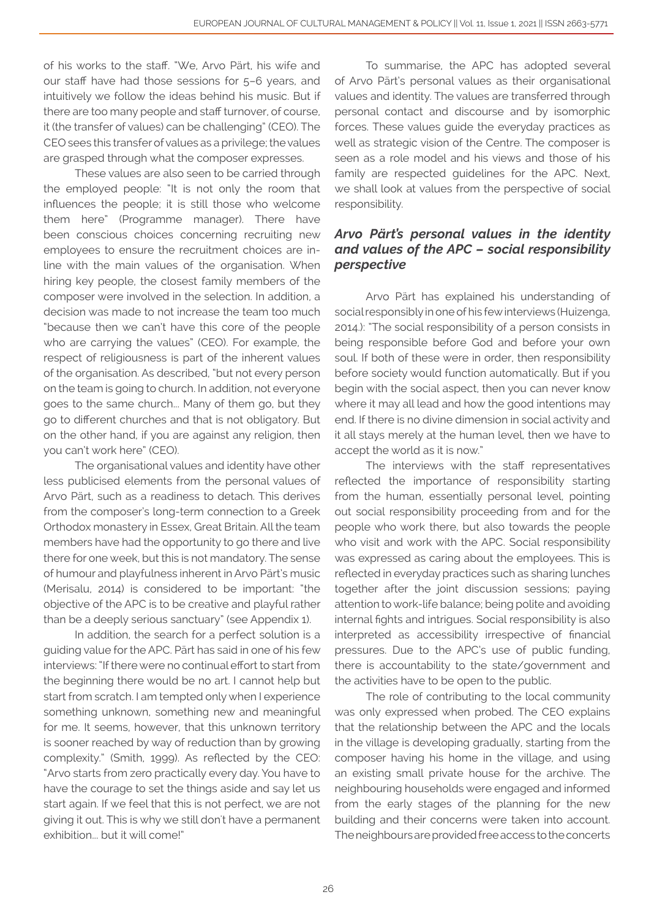of his works to the staff. "We, Arvo Pärt, his wife and our staff have had those sessions for 5–6 years, and intuitively we follow the ideas behind his music. But if there are too many people and staff turnover, of course, it (the transfer of values) can be challenging" (CEO). The CEO sees this transfer of values as a privilege; the values are grasped through what the composer expresses.

These values are also seen to be carried through the employed people: "It is not only the room that influences the people; it is still those who welcome them here" (Programme manager). There have been conscious choices concerning recruiting new employees to ensure the recruitment choices are in-line with the main values of the organisation. When hiring key people, the closest family members of the composer were involved in the selection. In addition, a decision was made to not increase the team too much "because then we can't have this core of the people who are carrying the values" (CEO). For example, the respect of religiousness is part of the inherent values of the organisation. As described, "but not every person on the team is going to church. In addition, not everyone goes to the same church... Many of them go, but they go to different churches and that is not obligatory. But on the other hand, if you are against any religion, then you can't work here" (CEO).

The organisational values and identity have other less publicised elements from the personal values of Arvo Pärt, such as a readiness to detach. This derives from the composer's long-term connection to a Greek Orthodox monastery in Essex, Great Britain. All the team members have had the opportunity to go there and live there for one week, but this is not mandatory. The sense of humour and playfulness inherent in Arvo Pärt's music (Merisalu, 2014) is considered to be important: "the objective of the APC is to be creative and playful rather than be a deeply serious sanctuary" (see Appendix 1).

In addition, the search for a perfect solution is a guiding value for the APC. Pärt has said in one of his few interviews: "If there were no continual effort to start from the beginning there would be no art. I cannot help but start from scratch. I am tempted only when I experience something unknown, something new and meaningful for me. It seems, however, that this unknown territory is sooner reached by way of reduction than by growing complexity." (Smith, 1999). As reflected by the CEO: "Arvo starts from zero practically every day. You have to have the courage to set the things aside and say let us start again. If we feel that this is not perfect, we are not giving it out. This is why we still don't have a permanent exhibition... but it will come!"

To summarise, the APC has adopted several of Arvo Pärt's personal values as their organisational values and identity. The values are transferred through personal contact and discourse and by isomorphic forces. These values guide the everyday practices as well as strategic vision of the Centre. The composer is seen as a role model and his views and those of his family are respected guidelines for the APC. Next, we shall look at values from the perspective of social responsibility.

### *Arvo Pärt's personal values in the identity and values of the APC – social responsibility perspective*

Arvo Pärt has explained his understanding of social responsibly in one of his few interviews (Huizenga, 2014.): "The social responsibility of a person consists in being responsible before God and before your own soul. If both of these were in order, then responsibility before society would function automatically. But if you begin with the social aspect, then you can never know where it may all lead and how the good intentions may end. If there is no divine dimension in social activity and it all stays merely at the human level, then we have to accept the world as it is now."

The interviews with the staff representatives reflected the importance of responsibility starting from the human, essentially personal level, pointing out social responsibility proceeding from and for the people who work there, but also towards the people who visit and work with the APC. Social responsibility was expressed as caring about the employees. This is reflected in everyday practices such as sharing lunches together after the joint discussion sessions; paying attention to work-life balance; being polite and avoiding internal fights and intrigues. Social responsibility is also interpreted as accessibility irrespective of financial pressures. Due to the APC's use of public funding, there is accountability to the state/government and the activities have to be open to the public.

The role of contributing to the local community was only expressed when probed. The CEO explains that the relationship between the APC and the locals in the village is developing gradually, starting from the composer having his home in the village, and using an existing small private house for the archive. The neighbouring households were engaged and informed from the early stages of the planning for the new building and their concerns were taken into account. The neighbours are provided free access to the concerts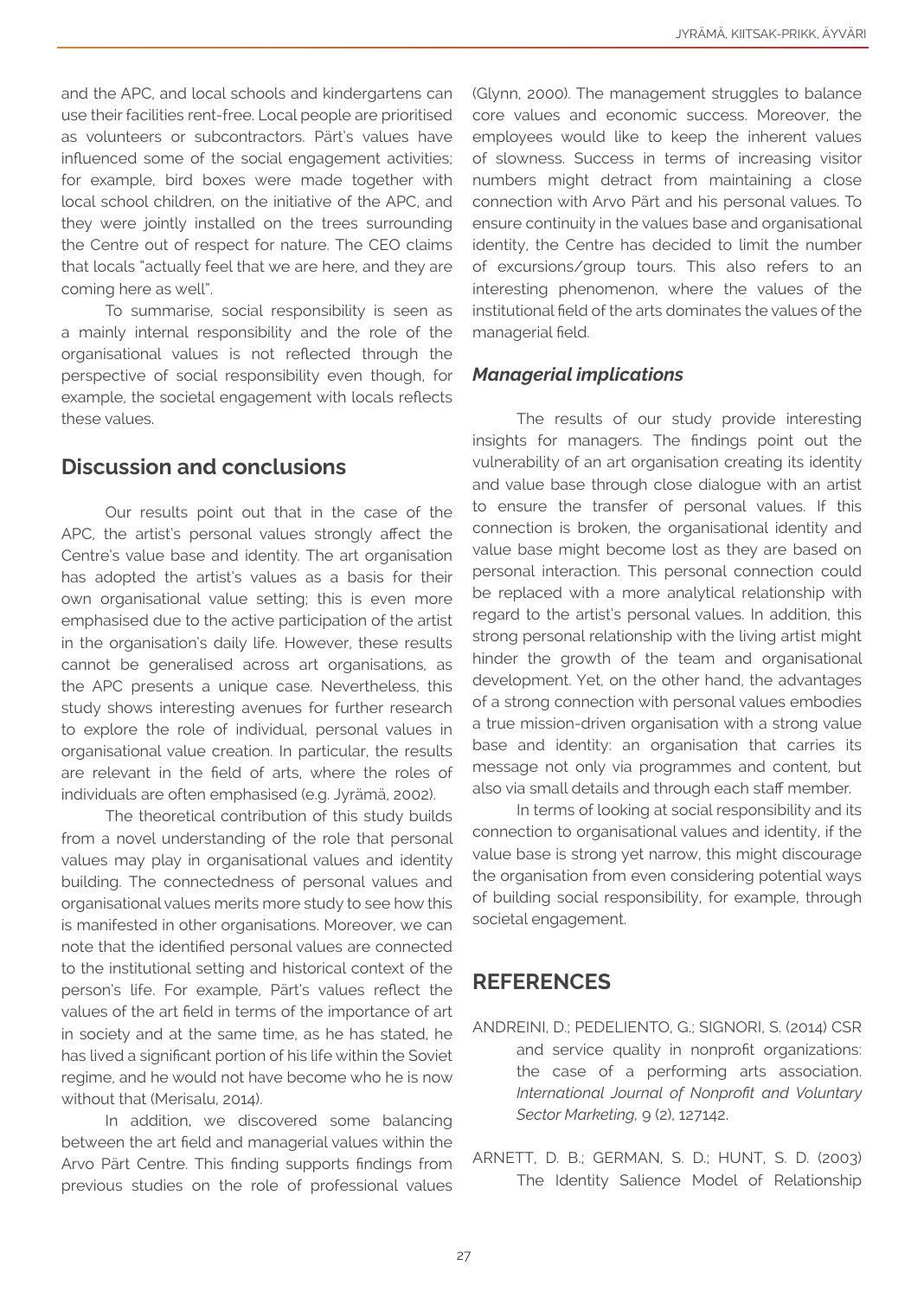and the APC, and local schools and kindergartens can use their facilities rent-free. Local people are prioritised as volunteers or subcontractors. Pärt's values have influenced some of the social engagement activities; for example, bird boxes were made together with local school children, on the initiative of the APC, and they were jointly installed on the trees surrounding the Centre out of respect for nature. The CEO claims that locals "actually feel that we are here, and they are coming here as well".

To summarise, social responsibility is seen as a mainly internal responsibility and the role of the organisational values is not reflected through the perspective of social responsibility even though, for example, the societal engagement with locals reflects these values.

## Discussion and conclusions

Our results point out that in the case of the APC, the artist's personal values strongly affect the Centre's value base and identity. The art organisation has adopted the artist's values as a basis for their own organisational value setting; this is even more emphasised due to the active participation of the artist in the organisation's daily life. However, these results cannot be generalised across art organisations, as the APC presents a unique case. Nevertheless, this study shows interesting avenues for further research to explore the role of individual, personal values in organisational value creation. In particular, the results are relevant in the field of arts, where the roles of individuals are often emphasised (e.g. Jyrämä, 2002).

The theoretical contribution of this study builds from a novel understanding of the role that personal values may play in organisational values and identity building. The connectedness of personal values and organisational values merits more study to see how this is manifested in other organisations. Moreover, we can note that the identified personal values are connected to the institutional setting and historical context of the person's life. For example, Pärt's values reflect the values of the art field in terms of the importance of art in society and at the same time, as he has stated, he has lived a significant portion of his life within the Soviet regime, and he would not have become who he is now without that (Merisalu, 2014).

In addition, we discovered some balancing between the art field and managerial values within the Arvo Pärt Centre. This finding supports findings from previous studies on the role of professional values (Glynn, 2000). The management struggles to balance core values and economic success. Moreover, the employees would like to keep the inherent values of slowness. Success in terms of increasing visitor numbers might detract from maintaining a close connection with Arvo Pärt and his personal values. To ensure continuity in the values base and organisational identity, the Centre has decided to limit the number of excursions/group tours. This also refers to an interesting phenomenon, where the values of the institutional field of the arts dominates the values of the managerial field.

### *Managerial implications*

The results of our study provide interesting insights for managers. The findings point out the vulnerability of an art organisation creating its identity and value base through close dialogue with an artist to ensure the transfer of personal values. If this connection is broken, the organisational identity and value base might become lost as they are based on personal interaction. This personal connection could be replaced with a more analytical relationship with regard to the artist's personal values. In addition, this strong personal relationship with the living artist might hinder the growth of the team and organisational development. Yet, on the other hand, the advantages of a strong connection with personal values embodies a true mission-driven organisation with a strong value base and identity: an organisation that carries its message not only via programmes and content, but also via small details and through each staff member.

In terms of looking at social responsibility and its connection to organisational values and identity, if the value base is strong yet narrow, this might discourage the organisation from even considering potential ways of building social responsibility, for example, through societal engagement.

## REFERENCES

ANDREINI, D.; PEDELIENTO, G.; SIGNORI, S. (2014) CSR and service quality in nonprofit organizations: the case of a performing arts association. *International Journal of Nonprofit and Voluntary Sector Marketing*, 9 (2), 127142.

ARNETT, D. B.; GERMAN, S. D.; HUNT, S. D. (2003) The Identity Salience Model of Relationship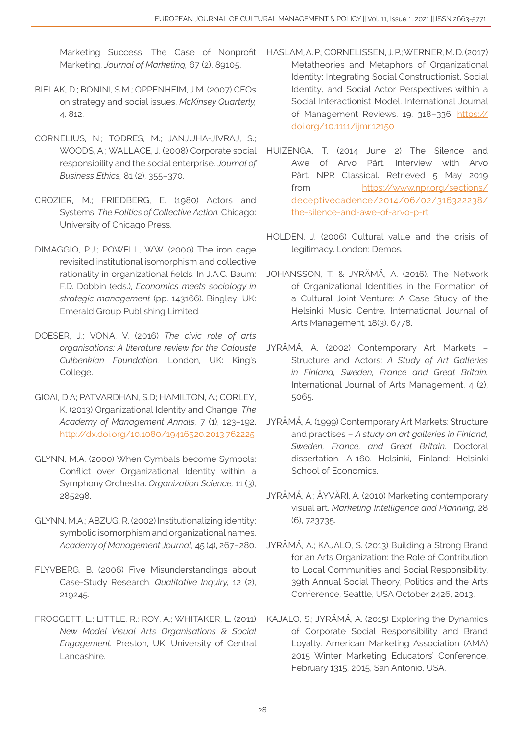Marketing Success: The Case of Nonprofit Marketing. *Journal of Marketing*, 67 (2), 89105.

BIELAK, D.; BONINI, S.M.; OPPENHEIM, J.M. (2007) CEOs on strategy and social issues. *McKinsey Quarterly*, 4, 812.

CORNELIUS, N.; TODRES, M.; JANJUHA-JIVRAJ, S.; WOODS, A.; WALLACE, J. (2008) Corporate social responsibility and the social enterprise. *Journal of Business Ethics*, 81 (2), 355–370.

CROZIER, M.; FRIEDBERG, E. (1980) Actors and Systems. *The Politics of Collective Action*. Chicago: University of Chicago Press.

DIMAGGIO, P.J.; POWELL, W.W. (2000) The iron cage revisited institutional isomorphism and collective rationality in organizational fields. In J.A.C. Baum; F.D. Dobbin (eds.), *Economics meets sociology in strategic management* (pp. 143166). Bingley, UK: Emerald Group Publishing Limited.

DOESER, J.; VONA, V. (2016) *The civic role of arts organisations: A literature review for the Calouste Culbenkian Foundation.* London, UK: King's College.

GIOAI, D.A; PATVARDHAN, S.D; HAMILTON, A.; CORLEY, K. (2013) Organizational Identity and Change. *The Academy of Management Annals*, 7 (1), 123–192. http://dx.doi.org/10.1080/19416520.2013.762225

GLYNN, M.A. (2000) When Cymbals become Symbols: Conflict over Organizational Identity within a Symphony Orchestra. *Organization Science*, 11 (3), 285298.

GLYNN, M.A.; ABZUG, R. (2002) Institutionalizing identity: symbolic isomorphism and organizational names. *Academy of Management Journal*, 45 (4), 267–280.

FLYVBERG, B. (2006) Five Misunderstandings about Case-Study Research. *Qualitative Inquiry*, 12 (2), 219245.

FROGGETT, L.; LITTLE, R.; ROY, A.; WHITAKER, L. (2011) *New Model Visual Arts Organisations & Social Engagement.* Preston, UK: University of Central Lancashire.

HASLAM, A. P.; CORNELISSEN, J. P.; WERNER, M. D. (2017) Metatheories and Metaphors of Organizational Identity: Integrating Social Constructionist, Social Identity, and Social Actor Perspectives within a Social Interactionist Model. International Journal of Management Reviews, 19, 318–336. https://doi.org/10.1111/ijmr.12150

HUIZENGA, T. (2014 June 2) The Silence and Awe of Arvo Pärt. Interview with Arvo Pärt. NPR Classical. Retrieved 5 May 2019 from https://www.npr.org/sections/deceptivecadence/2014/06/02/316322238/the-silence-and-awe-of-arvo-p-rt

HOLDEN, J. (2006) Cultural value and the crisis of legitimacy. London: Demos.

JOHANSSON, T. & JYRÄMÄ, A. (2016). The Network of Organizational Identities in the Formation of a Cultural Joint Venture: A Case Study of the Helsinki Music Centre. International Journal of Arts Management, 18(3), 6778.

JYRÄMÄ, A. (2002) Contemporary Art Markets – Structure and Actors: *A Study of Art Galleries in Finland, Sweden, France and Great Britain.* International Journal of Arts Management, 4 (2), 5065.

JYRÄMÄ, A. (1999) Contemporary Art Markets: Structure and practises – *A study on art galleries in Finland, Sweden, France, and Great Britain.* Doctoral dissertation. A-160. Helsinki, Finland: Helsinki School of Economics.

JYRÄMÄ, A.; ÄYVÄRI, A. (2010) Marketing contemporary visual art. *Marketing Intelligence and Planning*, 28 (6), 723735.

JYRÄMÄ, A.; KAJALO, S. (2013) Building a Strong Brand for an Arts Organization: the Role of Contribution to Local Communities and Social Responsibility. 39th Annual Social Theory, Politics and the Arts Conference, Seattle, USA October 2426, 2013.

KAJALO, S.; JYRÄMÄ, A. (2015) Exploring the Dynamics of Corporate Social Responsibility and Brand Loyalty. American Marketing Association (AMA) 2015 Winter Marketing Educators' Conference, February 1315, 2015, San Antonio, USA.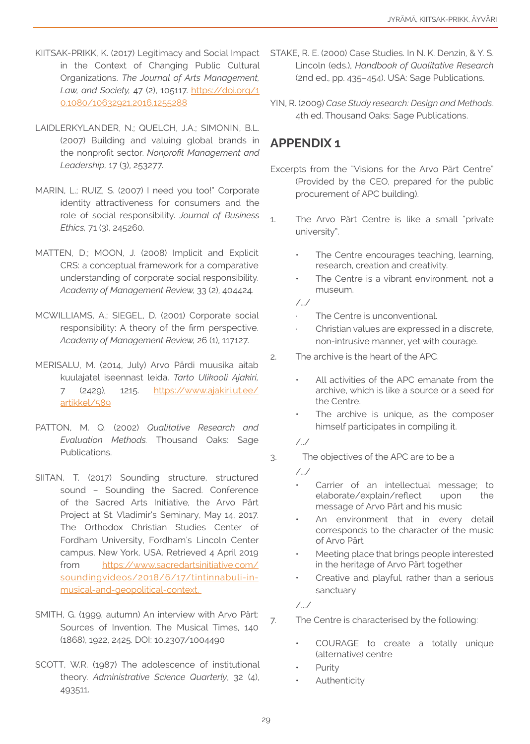KIITSAK-PRIKK, K. (2017) Legitimacy and Social Impact in the Context of Changing Public Cultural Organizations. *The Journal of Arts Management, Law, and Society,* 47 (2), 105117. https://doi.org/10.1080/10632921.2016.1255288

LAIDLERKYLANDER, N.; QUELCH, J.A.; SIMONIN, B.L. (2007) Building and valuing global brands in the nonprofit sector. *Nonprofit Management and Leadership,* 17 (3), 253277.

MARIN, L.; RUIZ, S. (2007) I need you too!" Corporate identity attractiveness for consumers and the role of social responsibility. *Journal of Business Ethics,* 71 (3), 245260.

MATTEN, D.; MOON, J. (2008) Implicit and Explicit CRS: a conceptual framework for a comparative understanding of corporate social responsibility. *Academy of Management Review,* 33 (2), 404424.

MCWILLIAMS, A.; SIEGEL, D. (2001) Corporate social responsibility: A theory of the firm perspective. *Academy of Management Review,* 26 (1), 117127.

MERISALU, M. (2014, July) Arvo Pärdi muusika aitab kuulajatel iseennast leida. *Tarto Ulikooli Ajakiri,* 7 (2429), 1215. https://www.ajakiri.ut.ee/artikkel/589

PATTON, M. Q. (2002) *Qualitative Research and Evaluation Methods.* Thousand Oaks: Sage Publications.

SIITAN, T. (2017) Sounding structure, structured sound – Sounding the Sacred. Conference of the Sacred Arts Initiative, the Arvo Pärt Project at St. Vladimir's Seminary, May 14, 2017. The Orthodox Christian Studies Center of Fordham University, Fordham's Lincoln Center campus, New York, USA. Retrieved 4 April 2019 from https://www.sacredartsinitiative.com/soundingvideos/2018/6/17/tintinnabuli-in-musical-and-geopolitical-context.

SMITH, G. (1999, autumn) An interview with Arvo Pärt: Sources of Invention. The Musical Times, 140 (1868), 1922, 2425. DOI: 10.2307/1004490

SCOTT, W.R. (1987) The adolescence of institutional theory. *Administrative Science Quarterly*, 32 (4), 493511.

STAKE, R. E. (2000) Case Studies. In N. K. Denzin, & Y. S. Lincoln (eds.), *Handbook of Qualitative Research* (2nd ed., pp. 435–454). USA: Sage Publications.

YIN, R. (2009) *Case Study research: Design and Methods*. 4th ed. Thousand Oaks: Sage Publications.

## APPENDIX 1

Excerpts from the "Visions for the Arvo Pärt Centre" (Provided by the CEO, prepared for the public procurement of APC building).

1. The Arvo Pärt Centre is like a small "private university".
   - The Centre encourages teaching, learning, research, creation and creativity.
   - The Centre is a vibrant environment, not a museum.

   /…/
   - The Centre is unconventional.
   - Christian values are expressed in a discrete, non-intrusive manner, yet with courage.
2. The archive is the heart of the APC.
   - All activities of the APC emanate from the archive, which is like a source or a seed for the Centre.
   - The archive is unique, as the composer himself participates in compiling it.

   /…/
3. The objectives of the APC are to be a

   /…/
   - Carrier of an intellectual message; to elaborate/explain/reflect upon the message of Arvo Pärt and his music
   - An environment that in every detail corresponds to the character of the music of Arvo Pärt
   - Meeting place that brings people interested in the heritage of Arvo Pärt together
   - Creative and playful, rather than a serious sanctuary

   /…/

7. The Centre is characterised by the following:
   - COURAGE to create a totally unique (alternative) centre
   - Purity
   - Authenticity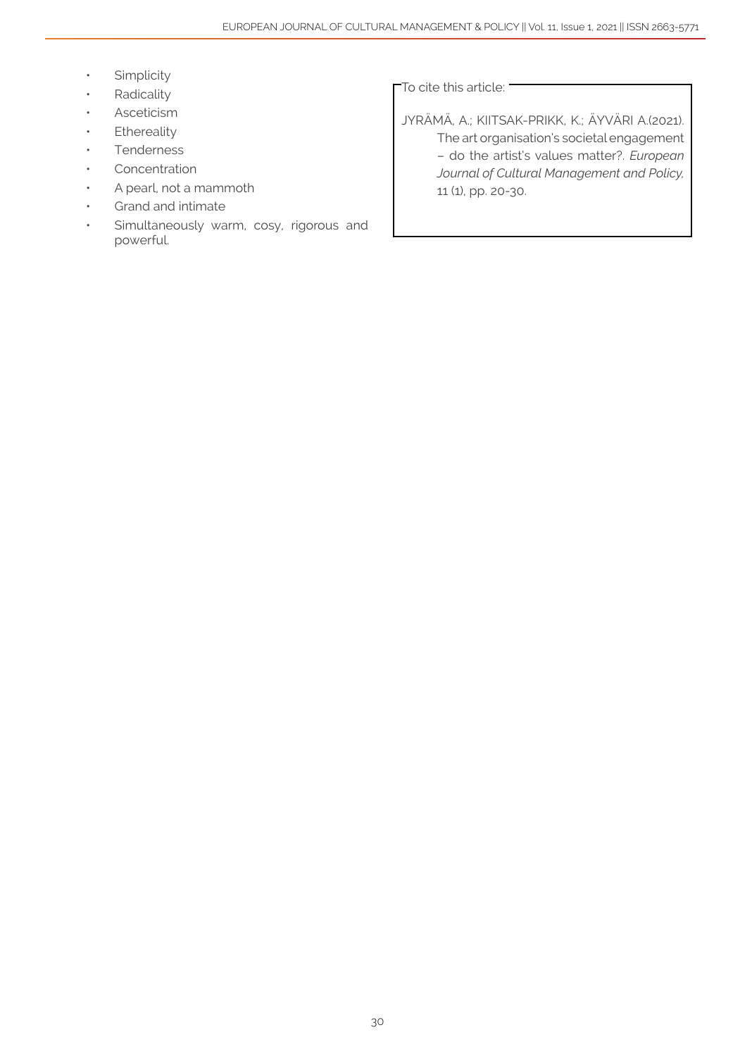- Simplicity
- Radicality
- Asceticism
- Ethereality
- Tenderness
- Concentration
- A pearl, not a mammoth
- Grand and intimate
- Simultaneously warm, cosy, rigorous and powerful.

To cite this article:

JYRÄMÄ, A.; KIITSAK-PRIKK, K.; ÄYVÄRI A.(2021). The art organisation's societal engagement – do the artist's values matter?. *European Journal of Cultural Management and Policy*, 11 (1), pp. 20-30.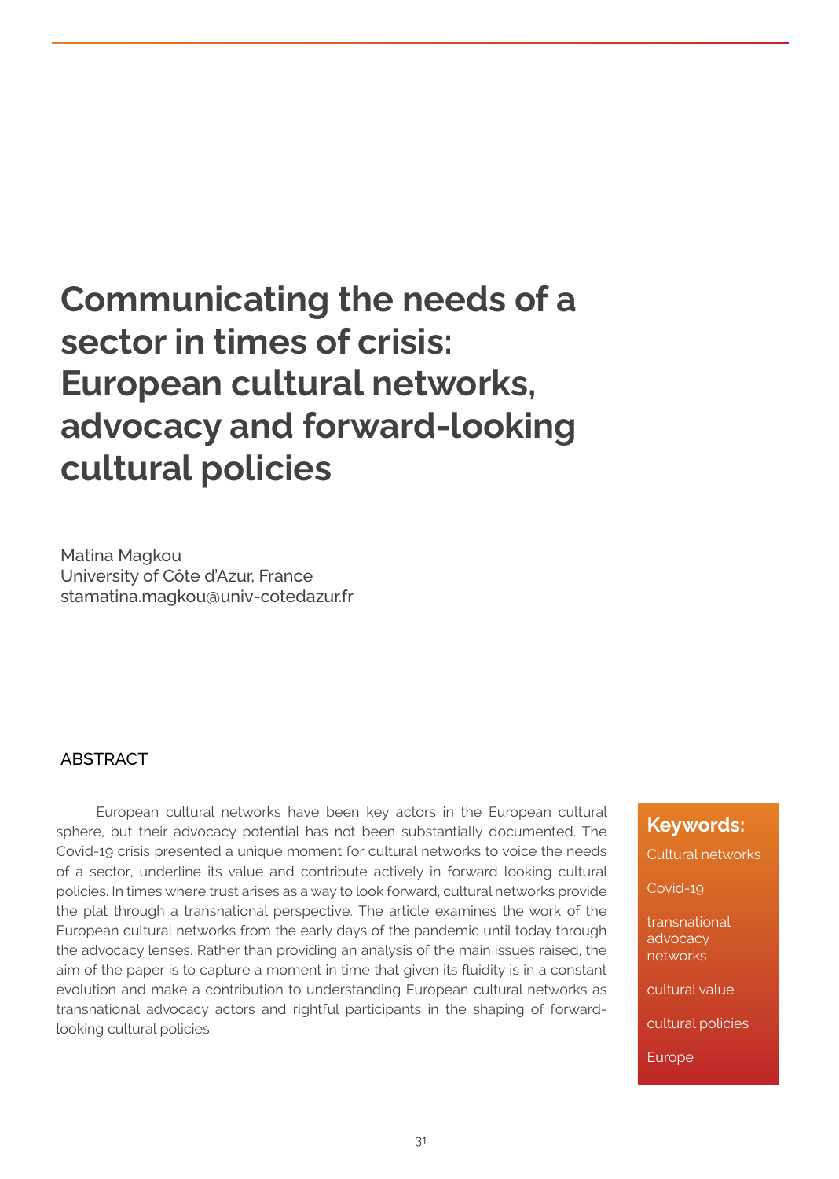# Communicating the needs of a sector in times of crisis: European cultural networks, advocacy and forward-looking cultural policies

Matina Magkou
University of Côte d'Azur, France
stamatina.magkou@univ-cotedazur.fr

## ABSTRACT

European cultural networks have been key actors in the European cultural sphere, but their advocacy potential has not been substantially documented. The Covid-19 crisis presented a unique moment for cultural networks to voice the needs of a sector, underline its value and contribute actively in forward looking cultural policies. In times where trust arises as a way to look forward, cultural networks provide the plat through a transnational perspective. The article examines the work of the European cultural networks from the early days of the pandemic until today through the advocacy lenses. Rather than providing an analysis of the main issues raised, the aim of the paper is to capture a moment in time that given its fluidity is in a constant evolution and make a contribution to understanding European cultural networks as transnational advocacy actors and rightful participants in the shaping of forward-looking cultural policies.

**Keywords:**

Cultural networks

Covid-19

transnational advocacy networks

cultural value

cultural policies

Europe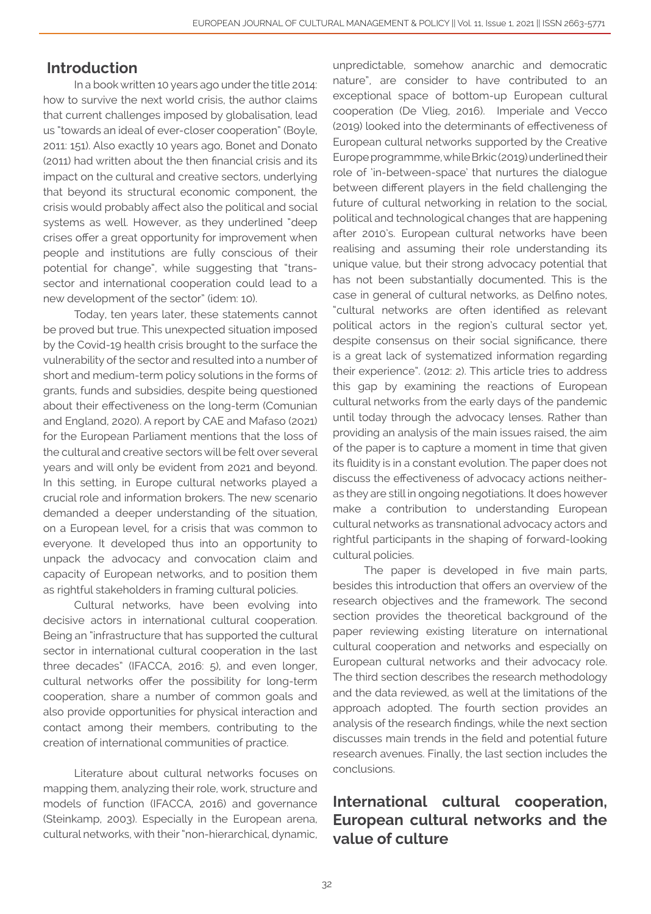## Introduction

In a book written 10 years ago under the title 2014: how to survive the next world crisis, the author claims that current challenges imposed by globalisation, lead us "towards an ideal of ever-closer cooperation" (Boyle, 2011: 151). Also exactly 10 years ago, Bonet and Donato (2011) had written about the then financial crisis and its impact on the cultural and creative sectors, underlying that beyond its structural economic component, the crisis would probably affect also the political and social systems as well. However, as they underlined "deep crises offer a great opportunity for improvement when people and institutions are fully conscious of their potential for change", while suggesting that "trans-sector and international cooperation could lead to a new development of the sector" (idem: 10).

Today, ten years later, these statements cannot be proved but true. This unexpected situation imposed by the Covid-19 health crisis brought to the surface the vulnerability of the sector and resulted into a number of short and medium-term policy solutions in the forms of grants, funds and subsidies, despite being questioned about their effectiveness on the long-term (Comunian and England, 2020). A report by CAE and Mafaso (2021) for the European Parliament mentions that the loss of the cultural and creative sectors will be felt over several years and will only be evident from 2021 and beyond. In this setting, in Europe cultural networks played a crucial role and information brokers. The new scenario demanded a deeper understanding of the situation, on a European level, for a crisis that was common to everyone. It developed thus into an opportunity to unpack the advocacy and convocation claim and capacity of European networks, and to position them as rightful stakeholders in framing cultural policies.

Cultural networks, have been evolving into decisive actors in international cultural cooperation. Being an "infrastructure that has supported the cultural sector in international cultural cooperation in the last three decades" (IFACCA, 2016: 5), and even longer, cultural networks offer the possibility for long-term cooperation, share a number of common goals and also provide opportunities for physical interaction and contact among their members, contributing to the creation of international communities of practice.

Literature about cultural networks focuses on mapping them, analyzing their role, work, structure and models of function (IFACCA, 2016) and governance (Steinkamp, 2003). Especially in the European arena, cultural networks, with their "non-hierarchical, dynamic, unpredictable, somehow anarchic and democratic nature", are consider to have contributed to an exceptional space of bottom-up European cultural cooperation (De Vlieg, 2016). Imperiale and Vecco (2019) looked into the determinants of effectiveness of European cultural networks supported by the Creative Europe programmme, while Brkic (2019) underlined their role of 'in-between-space' that nurtures the dialogue between different players in the field challenging the future of cultural networking in relation to the social, political and technological changes that are happening after 2010's. European cultural networks have been realising and assuming their role understanding its unique value, but their strong advocacy potential that has not been substantially documented. This is the case in general of cultural networks, as Delfino notes, "cultural networks are often identified as relevant political actors in the region's cultural sector yet, despite consensus on their social significance, there is a great lack of systematized information regarding their experience". (2012: 2). This article tries to address this gap by examining the reactions of European cultural networks from the early days of the pandemic until today through the advocacy lenses. Rather than providing an analysis of the main issues raised, the aim of the paper is to capture a moment in time that given its fluidity is in a constant evolution. The paper does not discuss the effectiveness of advocacy actions neither-as they are still in ongoing negotiations. It does however make a contribution to understanding European cultural networks as transnational advocacy actors and rightful participants in the shaping of forward-looking cultural policies.

The paper is developed in five main parts, besides this introduction that offers an overview of the research objectives and the framework. The second section provides the theoretical background of the paper reviewing existing literature on international cultural cooperation and networks and especially on European cultural networks and their advocacy role. The third section describes the research methodology and the data reviewed, as well at the limitations of the approach adopted. The fourth section provides an analysis of the research findings, while the next section discusses main trends in the field and potential future research avenues. Finally, the last section includes the conclusions.

## International cultural cooperation, European cultural networks and the value of culture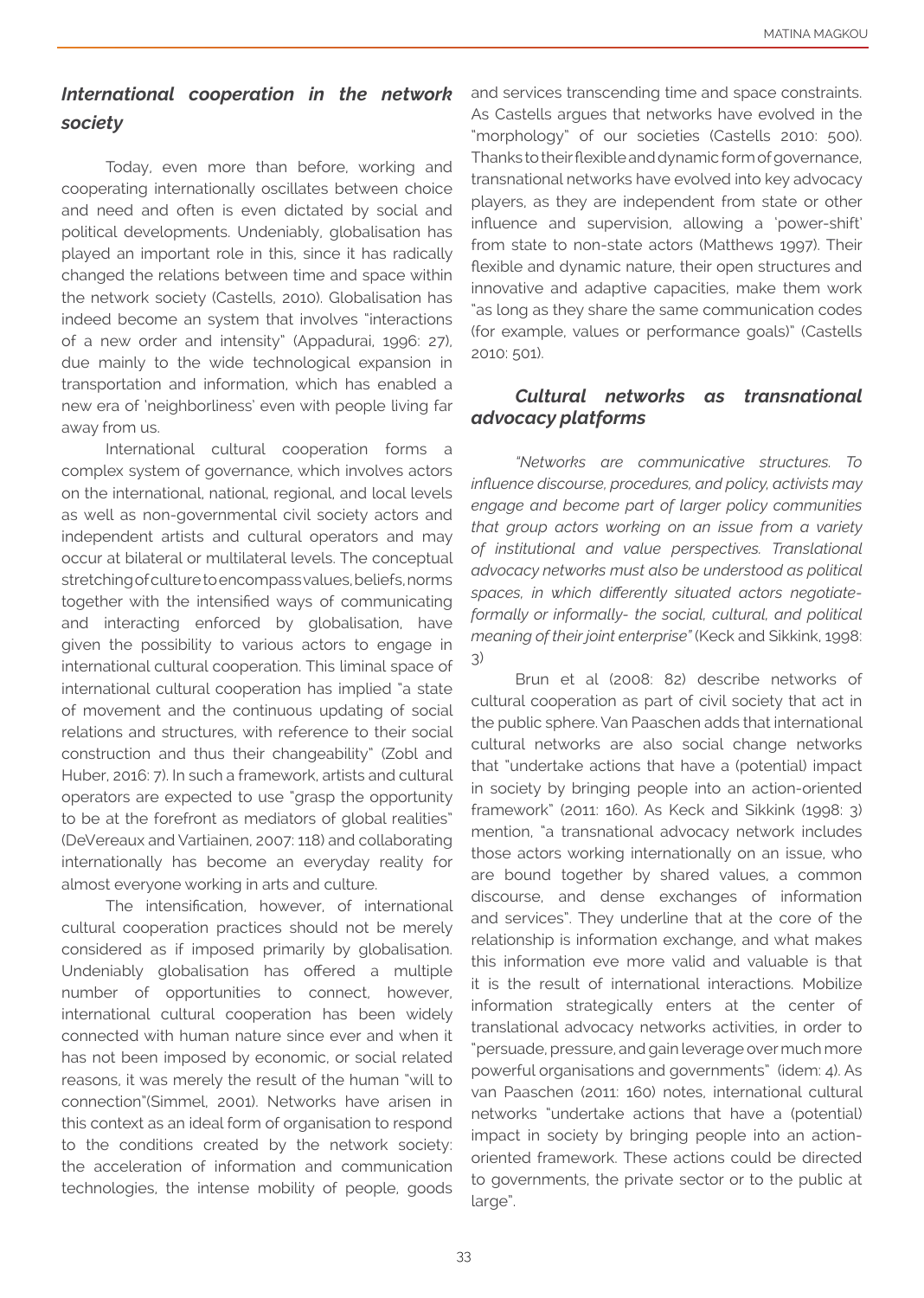### *International cooperation in the network society*

Today, even more than before, working and cooperating internationally oscillates between choice and need and often is even dictated by social and political developments. Undeniably, globalisation has played an important role in this, since it has radically changed the relations between time and space within the network society (Castells, 2010). Globalisation has indeed become an system that involves "interactions of a new order and intensity" (Appadurai, 1996: 27), due mainly to the wide technological expansion in transportation and information, which has enabled a new era of 'neighborliness' even with people living far away from us.

International cultural cooperation forms a complex system of governance, which involves actors on the international, national, regional, and local levels as well as non-governmental civil society actors and independent artists and cultural operators and may occur at bilateral or multilateral levels. The conceptual stretching of culture to encompass values, beliefs, norms together with the intensified ways of communicating and interacting enforced by globalisation, have given the possibility to various actors to engage in international cultural cooperation. This liminal space of international cultural cooperation has implied "a state of movement and the continuous updating of social relations and structures, with reference to their social construction and thus their changeability" (Zobl and Huber, 2016: 7). In such a framework, artists and cultural operators are expected to use "grasp the opportunity to be at the forefront as mediators of global realities" (DeVereaux and Vartiainen, 2007: 118) and collaborating internationally has become an everyday reality for almost everyone working in arts and culture.

The intensification, however, of international cultural cooperation practices should not be merely considered as if imposed primarily by globalisation. Undeniably globalisation has offered a multiple number of opportunities to connect, however, international cultural cooperation has been widely connected with human nature since ever and when it has not been imposed by economic, or social related reasons, it was merely the result of the human "will to connection"(Simmel, 2001). Networks have arisen in this context as an ideal form of organisation to respond to the conditions created by the network society: the acceleration of information and communication technologies, the intense mobility of people, goods and services transcending time and space constraints. As Castells argues that networks have evolved in the "morphology" of our societies (Castells 2010: 500). Thanks to their flexible and dynamic form of governance, transnational networks have evolved into key advocacy players, as they are independent from state or other influence and supervision, allowing a 'power-shift' from state to non-state actors (Matthews 1997). Their flexible and dynamic nature, their open structures and innovative and adaptive capacities, make them work "as long as they share the same communication codes (for example, values or performance goals)" (Castells 2010: 501).

### *Cultural networks as transnational advocacy platforms*

*"Networks are communicative structures. To influence discourse, procedures, and policy, activists may engage and become part of larger policy communities that group actors working on an issue from a variety of institutional and value perspectives. Translational advocacy networks must also be understood as political spaces, in which differently situated actors negotiate-formally or informally- the social, cultural, and political meaning of their joint enterprise"* (Keck and Sikkink, 1998: 3)

Brun et al (2008: 82) describe networks of cultural cooperation as part of civil society that act in the public sphere. Van Paaschen adds that international cultural networks are also social change networks that "undertake actions that have a (potential) impact in society by bringing people into an action-oriented framework" (2011: 160). As Keck and Sikkink (1998: 3) mention, "a transnational advocacy network includes those actors working internationally on an issue, who are bound together by shared values, a common discourse, and dense exchanges of information and services". They underline that at the core of the relationship is information exchange, and what makes this information eve more valid and valuable is that it is the result of international interactions. Mobilize information strategically enters at the center of translational advocacy networks activities, in order to "persuade, pressure, and gain leverage over much more powerful organisations and governments" (idem: 4). As van Paaschen (2011: 160) notes, international cultural networks "undertake actions that have a (potential) impact in society by bringing people into an action-oriented framework. These actions could be directed to governments, the private sector or to the public at large".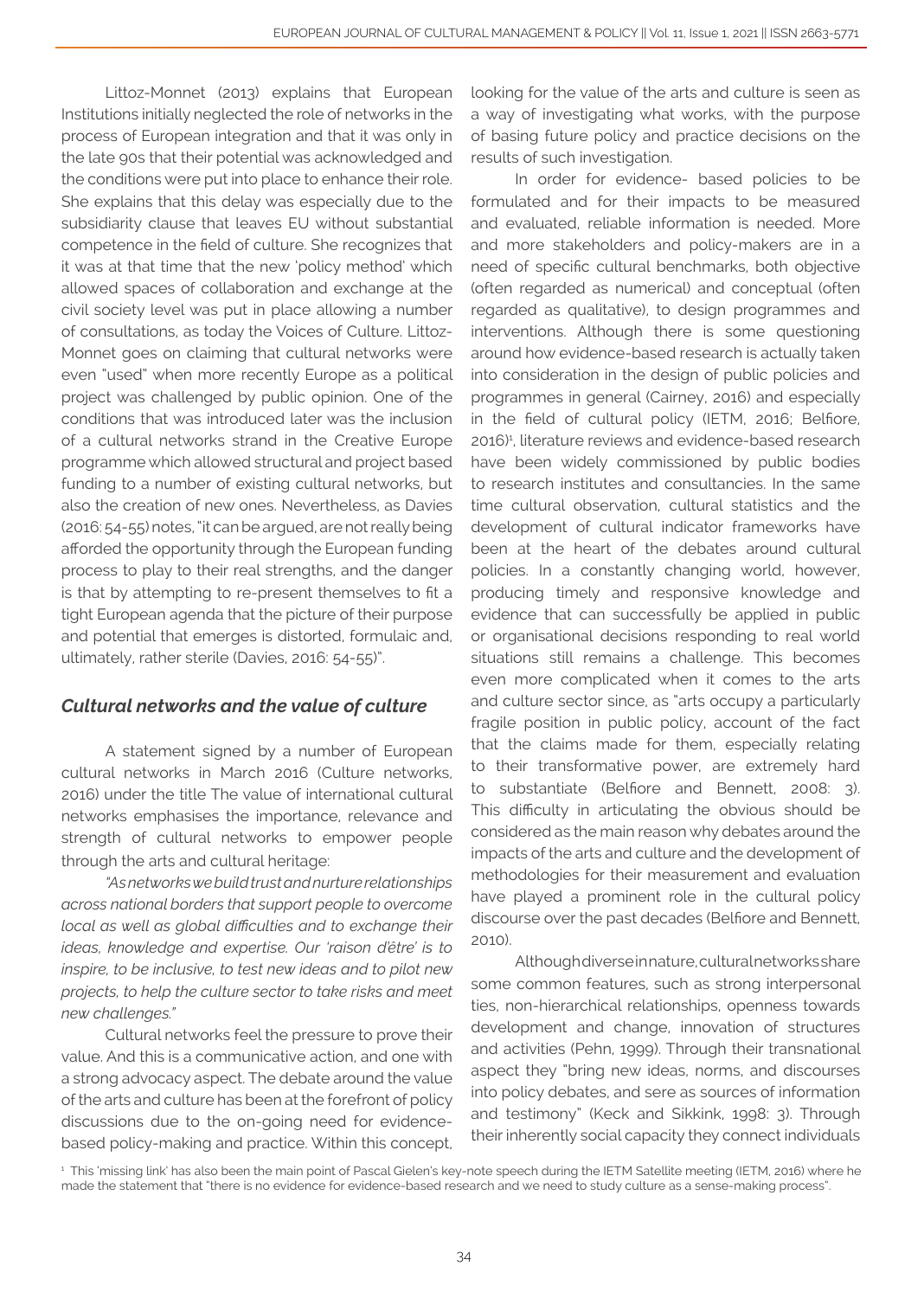Littoz-Monnet (2013) explains that European Institutions initially neglected the role of networks in the process of European integration and that it was only in the late 90s that their potential was acknowledged and the conditions were put into place to enhance their role. She explains that this delay was especially due to the subsidiarity clause that leaves EU without substantial competence in the field of culture. She recognizes that it was at that time that the new 'policy method' which allowed spaces of collaboration and exchange at the civil society level was put in place allowing a number of consultations, as today the Voices of Culture. Littoz-Monnet goes on claiming that cultural networks were even "used" when more recently Europe as a political project was challenged by public opinion. One of the conditions that was introduced later was the inclusion of a cultural networks strand in the Creative Europe programme which allowed structural and project based funding to a number of existing cultural networks, but also the creation of new ones. Nevertheless, as Davies (2016: 54-55) notes, "it can be argued, are not really being afforded the opportunity through the European funding process to play to their real strengths, and the danger is that by attempting to re-present themselves to fit a tight European agenda that the picture of their purpose and potential that emerges is distorted, formulaic and, ultimately, rather sterile (Davies, 2016: 54-55)".

## *Cultural networks and the value of culture*

A statement signed by a number of European cultural networks in March 2016 (Culture networks, 2016) under the title The value of international cultural networks emphasises the importance, relevance and strength of cultural networks to empower people through the arts and cultural heritage:

*"As networks we build trust and nurture relationships across national borders that support people to overcome local as well as global difficulties and to exchange their ideas, knowledge and expertise. Our 'raison d'être' is to inspire, to be inclusive, to test new ideas and to pilot new projects, to help the culture sector to take risks and meet new challenges."*

Cultural networks feel the pressure to prove their value. And this is a communicative action, and one with a strong advocacy aspect. The debate around the value of the arts and culture has been at the forefront of policy discussions due to the on-going need for evidence-based policy-making and practice. Within this concept, looking for the value of the arts and culture is seen as a way of investigating what works, with the purpose of basing future policy and practice decisions on the results of such investigation.

In order for evidence- based policies to be formulated and for their impacts to be measured and evaluated, reliable information is needed. More and more stakeholders and policy-makers are in a need of specific cultural benchmarks, both objective (often regarded as numerical) and conceptual (often regarded as qualitative), to design programmes and interventions. Although there is some questioning around how evidence-based research is actually taken into consideration in the design of public policies and programmes in general (Cairney, 2016) and especially in the field of cultural policy (IETM, 2016; Belfiore, 2016)[1], literature reviews and evidence-based research have been widely commissioned by public bodies to research institutes and consultancies. In the same time cultural observation, cultural statistics and the development of cultural indicator frameworks have been at the heart of the debates around cultural policies. In a constantly changing world, however, producing timely and responsive knowledge and evidence that can successfully be applied in public or organisational decisions responding to real world situations still remains a challenge. This becomes even more complicated when it comes to the arts and culture sector since, as "arts occupy a particularly fragile position in public policy, account of the fact that the claims made for them, especially relating to their transformative power, are extremely hard to substantiate (Belfiore and Bennett, 2008: 3). This difficulty in articulating the obvious should be considered as the main reason why debates around the impacts of the arts and culture and the development of methodologies for their measurement and evaluation have played a prominent role in the cultural policy discourse over the past decades (Belfiore and Bennett, 2010).

Although diverse in nature, cultural networks share some common features, such as strong interpersonal ties, non-hierarchical relationships, openness towards development and change, innovation of structures and activities (Pehn, 1999). Through their transnational aspect they "bring new ideas, norms, and discourses into policy debates, and sere as sources of information and testimony" (Keck and Sikkink, 1998: 3). Through their inherently social capacity they connect individuals

[1] This 'missing link' has also been the main point of Pascal Gielen's key-note speech during the IETM Satellite meeting (IETM, 2016) where he made the statement that "there is no evidence for evidence-based research and we need to study culture as a sense-making process".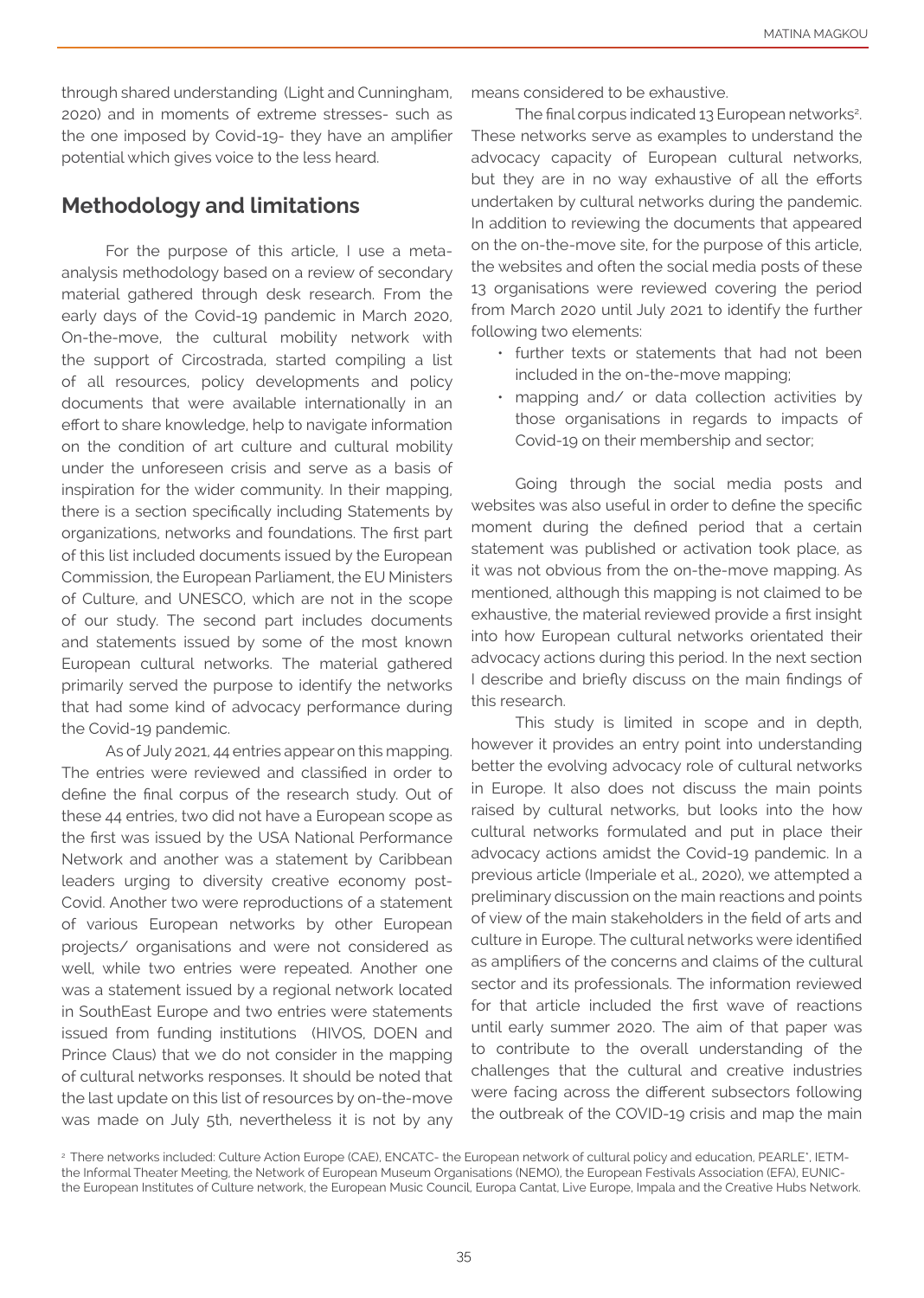through shared understanding (Light and Cunningham, 2020) and in moments of extreme stresses- such as the one imposed by Covid-19- they have an amplifier potential which gives voice to the less heard.

## Methodology and limitations

For the purpose of this article, I use a meta-analysis methodology based on a review of secondary material gathered through desk research. From the early days of the Covid-19 pandemic in March 2020, On-the-move, the cultural mobility network with the support of Circostrada, started compiling a list of all resources, policy developments and policy documents that were available internationally in an effort to share knowledge, help to navigate information on the condition of art culture and cultural mobility under the unforeseen crisis and serve as a basis of inspiration for the wider community. In their mapping, there is a section specifically including Statements by organizations, networks and foundations. The first part of this list included documents issued by the European Commission, the European Parliament, the EU Ministers of Culture, and UNESCO, which are not in the scope of our study. The second part includes documents and statements issued by some of the most known European cultural networks. The material gathered primarily served the purpose to identify the networks that had some kind of advocacy performance during the Covid-19 pandemic.

As of July 2021, 44 entries appear on this mapping. The entries were reviewed and classified in order to define the final corpus of the research study. Out of these 44 entries, two did not have a European scope as the first was issued by the USA National Performance Network and another was a statement by Caribbean leaders urging to diversity creative economy post-Covid. Another two were reproductions of a statement of various European networks by other European projects/ organisations and were not considered as well, while two entries were repeated. Another one was a statement issued by a regional network located in SouthEast Europe and two entries were statements issued from funding institutions (HIVOS, DOEN and Prince Claus) that we do not consider in the mapping of cultural networks responses. It should be noted that the last update on this list of resources by on-the-move was made on July 5th, nevertheless it is not by any means considered to be exhaustive.

The final corpus indicated 13 European networks[2]. These networks serve as examples to understand the advocacy capacity of European cultural networks, but they are in no way exhaustive of all the efforts undertaken by cultural networks during the pandemic. In addition to reviewing the documents that appeared on the on-the-move site, for the purpose of this article, the websites and often the social media posts of these 13 organisations were reviewed covering the period from March 2020 until July 2021 to identify the further following two elements:

- further texts or statements that had not been included in the on-the-move mapping;
- mapping and/ or data collection activities by those organisations in regards to impacts of Covid-19 on their membership and sector;

Going through the social media posts and websites was also useful in order to define the specific moment during the defined period that a certain statement was published or activation took place, as it was not obvious from the on-the-move mapping. As mentioned, although this mapping is not claimed to be exhaustive, the material reviewed provide a first insight into how European cultural networks orientated their advocacy actions during this period. In the next section I describe and briefly discuss on the main findings of this research.

This study is limited in scope and in depth, however it provides an entry point into understanding better the evolving advocacy role of cultural networks in Europe. It also does not discuss the main points raised by cultural networks, but looks into the how cultural networks formulated and put in place their advocacy actions amidst the Covid-19 pandemic. In a previous article (Imperiale et al., 2020), we attempted a preliminary discussion on the main reactions and points of view of the main stakeholders in the field of arts and culture in Europe. The cultural networks were identified as amplifiers of the concerns and claims of the cultural sector and its professionals. The information reviewed for that article included the first wave of reactions until early summer 2020. The aim of that paper was to contribute to the overall understanding of the challenges that the cultural and creative industries were facing across the different subsectors following the outbreak of the COVID-19 crisis and map the main

[2] There networks included: Culture Action Europe (CAE), ENCATC- the European network of cultural policy and education, PEARLE*, IETM- the Informal Theater Meeting, the Network of European Museum Organisations (NEMO), the European Festivals Association (EFA), EUNIC- the European Institutes of Culture network, the European Music Council, Europa Cantat, Live Europe, Impala and the Creative Hubs Network.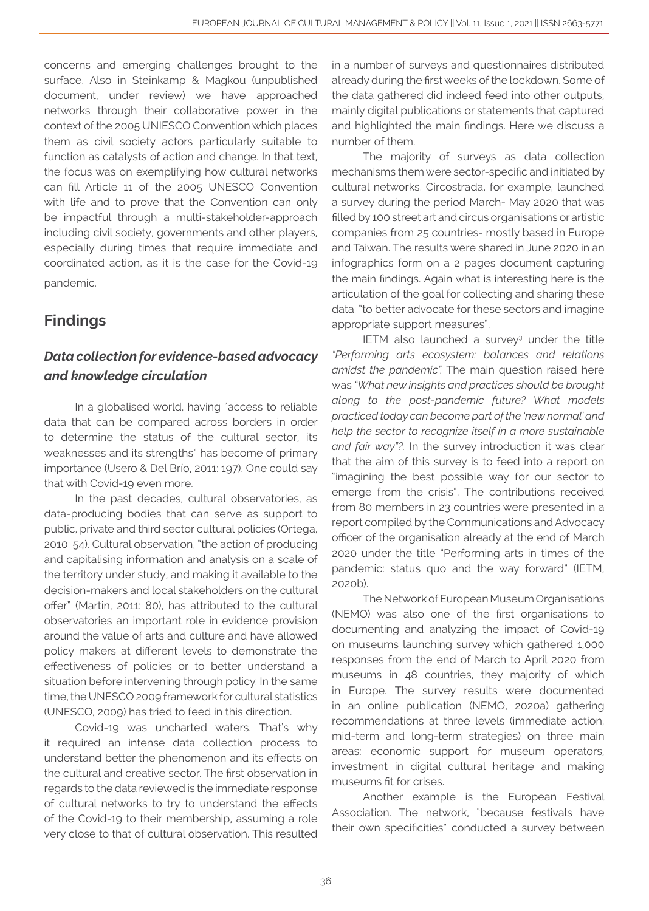concerns and emerging challenges brought to the surface. Also in Steinkamp & Magkou (unpublished document, under review) we have approached networks through their collaborative power in the context of the 2005 UNIESCO Convention which places them as civil society actors particularly suitable to function as catalysts of action and change. In that text, the focus was on exemplifying how cultural networks can fill Article 11 of the 2005 UNESCO Convention with life and to prove that the Convention can only be impactful through a multi-stakeholder-approach including civil society, governments and other players, especially during times that require immediate and coordinated action, as it is the case for the Covid-19 pandemic.

## Findings

### *Data collection for evidence-based advocacy and knowledge circulation*

In a globalised world, having "access to reliable data that can be compared across borders in order to determine the status of the cultural sector, its weaknesses and its strengths" has become of primary importance (Usero & Del Brio, 2011: 197). One could say that with Covid-19 even more.

In the past decades, cultural observatories, as data-producing bodies that can serve as support to public, private and third sector cultural policies (Ortega, 2010: 54). Cultural observation, "the action of producing and capitalising information and analysis on a scale of the territory under study, and making it available to the decision-makers and local stakeholders on the cultural offer" (Martin, 2011: 80), has attributed to the cultural observatories an important role in evidence provision around the value of arts and culture and have allowed policy makers at different levels to demonstrate the effectiveness of policies or to better understand a situation before intervening through policy. In the same time, the UNESCO 2009 framework for cultural statistics (UNESCO, 2009) has tried to feed in this direction.

Covid-19 was uncharted waters. That's why it required an intense data collection process to understand better the phenomenon and its effects on the cultural and creative sector. The first observation in regards to the data reviewed is the immediate response of cultural networks to try to understand the effects of the Covid-19 to their membership, assuming a role very close to that of cultural observation. This resulted in a number of surveys and questionnaires distributed already during the first weeks of the lockdown. Some of the data gathered did indeed feed into other outputs, mainly digital publications or statements that captured and highlighted the main findings. Here we discuss a number of them.

The majority of surveys as data collection mechanisms them were sector-specific and initiated by cultural networks. Circostrada, for example, launched a survey during the period March- May 2020 that was filled by 100 street art and circus organisations or artistic companies from 25 countries- mostly based in Europe and Taiwan. The results were shared in June 2020 in an infographics form on a 2 pages document capturing the main findings. Again what is interesting here is the articulation of the goal for collecting and sharing these data: "to better advocate for these sectors and imagine appropriate support measures".

IETM also launched a survey[3] under the title *"Performing arts ecosystem: balances and relations amidst the pandemic"*. The main question raised here was *"What new insights and practices should be brought along to the post-pandemic future? What models practiced today can become part of the 'new normal' and help the sector to recognize itself in a more sustainable and fair way"?*. In the survey introduction it was clear that the aim of this survey is to feed into a report on "imagining the best possible way for our sector to emerge from the crisis". The contributions received from 80 members in 23 countries were presented in a report compiled by the Communications and Advocacy officer of the organisation already at the end of March 2020 under the title "Performing arts in times of the pandemic: status quo and the way forward" (IETM, 2020b).

The Network of European Museum Organisations (NEMO) was also one of the first organisations to documenting and analyzing the impact of Covid-19 on museums launching survey which gathered 1,000 responses from the end of March to April 2020 from museums in 48 countries, they majority of which in Europe. The survey results were documented in an online publication (NEMO, 2020a) gathering recommendations at three levels (immediate action, mid-term and long-term strategies) on three main areas: economic support for museum operators, investment in digital cultural heritage and making museums fit for crises.

Another example is the European Festival Association. The network, "because festivals have their own specificities" conducted a survey between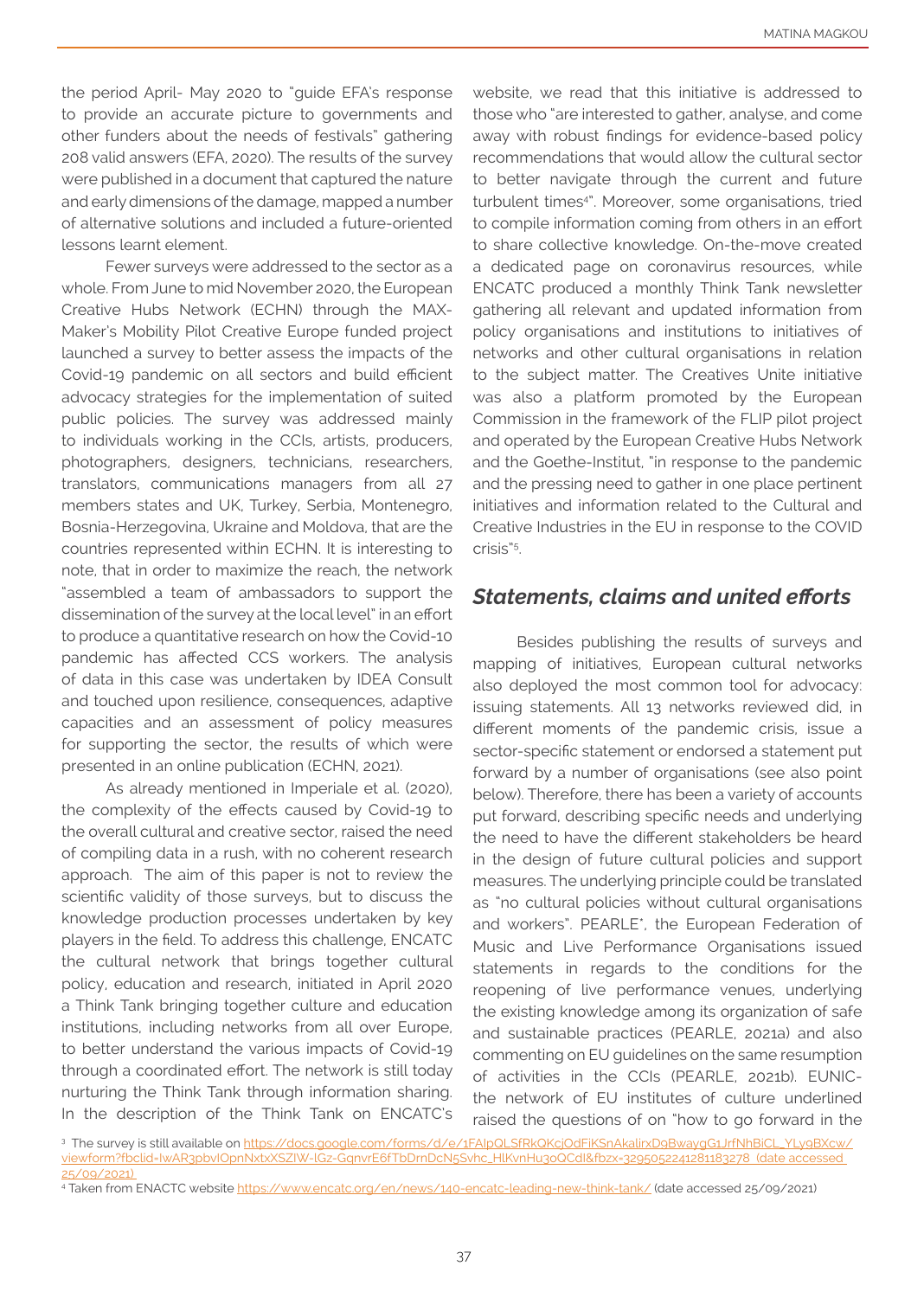the period April- May 2020 to "guide EFA's response to provide an accurate picture to governments and other funders about the needs of festivals" gathering 208 valid answers (EFA, 2020). The results of the survey were published in a document that captured the nature and early dimensions of the damage, mapped a number of alternative solutions and included a future-oriented lessons learnt element.

Fewer surveys were addressed to the sector as a whole. From June to mid November 2020, the European Creative Hubs Network (ECHN) through the MAX-Maker's Mobility Pilot Creative Europe funded project launched a survey to better assess the impacts of the Covid-19 pandemic on all sectors and build efficient advocacy strategies for the implementation of suited public policies. The survey was addressed mainly to individuals working in the CCIs, artists, producers, photographers, designers, technicians, researchers, translators, communications managers from all 27 members states and UK, Turkey, Serbia, Montenegro, Bosnia-Herzegovina, Ukraine and Moldova, that are the countries represented within ECHN. It is interesting to note, that in order to maximize the reach, the network "assembled a team of ambassadors to support the dissemination of the survey at the local level" in an effort to produce a quantitative research on how the Covid-10 pandemic has affected CCS workers. The analysis of data in this case was undertaken by IDEA Consult and touched upon resilience, consequences, adaptive capacities and an assessment of policy measures for supporting the sector, the results of which were presented in an online publication (ECHN, 2021).

As already mentioned in Imperiale et al. (2020), the complexity of the effects caused by Covid-19 to the overall cultural and creative sector, raised the need of compiling data in a rush, with no coherent research approach. The aim of this paper is not to review the scientific validity of those surveys, but to discuss the knowledge production processes undertaken by key players in the field. To address this challenge, ENCATC the cultural network that brings together cultural policy, education and research, initiated in April 2020 a Think Tank bringing together culture and education institutions, including networks from all over Europe, to better understand the various impacts of Covid-19 through a coordinated effort. The network is still today nurturing the Think Tank through information sharing. In the description of the Think Tank on ENCATC's website, we read that this initiative is addressed to those who "are interested to gather, analyse, and come away with robust findings for evidence-based policy recommendations that would allow the cultural sector to better navigate through the current and future turbulent times[4]". Moreover, some organisations, tried to compile information coming from others in an effort to share collective knowledge. On-the-move created a dedicated page on coronavirus resources, while ENCATC produced a monthly Think Tank newsletter gathering all relevant and updated information from policy organisations and institutions to initiatives of networks and other cultural organisations in relation to the subject matter. The Creatives Unite initiative was also a platform promoted by the European Commission in the framework of the FLIP pilot project and operated by the European Creative Hubs Network and the Goethe-Institut, "in response to the pandemic and the pressing need to gather in one place pertinent initiatives and information related to the Cultural and Creative Industries in the EU in response to the COVID crisis"[5].

## *Statements, claims and united efforts*

Besides publishing the results of surveys and mapping of initiatives, European cultural networks also deployed the most common tool for advocacy: issuing statements. All 13 networks reviewed did, in different moments of the pandemic crisis, issue a sector-specific statement or endorsed a statement put forward by a number of organisations (see also point below). Therefore, there has been a variety of accounts put forward, describing specific needs and underlying the need to have the different stakeholders be heard in the design of future cultural policies and support measures. The underlying principle could be translated as "no cultural policies without cultural organisations and workers". PEARLE*, the European Federation of Music and Live Performance Organisations issued statements in regards to the conditions for the reopening of live performance venues, underlying the existing knowledge among its organization of safe and sustainable practices (PEARLE, 2021a) and also commenting on EU guidelines on the same resumption of activities in the CCIs (PEARLE, 2021b). EUNIC- the network of EU institutes of culture underlined raised the questions of on "how to go forward in the

---

[3] The survey is still available on https://docs.google.com/forms/d/e/1FAIpQLSfRkQKcjOdFiKSnAkalirxD9BwaygG1JrfNhBiCL_YLy9BXcw/viewform?fbclid=IwAR3pbvlOpnNxtxXSZIW-lGz-GqnvrE6fTbDrnDcN5Svhc_HlKvnHu3oQCdI&fbzx=3295052241281183278 (date accessed 25/09/2021)

[4] Taken from ENACTC website https://www.encatc.org/en/news/140-encatc-leading-new-think-tank/ (date accessed 25/09/2021)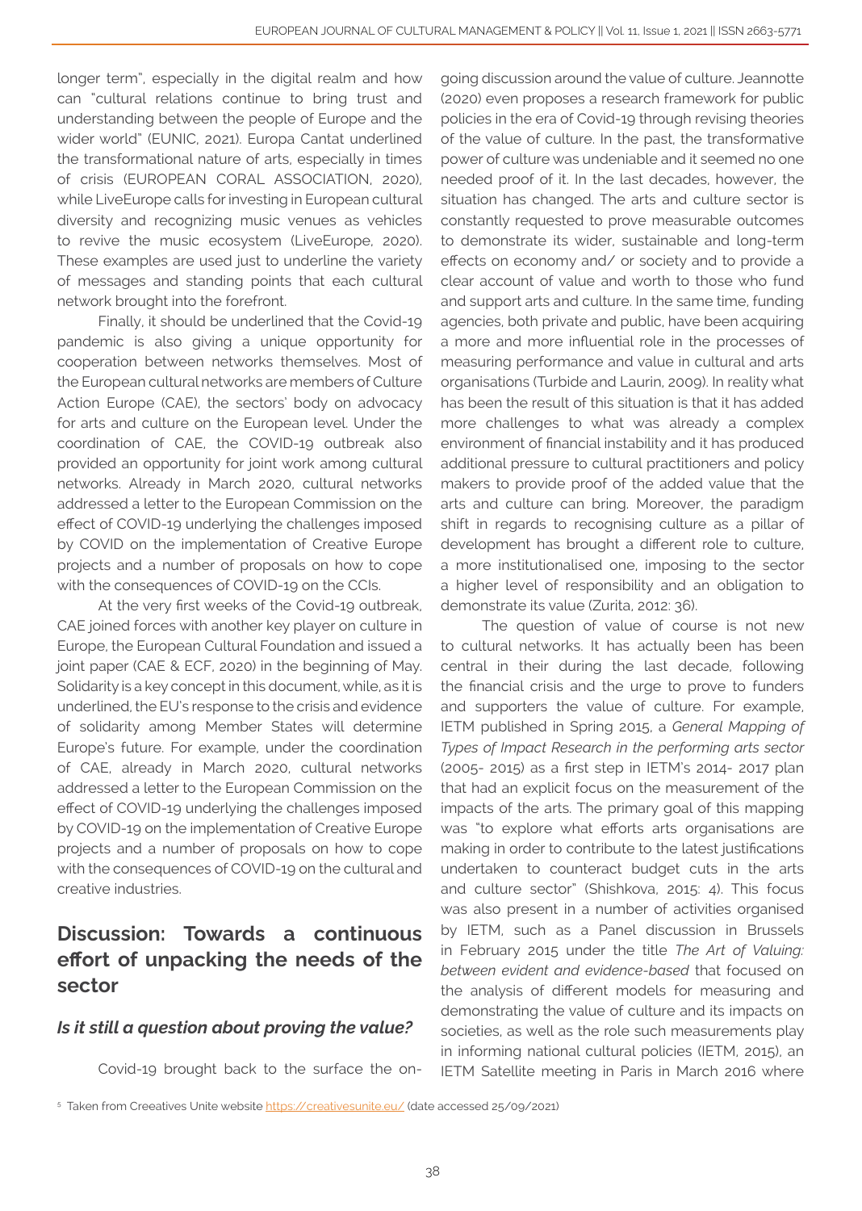longer term", especially in the digital realm and how can "cultural relations continue to bring trust and understanding between the people of Europe and the wider world" (EUNIC, 2021). Europa Cantat underlined the transformational nature of arts, especially in times of crisis (EUROPEAN CORAL ASSOCIATION, 2020), while LiveEurope calls for investing in European cultural diversity and recognizing music venues as vehicles to revive the music ecosystem (LiveEurope, 2020). These examples are used just to underline the variety of messages and standing points that each cultural network brought into the forefront.

Finally, it should be underlined that the Covid-19 pandemic is also giving a unique opportunity for cooperation between networks themselves. Most of the European cultural networks are members of Culture Action Europe (CAE), the sectors' body on advocacy for arts and culture on the European level. Under the coordination of CAE, the COVID-19 outbreak also provided an opportunity for joint work among cultural networks. Already in March 2020, cultural networks addressed a letter to the European Commission on the effect of COVID-19 underlying the challenges imposed by COVID on the implementation of Creative Europe projects and a number of proposals on how to cope with the consequences of COVID-19 on the CCIs.

At the very first weeks of the Covid-19 outbreak, CAE joined forces with another key player on culture in Europe, the European Cultural Foundation and issued a joint paper (CAE & ECF, 2020) in the beginning of May. Solidarity is a key concept in this document, while, as it is underlined, the EU's response to the crisis and evidence of solidarity among Member States will determine Europe's future. For example, under the coordination of CAE, already in March 2020, cultural networks addressed a letter to the European Commission on the effect of COVID-19 underlying the challenges imposed by COVID-19 on the implementation of Creative Europe projects and a number of proposals on how to cope with the consequences of COVID-19 on the cultural and creative industries.

## Discussion: Towards a continuous effort of unpacking the needs of the sector

### *Is it still a question about proving the value?*

Covid-19 brought back to the surface the on-going discussion around the value of culture. Jeannotte (2020) even proposes a research framework for public policies in the era of Covid-19 through revising theories of the value of culture. In the past, the transformative power of culture was undeniable and it seemed no one needed proof of it. In the last decades, however, the situation has changed. The arts and culture sector is constantly requested to prove measurable outcomes to demonstrate its wider, sustainable and long-term effects on economy and/ or society and to provide a clear account of value and worth to those who fund and support arts and culture. In the same time, funding agencies, both private and public, have been acquiring a more and more influential role in the processes of measuring performance and value in cultural and arts organisations (Turbide and Laurin, 2009). In reality what has been the result of this situation is that it has added more challenges to what was already a complex environment of financial instability and it has produced additional pressure to cultural practitioners and policy makers to provide proof of the added value that the arts and culture can bring. Moreover, the paradigm shift in regards to recognising culture as a pillar of development has brought a different role to culture, a more institutionalised one, imposing to the sector a higher level of responsibility and an obligation to demonstrate its value (Zurita, 2012: 36).

The question of value of course is not new to cultural networks. It has actually been has been central in their during the last decade, following the financial crisis and the urge to prove to funders and supporters the value of culture. For example, IETM published in Spring 2015, a *General Mapping of Types of Impact Research in the performing arts sector* (2005- 2015) as a first step in IETM's 2014- 2017 plan that had an explicit focus on the measurement of the impacts of the arts. The primary goal of this mapping was "to explore what efforts arts organisations are making in order to contribute to the latest justifications undertaken to counteract budget cuts in the arts and culture sector" (Shishkova, 2015: 4). This focus was also present in a number of activities organised by IETM, such as a Panel discussion in Brussels in February 2015 under the title *The Art of Valuing: between evident and evidence-based* that focused on the analysis of different models for measuring and demonstrating the value of culture and its impacts on societies, as well as the role such measurements play in informing national cultural policies (IETM, 2015), an IETM Satellite meeting in Paris in March 2016 where

[5] Taken from Creeatives Unite website https://creativesunite.eu/ (date accessed 25/09/2021)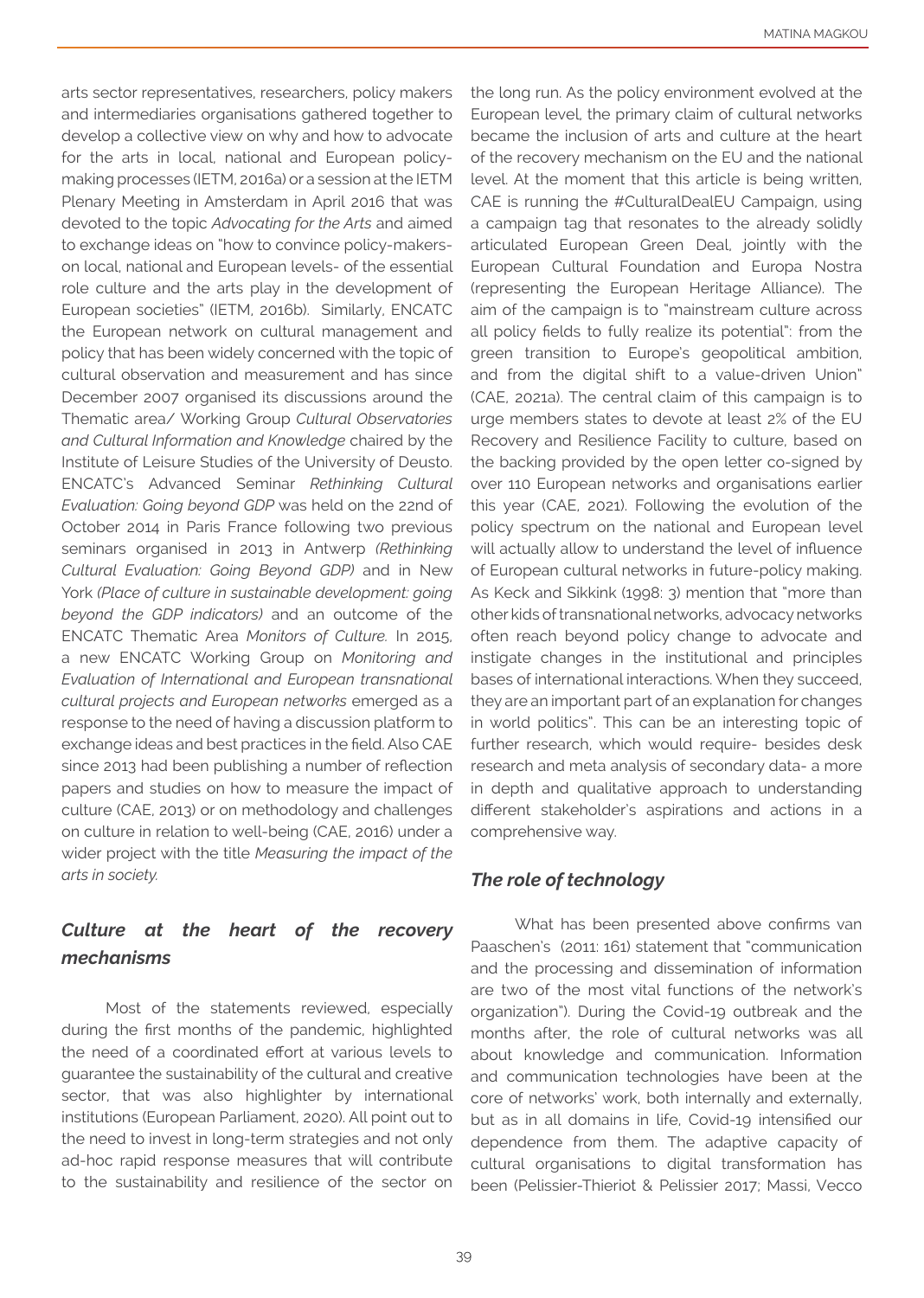arts sector representatives, researchers, policy makers and intermediaries organisations gathered together to develop a collective view on why and how to advocate for the arts in local, national and European policy-making processes (IETM, 2016a) or a session at the IETM Plenary Meeting in Amsterdam in April 2016 that was devoted to the topic *Advocating for the Arts* and aimed to exchange ideas on "how to convince policy-makers- on local, national and European levels- of the essential role culture and the arts play in the development of European societies" (IETM, 2016b). Similarly, ENCATC the European network on cultural management and policy that has been widely concerned with the topic of cultural observation and measurement and has since December 2007 organised its discussions around the Thematic area/ Working Group *Cultural Observatories and Cultural Information and Knowledge* chaired by the Institute of Leisure Studies of the University of Deusto. ENCATC's Advanced Seminar *Rethinking Cultural Evaluation: Going beyond GDP* was held on the 22nd of October 2014 in Paris France following two previous seminars organised in 2013 in Antwerp *(Rethinking Cultural Evaluation: Going Beyond GDP)* and in New York *(Place of culture in sustainable development: going beyond the GDP indicators)* and an outcome of the ENCATC Thematic Area *Monitors of Culture.* In 2015, a new ENCATC Working Group on *Monitoring and Evaluation of International and European transnational cultural projects and European networks* emerged as a response to the need of having a discussion platform to exchange ideas and best practices in the field. Also CAE since 2013 had been publishing a number of reflection papers and studies on how to measure the impact of culture (CAE, 2013) or on methodology and challenges on culture in relation to well-being (CAE, 2016) under a wider project with the title *Measuring the impact of the arts in society.*

## *Culture at the heart of the recovery mechanisms*

Most of the statements reviewed, especially during the first months of the pandemic, highlighted the need of a coordinated effort at various levels to guarantee the sustainability of the cultural and creative sector, that was also highlighter by international institutions (European Parliament, 2020). All point out to the need to invest in long-term strategies and not only ad-hoc rapid response measures that will contribute to the sustainability and resilience of the sector on the long run. As the policy environment evolved at the European level, the primary claim of cultural networks became the inclusion of arts and culture at the heart of the recovery mechanism on the EU and the national level. At the moment that this article is being written, CAE is running the #CulturalDealEU Campaign, using a campaign tag that resonates to the already solidly articulated European Green Deal, jointly with the European Cultural Foundation and Europa Nostra (representing the European Heritage Alliance). The aim of the campaign is to "mainstream culture across all policy fields to fully realize its potential": from the green transition to Europe's geopolitical ambition, and from the digital shift to a value-driven Union" (CAE, 2021a). The central claim of this campaign is to urge members states to devote at least 2% of the EU Recovery and Resilience Facility to culture, based on the backing provided by the open letter co-signed by over 110 European networks and organisations earlier this year (CAE, 2021). Following the evolution of the policy spectrum on the national and European level will actually allow to understand the level of influence of European cultural networks in future-policy making. As Keck and Sikkink (1998: 3) mention that "more than other kids of transnational networks, advocacy networks often reach beyond policy change to advocate and instigate changes in the institutional and principles bases of international interactions. When they succeed, they are an important part of an explanation for changes in world politics". This can be an interesting topic of further research, which would require- besides desk research and meta analysis of secondary data- a more in depth and qualitative approach to understanding different stakeholder's aspirations and actions in a comprehensive way.

## *The role of technology*

What has been presented above confirms van Paaschen's (2011: 161) statement that "communication and the processing and dissemination of information are two of the most vital functions of the network's organization"). During the Covid-19 outbreak and the months after, the role of cultural networks was all about knowledge and communication. Information and communication technologies have been at the core of networks' work, both internally and externally, but as in all domains in life, Covid-19 intensified our dependence from them. The adaptive capacity of cultural organisations to digital transformation has been (Pelissier-Thieriot & Pelissier 2017; Massi, Vecco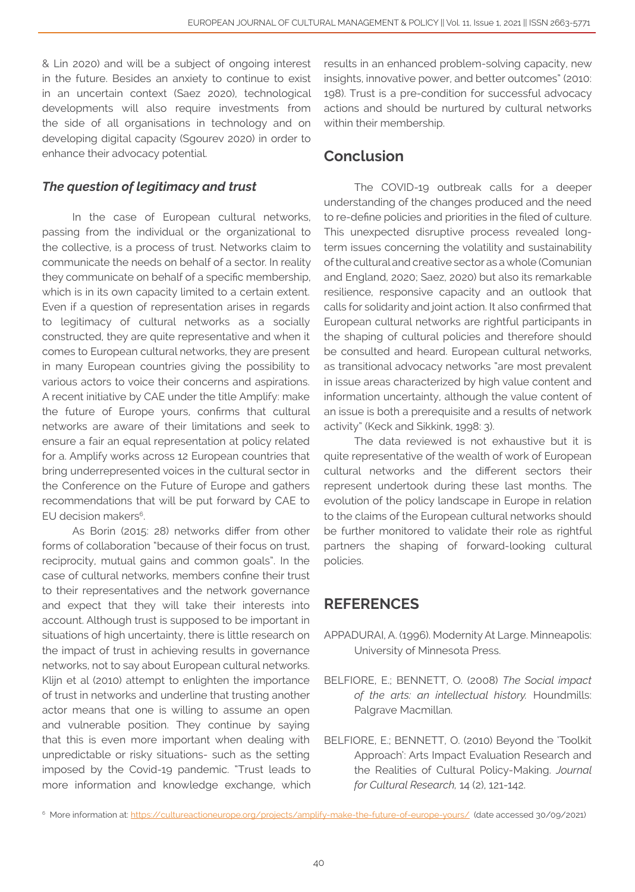& Lin 2020) and will be a subject of ongoing interest in the future. Besides an anxiety to continue to exist in an uncertain context (Saez 2020), technological developments will also require investments from the side of all organisations in technology and on developing digital capacity (Sgourev 2020) in order to enhance their advocacy potential.

### *The question of legitimacy and trust*

In the case of European cultural networks, passing from the individual or the organizational to the collective, is a process of trust. Networks claim to communicate the needs on behalf of a sector. In reality they communicate on behalf of a specific membership, which is in its own capacity limited to a certain extent. Even if a question of representation arises in regards to legitimacy of cultural networks as a socially constructed, they are quite representative and when it comes to European cultural networks, they are present in many European countries giving the possibility to various actors to voice their concerns and aspirations. A recent initiative by CAE under the title Amplify: make the future of Europe yours, confirms that cultural networks are aware of their limitations and seek to ensure a fair an equal representation at policy related for a. Amplify works across 12 European countries that bring underrepresented voices in the cultural sector in the Conference on the Future of Europe and gathers recommendations that will be put forward by CAE to EU decision makers[6].

As Borin (2015: 28) networks differ from other forms of collaboration "because of their focus on trust, reciprocity, mutual gains and common goals". In the case of cultural networks, members confine their trust to their representatives and the network governance and expect that they will take their interests into account. Although trust is supposed to be important in situations of high uncertainty, there is little research on the impact of trust in achieving results in governance networks, not to say about European cultural networks. Klijn et al (2010) attempt to enlighten the importance of trust in networks and underline that trusting another actor means that one is willing to assume an open and vulnerable position. They continue by saying that this is even more important when dealing with unpredictable or risky situations- such as the setting imposed by the Covid-19 pandemic. "Trust leads to more information and knowledge exchange, which results in an enhanced problem-solving capacity, new insights, innovative power, and better outcomes" (2010: 198). Trust is a pre-condition for successful advocacy actions and should be nurtured by cultural networks within their membership.

## Conclusion

The COVID-19 outbreak calls for a deeper understanding of the changes produced and the need to re-define policies and priorities in the filed of culture. This unexpected disruptive process revealed long-term issues concerning the volatility and sustainability of the cultural and creative sector as a whole (Comunian and England, 2020; Saez, 2020) but also its remarkable resilience, responsive capacity and an outlook that calls for solidarity and joint action. It also confirmed that European cultural networks are rightful participants in the shaping of cultural policies and therefore should be consulted and heard. European cultural networks, as transitional advocacy networks "are most prevalent in issue areas characterized by high value content and information uncertainty, although the value content of an issue is both a prerequisite and a results of network activity" (Keck and Sikkink, 1998: 3).

The data reviewed is not exhaustive but it is quite representative of the wealth of work of European cultural networks and the different sectors their represent undertook during these last months. The evolution of the policy landscape in Europe in relation to the claims of the European cultural networks should be further monitored to validate their role as rightful partners the shaping of forward-looking cultural policies.

## REFERENCES

APPADURAI, A. (1996). Modernity At Large. Minneapolis: University of Minnesota Press.

BELFIORE, E.; BENNETT, O. (2008) *The Social impact of the arts: an intellectual history.* Houndmills: Palgrave Macmillan.

BELFIORE, E.; BENNETT, O. (2010) Beyond the 'Toolkit Approach': Arts Impact Evaluation Research and the Realities of Cultural Policy-Making. *Journal for Cultural Research*, 14 (2), 121-142.

[6] More information at: https://cultureactioneurope.org/projects/amplify-make-the-future-of-europe-yours/ (date accessed 30/09/2021)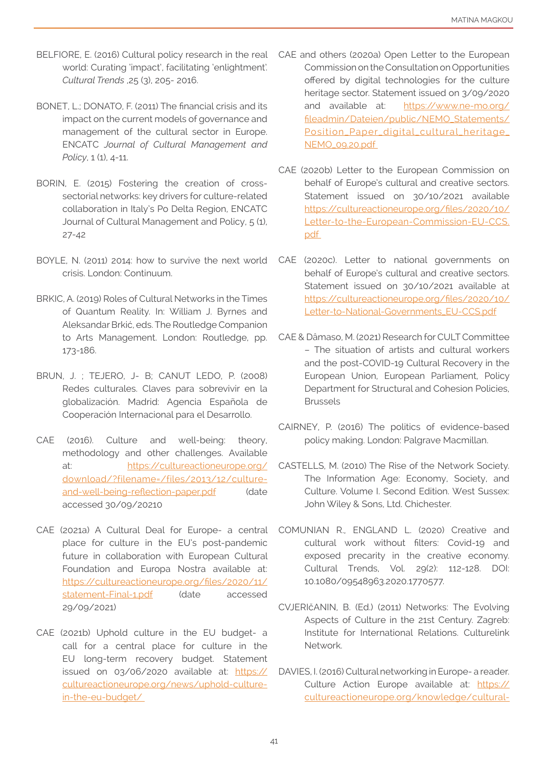BELFIORE, E. (2016) Cultural policy research in the real world: Curating 'impact', facilitating 'enlightment'. *Cultural Trends* ,25 (3), 205- 2016.

BONET, L.; DONATO, F. (2011) The financial crisis and its impact on the current models of governance and management of the cultural sector in Europe. ENCATC *Journal of Cultural Management and Policy*, 1 (1), 4-11.

BORIN, E. (2015) Fostering the creation of cross-sectorial networks: key drivers for culture-related collaboration in Italy's Po Delta Region, ENCATC Journal of Cultural Management and Policy, 5 (1), 27-42

BOYLE, N. (2011) 2014: how to survive the next world crisis. London: Continuum.

BRKIC, A. (2019) Roles of Cultural Networks in the Times of Quantum Reality. In: William J. Byrnes and Aleksandar Brkić, eds. The Routledge Companion to Arts Management. London: Routledge, pp. 173-186.

BRUN, J. ; TEJERO, J- B; CANUT LEDO, P. (2008) Redes culturales. Claves para sobrevivir en la globalización. Madrid: Agencia Española de Cooperación Internacional para el Desarrollo.

CAE (2016). Culture and well-being: theory, methodology and other challenges. Available at: https://cultureactioneurope.org/download/?filename=/files/2013/12/culture-and-well-being-reflection-paper.pdf (date accessed 30/09/20210

CAE (2021a) A Cultural Deal for Europe- a central place for culture in the EU's post-pandemic future in collaboration with European Cultural Foundation and Europa Nostra available at: https://cultureactioneurope.org/files/2020/11/statement-Final-1.pdf (date accessed 29/09/2021)

CAE (2021b) Uphold culture in the EU budget- a call for a central place for culture in the EU long-term recovery budget. Statement issued on 03/06/2020 available at: https://cultureactioneurope.org/news/uphold-culture-in-the-eu-budget/

CAE and others (2020a) Open Letter to the European Commission on the Consultation on Opportunities offered by digital technologies for the culture heritage sector. Statement issued on 3/09/2020 and available at: https://www.ne-mo.org/fileadmin/Dateien/public/NEMO_Statements/Position_Paper_digital_cultural_heritage_NEMO_09.20.pdf

CAE (2020b) Letter to the European Commission on behalf of Europe's cultural and creative sectors. Statement issued on 30/10/2021 available https://cultureactioneurope.org/files/2020/10/Letter-to-the-European-Commission-EU-CCS.pdf

CAE (2020c). Letter to national governments on behalf of Europe's cultural and creative sectors. Statement issued on 30/10/2021 available at https://cultureactioneurope.org/files/2020/10/Letter-to-National-Governments_EU-CCS.pdf

CAE & Dâmaso, M. (2021) Research for CULT Committee – The situation of artists and cultural workers and the post-COVID-19 Cultural Recovery in the European Union, European Parliament, Policy Department for Structural and Cohesion Policies, Brussels

CAIRNEY, P. (2016) The politics of evidence-based policy making. London: Palgrave Macmillan.

CASTELLS, M. (2010) The Rise of the Network Society. The Information Age: Economy, Society, and Culture. Volume I. Second Edition. West Sussex: John Wiley & Sons, Ltd. Chichester.

COMUNIAN R., ENGLAND L. (2020) Creative and cultural work without filters: Covid-19 and exposed precarity in the creative economy. Cultural Trends, Vol. 29(2): 112-128. DOI: 10.1080/09548963.2020.1770577.

CVJERIčANIN, B. (Ed.) (2011) Networks: The Evolving Aspects of Culture in the 21st Century. Zagreb: Institute for International Relations. Culturelink Network.

DAVIES, I. (2016) Cultural networking in Europe- a reader. Culture Action Europe available at: https://cultureactioneurope.org/knowledge/cultural-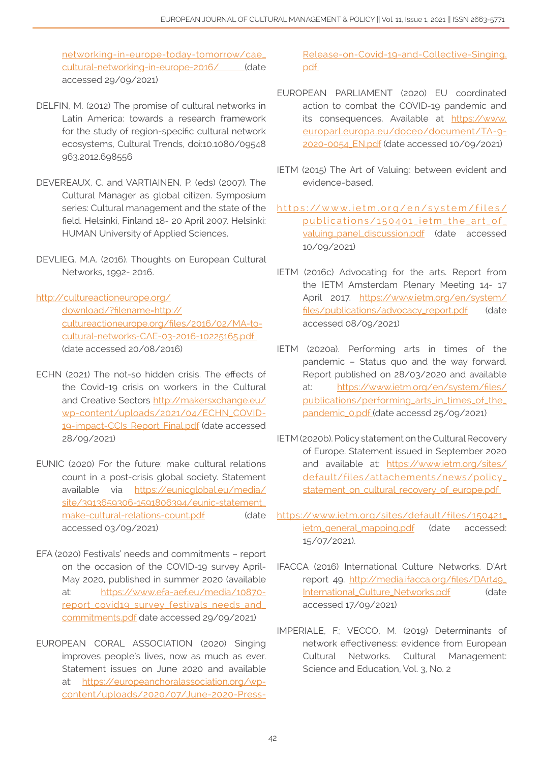networking-in-europe-today-tomorrow/cae_cultural-networking-in-europe-2016/ (date accessed 29/09/2021)

DELFIN, M. (2012) The promise of cultural networks in Latin America: towards a research framework for the study of region-specific cultural network ecosystems, Cultural Trends, doi:10.1080/09548963.2012.698556

DEVEREAUX, C. and VARTIAINEN, P. (eds) (2007). The Cultural Manager as global citizen. Symposium series: Cultural management and the state of the field. Helsinki, Finland 18- 20 April 2007. Helsinki: HUMAN University of Applied Sciences.

DEVLIEG, M.A. (2016). Thoughts on European Cultural Networks, 1992- 2016.

http://cultureactioneurope.org/download/?filename=http://cultureactioneurope.org/files/2016/02/MA-to-cultural-networks-CAE-03-2016-10225165.pdf (date accessed 20/08/2016)

ECHN (2021) The not-so hidden crisis. The effects of the Covid-19 crisis on workers in the Cultural and Creative Sectors http://makersxchange.eu/wp-content/uploads/2021/04/ECHN_COVID-19-impact-CCIs_Report_Final.pdf (date accessed 28/09/2021)

EUNIC (2020) For the future: make cultural relations count in a post-crisis global society. Statement available via https://eunicglobal.eu/media/site/3913659306-1591806394/eunic-statement_make-cultural-relations-count.pdf (date accessed 03/09/2021)

EFA (2020) Festivals' needs and commitments – report on the occasion of the COVID-19 survey April-May 2020, published in summer 2020 (available at: https://www.efa-aef.eu/media/10870-report_covid19_survey_festivals_needs_and_commitments.pdf date accessed 29/09/2021)

EUROPEAN CORAL ASSOCIATION (2020) Singing improves people's lives, now as much as ever. Statement issues on June 2020 and available at: https://europeanchoralassociation.org/wp-content/uploads/2020/07/June-2020-Press-Release-on-Covid-19-and-Collective-Singing.pdf

EUROPEAN PARLIAMENT (2020) EU coordinated action to combat the COVID-19 pandemic and its consequences. Available at https://www.europarl.europa.eu/doceo/document/TA-9-2020-0054_EN.pdf (date accessed 10/09/2021)

IETM (2015) The Art of Valuing: between evident and evidence-based.

https://www.ietm.org/en/system/files/publications/150401_ietm_the_art_of_valuing_panel_discussion.pdf (date accessed 10/09/2021)

IETM (2016c) Advocating for the arts. Report from the IETM Amsterdam Plenary Meeting 14- 17 April 2017. https://www.ietm.org/en/system/files/publications/advocacy_report.pdf (date accessed 08/09/2021)

IETM (2020a). Performing arts in times of the pandemic – Status quo and the way forward. Report published on 28/03/2020 and available at: https://www.ietm.org/en/system/files/publications/performing_arts_in_times_of_the_pandemic_0.pdf (date accessd 25/09/2021)

IETM (2020b). Policy statement on the Cultural Recovery of Europe. Statement issued in September 2020 and available at: https://www.ietm.org/sites/default/files/attachements/news/policy_statement_on_cultural_recovery_of_europe.pdf

https://www.ietm.org/sites/default/files/150421_ietm_general_mapping.pdf (date accessed: 15/07/2021).

IFACCA (2016) International Culture Networks. D'Art report 49. http://media.ifacca.org/files/DArt49_International_Culture_Networks.pdf (date accessed 17/09/2021)

IMPERIALE, F.; VECCO, M. (2019) Determinants of network effectiveness: evidence from European Cultural Networks. Cultural Management: Science and Education, Vol. 3, No. 2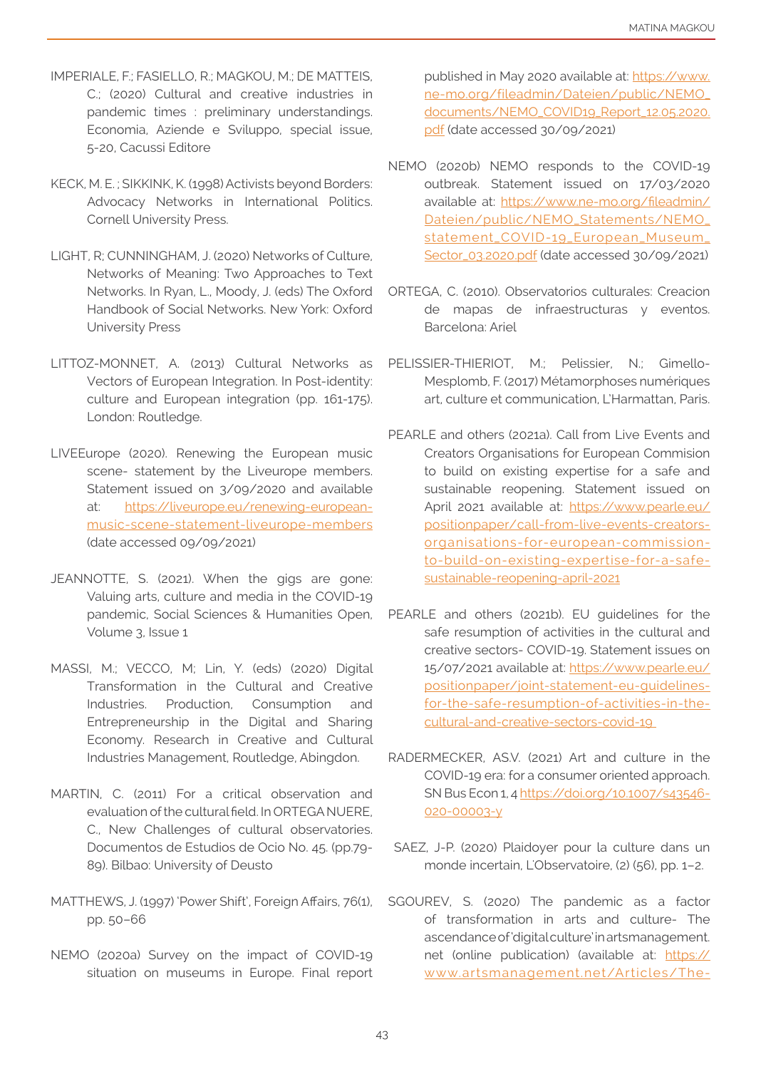IMPERIALE, F.; FASIELLO, R.; MAGKOU, M.; DE MATTEIS, C.; (2020) Cultural and creative industries in pandemic times : preliminary understandings. Economia, Aziende e Sviluppo, special issue, 5-20, Cacussi Editore

KECK, M. E. ; SIKKINK, K. (1998) Activists beyond Borders: Advocacy Networks in International Politics. Cornell University Press.

LIGHT, R; CUNNINGHAM, J. (2020) Networks of Culture, Networks of Meaning: Two Approaches to Text Networks. In Ryan, L., Moody, J. (eds) The Oxford Handbook of Social Networks. New York: Oxford University Press

LITTOZ-MONNET, A. (2013) Cultural Networks as Vectors of European Integration. In Post-identity: culture and European integration (pp. 161-175). London: Routledge.

LIVEEurope (2020). Renewing the European music scene- statement by the Liveurope members. Statement issued on 3/09/2020 and available at: https://liveurope.eu/renewing-european-music-scene-statement-liveurope-members (date accessed 09/09/2021)

JEANNOTTE, S. (2021). When the gigs are gone: Valuing arts, culture and media in the COVID-19 pandemic, Social Sciences & Humanities Open, Volume 3, Issue 1

MASSI, M.; VECCO, M; Lin, Y. (eds) (2020) Digital Transformation in the Cultural and Creative Industries. Production, Consumption and Entrepreneurship in the Digital and Sharing Economy. Research in Creative and Cultural Industries Management, Routledge, Abingdon.

MARTIN, C. (2011) For a critical observation and evaluation of the cultural field. In ORTEGA NUERE, C., New Challenges of cultural observatories. Documentos de Estudios de Ocio No. 45. (pp.79-89). Bilbao: University of Deusto

MATTHEWS, J. (1997) 'Power Shift', Foreign Affairs, 76(1), pp. 50–66

NEMO (2020a) Survey on the impact of COVID-19 situation on museums in Europe. Final report published in May 2020 available at: https://www.ne-mo.org/fileadmin/Dateien/public/NEMO_documents/NEMO_COVID19_Report_12.05.2020.pdf (date accessed 30/09/2021)

NEMO (2020b) NEMO responds to the COVID-19 outbreak. Statement issued on 17/03/2020 available at: https://www.ne-mo.org/fileadmin/Dateien/public/NEMO_Statements/NEMO_statement_COVID-19_European_Museum_Sector_03.2020.pdf (date accessed 30/09/2021)

ORTEGA, C. (2010). Observatorios culturales: Creacion de mapas de infraestructuras y eventos. Barcelona: Ariel

PELISSIER-THIERIOT, M.; Pelissier, N.; Gimello-Mesplomb, F. (2017) Métamorphoses numériques art, culture et communication, L'Harmattan, Paris.

PEARLE and others (2021a). Call from Live Events and Creators Organisations for European Commision to build on existing expertise for a safe and sustainable reopening. Statement issued on April 2021 available at: https://www.pearle.eu/positionpaper/call-from-live-events-creators-organisations-for-european-commission-to-build-on-existing-expertise-for-a-safe-sustainable-reopening-april-2021

PEARLE and others (2021b). EU guidelines for the safe resumption of activities in the cultural and creative sectors- COVID-19. Statement issues on 15/07/2021 available at: https://www.pearle.eu/positionpaper/joint-statement-eu-guidelines-for-the-safe-resumption-of-activities-in-the-cultural-and-creative-sectors-covid-19

RADERMECKER, AS.V. (2021) Art and culture in the COVID-19 era: for a consumer oriented approach. SN Bus Econ 1, 4 https://doi.org/10.1007/s43546-020-00003-y

SAEZ, J-P. (2020) Plaidoyer pour la culture dans un monde incertain, L'Observatoire, (2) (56), pp. 1–2.

SGOUREV, S. (2020) The pandemic as a factor of transformation in arts and culture- The ascendance of 'digital culture' in artsmanagement.net (online publication) (available at: https://www.artsmanagement.net/Articles/The-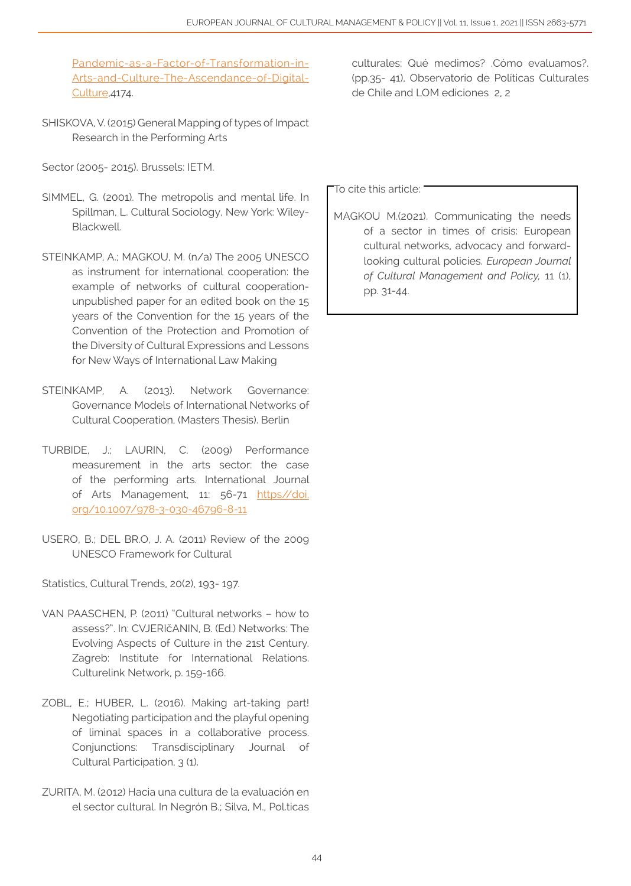[Pandemic-as-a-Factor-of-Transformation-in-Arts-and-Culture-The-Ascendance-of-Digital-Culture](Pandemic-as-a-Factor-of-Transformation-in-Arts-and-Culture-The-Ascendance-of-Digital-Culture).4174.

SHISKOVA, V. (2015) General Mapping of types of Impact Research in the Performing Arts

Sector (2005- 2015). Brussels: IETM.

SIMMEL, G. (2001). The metropolis and mental life. In Spillman, L. Cultural Sociology, New York: Wiley-Blackwell.

STEINKAMP, A.; MAGKOU, M. (n/a) The 2005 UNESCO as instrument for international cooperation: the example of networks of cultural cooperation-unpublished paper for an edited book on the 15 years of the Convention for the 15 years of the Convention of the Protection and Promotion of the Diversity of Cultural Expressions and Lessons for New Ways of International Law Making

STEINKAMP, A. (2013). Network Governance: Governance Models of International Networks of Cultural Cooperation, (Masters Thesis). Berlin

TURBIDE, J.; LAURIN, C. (2009) Performance measurement in the arts sector: the case of the performing arts. International Journal of Arts Management, 11: 56-71 [https//doi.org/10.1007/978-3-030-46796-8-11](https//doi.org/10.1007/978-3-030-46796-8-11)

USERO, B.; DEL BR.O, J. A. (2011) Review of the 2009 UNESCO Framework for Cultural

Statistics, Cultural Trends, 20(2), 193- 197.

VAN PAASCHEN, P. (2011) "Cultural networks – how to assess?". In: CVJERIčANIN, B. (Ed.) Networks: The Evolving Aspects of Culture in the 21st Century. Zagreb: Institute for International Relations. Culturelink Network, p. 159-166.

ZOBL, E.; HUBER, L. (2016). Making art-taking part! Negotiating participation and the playful opening of liminal spaces in a collaborative process. Conjunctions: Transdisciplinary Journal of Cultural Participation, 3 (1).

ZURITA, M. (2012) Hacia una cultura de la evaluación en el sector cultural. In Negrón B.; Silva, M., Pol.ticas culturales: Qué medimos? .Cómo evaluamos?. (pp.35- 41), Observatorio de Políticas Culturales de Chile and LOM ediciones 2, 2

To cite this article:

MAGKOU M.(2021). Communicating the needs of a sector in times of crisis: European cultural networks, advocacy and forward-looking cultural policies. *European Journal of Cultural Management and Policy,* 11 (1), pp. 31-44.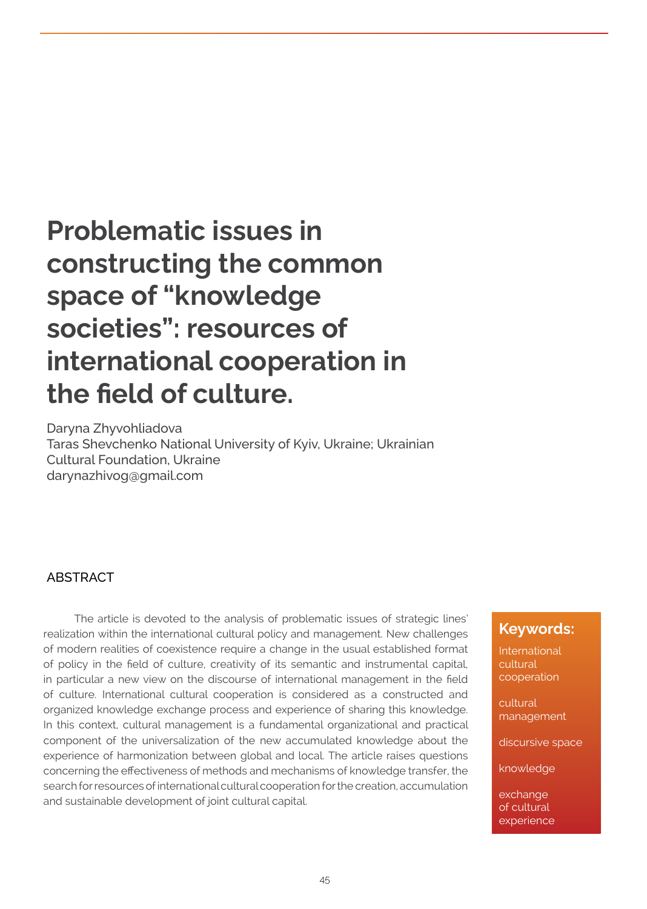# Problematic issues in constructing the common space of "knowledge societies": resources of international cooperation in the field of culture.

Daryna Zhyvohliadova
Taras Shevchenko National University of Kyiv, Ukraine; Ukrainian Cultural Foundation, Ukraine
darynazhivog@gmail.com

## ABSTRACT

The article is devoted to the analysis of problematic issues of strategic lines' realization within the international cultural policy and management. New challenges of modern realities of coexistence require a change in the usual established format of policy in the field of culture, creativity of its semantic and instrumental capital, in particular a new view on the discourse of international management in the field of culture. International cultural cooperation is considered as a constructed and organized knowledge exchange process and experience of sharing this knowledge. In this context, cultural management is a fundamental organizational and practical component of the universalization of the new accumulated knowledge about the experience of harmonization between global and local. The article raises questions concerning the effectiveness of methods and mechanisms of knowledge transfer, the search for resources of international cultural cooperation for the creation, accumulation and sustainable development of joint cultural capital.

**Keywords:**

International cultural cooperation

cultural management

discursive space

knowledge

exchange of cultural experience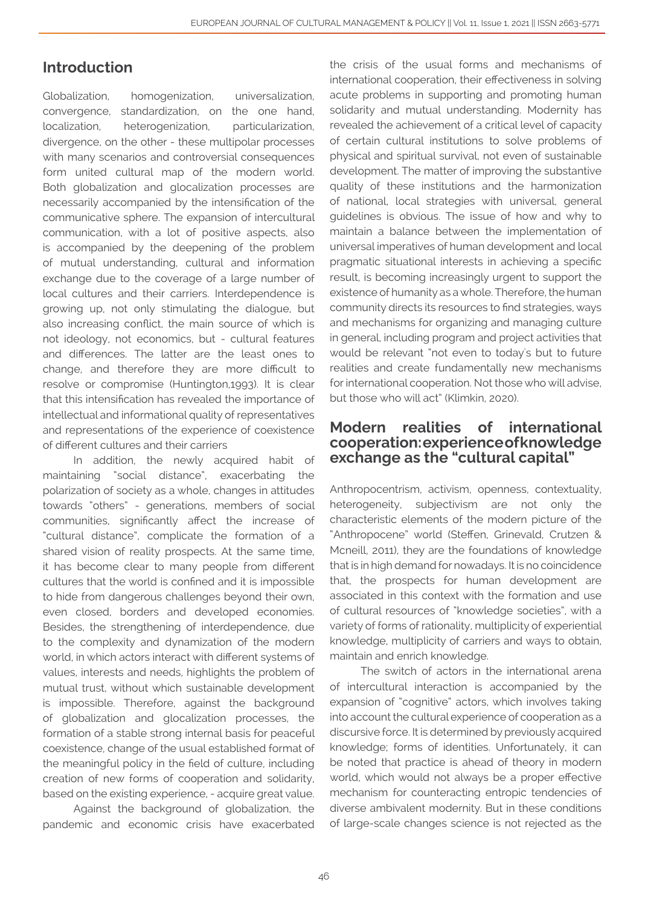## Introduction

Globalization, homogenization, universalization, convergence, standardization, on the one hand, localization, heterogenization, particularization, divergence, on the other - these multipolar processes with many scenarios and controversial consequences form united cultural map of the modern world. Both globalization and glocalization processes are necessarily accompanied by the intensification of the communicative sphere. The expansion of intercultural communication, with a lot of positive aspects, also is accompanied by the deepening of the problem of mutual understanding, cultural and information exchange due to the coverage of a large number of local cultures and their carriers. Interdependence is growing up, not only stimulating the dialogue, but also increasing conflict, the main source of which is not ideology, not economics, but - cultural features and differences. The latter are the least ones to change, and therefore they are more difficult to resolve or compromise (Huntington,1993). It is clear that this intensification has revealed the importance of intellectual and informational quality of representatives and representations of the experience of coexistence of different cultures and their carriers

In addition, the newly acquired habit of maintaining "social distance", exacerbating the polarization of society as a whole, changes in attitudes towards "others" - generations, members of social communities, significantly affect the increase of "cultural distance", complicate the formation of a shared vision of reality prospects. At the same time, it has become clear to many people from different cultures that the world is confined and it is impossible to hide from dangerous challenges beyond their own, even closed, borders and developed economies. Besides, the strengthening of interdependence, due to the complexity and dynamization of the modern world, in which actors interact with different systems of values, interests and needs, highlights the problem of mutual trust, without which sustainable development is impossible. Therefore, against the background of globalization and glocalization processes, the formation of a stable strong internal basis for peaceful coexistence, change of the usual established format of the meaningful policy in the field of culture, including creation of new forms of cooperation and solidarity, based on the existing experience, - acquire great value.

Against the background of globalization, the pandemic and economic crisis have exacerbated the crisis of the usual forms and mechanisms of international cooperation, their effectiveness in solving acute problems in supporting and promoting human solidarity and mutual understanding. Modernity has revealed the achievement of a critical level of capacity of certain cultural institutions to solve problems of physical and spiritual survival, not even of sustainable development. The matter of improving the substantive quality of these institutions and the harmonization of national, local strategies with universal, general guidelines is obvious. The issue of how and why to maintain a balance between the implementation of universal imperatives of human development and local pragmatic situational interests in achieving a specific result, is becoming increasingly urgent to support the existence of humanity as a whole. Therefore, the human community directs its resources to find strategies, ways and mechanisms for organizing and managing culture in general, including program and project activities that would be relevant "not even to today's but to future realities and create fundamentally new mechanisms for international cooperation. Not those who will advise, but those who will act" (Klimkin, 2020).

## Modern realities of international cooperation: experience of knowledge exchange as the "cultural capital"

Anthropocentrism, activism, openness, contextuality, heterogeneity, subjectivism are not only the characteristic elements of the modern picture of the "Anthropocene" world (Steffen, Grinevald, Crutzen & Mcneill, 2011), they are the foundations of knowledge that is in high demand for nowadays. It is no coincidence that, the prospects for human development are associated in this context with the formation and use of cultural resources of "knowledge societies", with a variety of forms of rationality, multiplicity of experiential knowledge, multiplicity of carriers and ways to obtain, maintain and enrich knowledge.

The switch of actors in the international arena of intercultural interaction is accompanied by the expansion of "cognitive" actors, which involves taking into account the cultural experience of cooperation as a discursive force. It is determined by previously acquired knowledge; forms of identities. Unfortunately, it can be noted that practice is ahead of theory in modern world, which would not always be a proper effective mechanism for counteracting entropic tendencies of diverse ambivalent modernity. But in these conditions of large-scale changes science is not rejected as the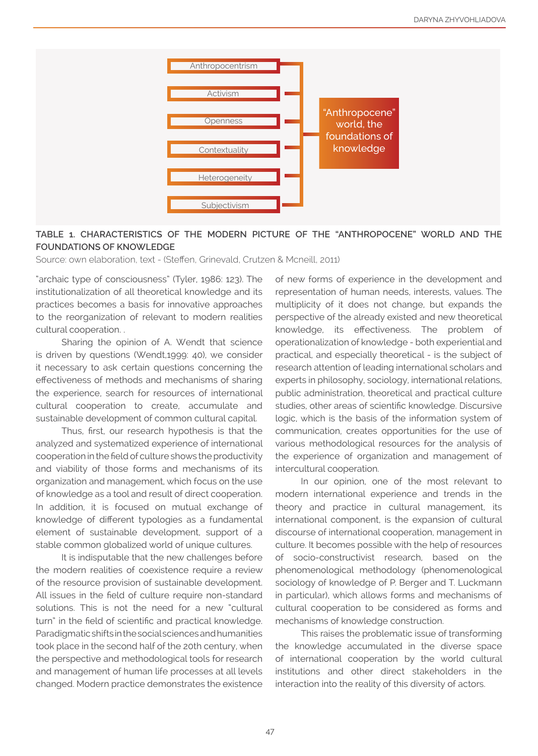| Characteristics | | |
|---|---|---|
| Anthropocentrism | → | "Anthropocene" world, the foundations of knowledge |
| Activism | → | |
| Openness | → | |
| Contextuality | → | |
| Heterogeneity | → | |
| Subjectivism | → | |

**TABLE 1. CHARACTERISTICS OF THE MODERN PICTURE OF THE "ANTHROPOCENE" WORLD AND THE FOUNDATIONS OF KNOWLEDGE**

Source: own elaboration, text - (Steffen, Grinevald, Crutzen & Mcneill, 2011)

"archaic type of consciousness" (Tyler, 1986: 123). The institutionalization of all theoretical knowledge and its practices becomes a basis for innovative approaches to the reorganization of relevant to modern realities cultural cooperation. .

Sharing the opinion of A. Wendt that science is driven by questions (Wendt,1999: 40), we consider it necessary to ask certain questions concerning the effectiveness of methods and mechanisms of sharing the experience, search for resources of international cultural cooperation to create, accumulate and sustainable development of common cultural capital.

Thus, first, our research hypothesis is that the analyzed and systematized experience of international cooperation in the field of culture shows the productivity and viability of those forms and mechanisms of its organization and management, which focus on the use of knowledge as a tool and result of direct cooperation. In addition, it is focused on mutual exchange of knowledge of different typologies as a fundamental element of sustainable development, support of a stable common globalized world of unique cultures.

It is indisputable that the new challenges before the modern realities of coexistence require a review of the resource provision of sustainable development. All issues in the field of culture require non-standard solutions. This is not the need for a new "cultural turn" in the field of scientific and practical knowledge. Paradigmatic shifts in the social sciences and humanities took place in the second half of the 20th century, when the perspective and methodological tools for research and management of human life processes at all levels changed. Modern practice demonstrates the existence of new forms of experience in the development and representation of human needs, interests, values. The multiplicity of it does not change, but expands the perspective of the already existed and new theoretical knowledge, its effectiveness. The problem of operationalization of knowledge - both experiential and practical, and especially theoretical - is the subject of research attention of leading international scholars and experts in philosophy, sociology, international relations, public administration, theoretical and practical culture studies, other areas of scientific knowledge. Discursive logic, which is the basis of the information system of communication, creates opportunities for the use of various methodological resources for the analysis of the experience of organization and management of intercultural cooperation.

In our opinion, one of the most relevant to modern international experience and trends in the theory and practice in cultural management, its international component, is the expansion of cultural discourse of international cooperation, management in culture. It becomes possible with the help of resources of socio-constructivist research, based on the phenomenological methodology (phenomenological sociology of knowledge of P. Berger and T. Luckmann in particular), which allows forms and mechanisms of cultural cooperation to be considered as forms and mechanisms of knowledge construction.

This raises the problematic issue of transforming the knowledge accumulated in the diverse space of international cooperation by the world cultural institutions and other direct stakeholders in the interaction into the reality of this diversity of actors.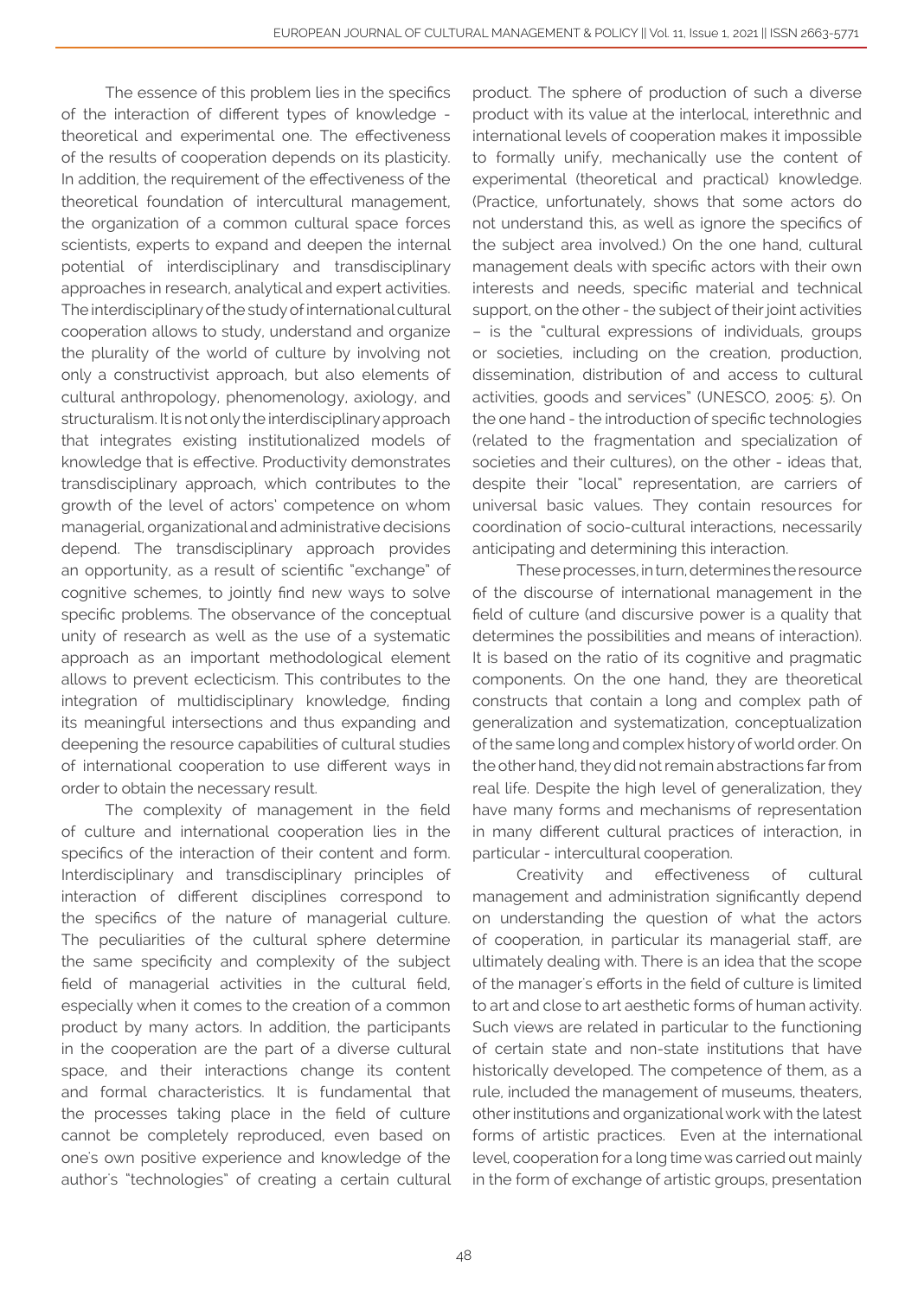The essence of this problem lies in the specifics of the interaction of different types of knowledge - theoretical and experimental one. The effectiveness of the results of cooperation depends on its plasticity. In addition, the requirement of the effectiveness of the theoretical foundation of intercultural management, the organization of a common cultural space forces scientists, experts to expand and deepen the internal potential of interdisciplinary and transdisciplinary approaches in research, analytical and expert activities. The interdisciplinary of the study of international cultural cooperation allows to study, understand and organize the plurality of the world of culture by involving not only a constructivist approach, but also elements of cultural anthropology, phenomenology, axiology, and structuralism. It is not only the interdisciplinary approach that integrates existing institutionalized models of knowledge that is effective. Productivity demonstrates transdisciplinary approach, which contributes to the growth of the level of actors' competence on whom managerial, organizational and administrative decisions depend. The transdisciplinary approach provides an opportunity, as a result of scientific "exchange" of cognitive schemes, to jointly find new ways to solve specific problems. The observance of the conceptual unity of research as well as the use of a systematic approach as an important methodological element allows to prevent eclecticism. This contributes to the integration of multidisciplinary knowledge, finding its meaningful intersections and thus expanding and deepening the resource capabilities of cultural studies of international cooperation to use different ways in order to obtain the necessary result.

The complexity of management in the field of culture and international cooperation lies in the specifics of the interaction of their content and form. Interdisciplinary and transdisciplinary principles of interaction of different disciplines correspond to the specifics of the nature of managerial culture. The peculiarities of the cultural sphere determine the same specificity and complexity of the subject field of managerial activities in the cultural field, especially when it comes to the creation of a common product by many actors. In addition, the participants in the cooperation are the part of a diverse cultural space, and their interactions change its content and formal characteristics. It is fundamental that the processes taking place in the field of culture cannot be completely reproduced, even based on one's own positive experience and knowledge of the author's "technologies" of creating a certain cultural product. The sphere of production of such a diverse product with its value at the interlocal, interethnic and international levels of cooperation makes it impossible to formally unify, mechanically use the content of experimental (theoretical and practical) knowledge. (Practice, unfortunately, shows that some actors do not understand this, as well as ignore the specifics of the subject area involved.) On the one hand, cultural management deals with specific actors with their own interests and needs, specific material and technical support, on the other - the subject of their joint activities – is the "cultural expressions of individuals, groups or societies, including on the creation, production, dissemination, distribution of and access to cultural activities, goods and services" (UNESCO, 2005: 5). On the one hand - the introduction of specific technologies (related to the fragmentation and specialization of societies and their cultures), on the other - ideas that, despite their "local" representation, are carriers of universal basic values. They contain resources for coordination of socio-cultural interactions, necessarily anticipating and determining this interaction.

These processes, in turn, determines the resource of the discourse of international management in the field of culture (and discursive power is a quality that determines the possibilities and means of interaction). It is based on the ratio of its cognitive and pragmatic components. On the one hand, they are theoretical constructs that contain a long and complex path of generalization and systematization, conceptualization of the same long and complex history of world order. On the other hand, they did not remain abstractions far from real life. Despite the high level of generalization, they have many forms and mechanisms of representation in many different cultural practices of interaction, in particular - intercultural cooperation.

Creativity and effectiveness of cultural management and administration significantly depend on understanding the question of what the actors of cooperation, in particular its managerial staff, are ultimately dealing with. There is an idea that the scope of the manager's efforts in the field of culture is limited to art and close to art aesthetic forms of human activity. Such views are related in particular to the functioning of certain state and non-state institutions that have historically developed. The competence of them, as a rule, included the management of museums, theaters, other institutions and organizational work with the latest forms of artistic practices. Even at the international level, cooperation for a long time was carried out mainly in the form of exchange of artistic groups, presentation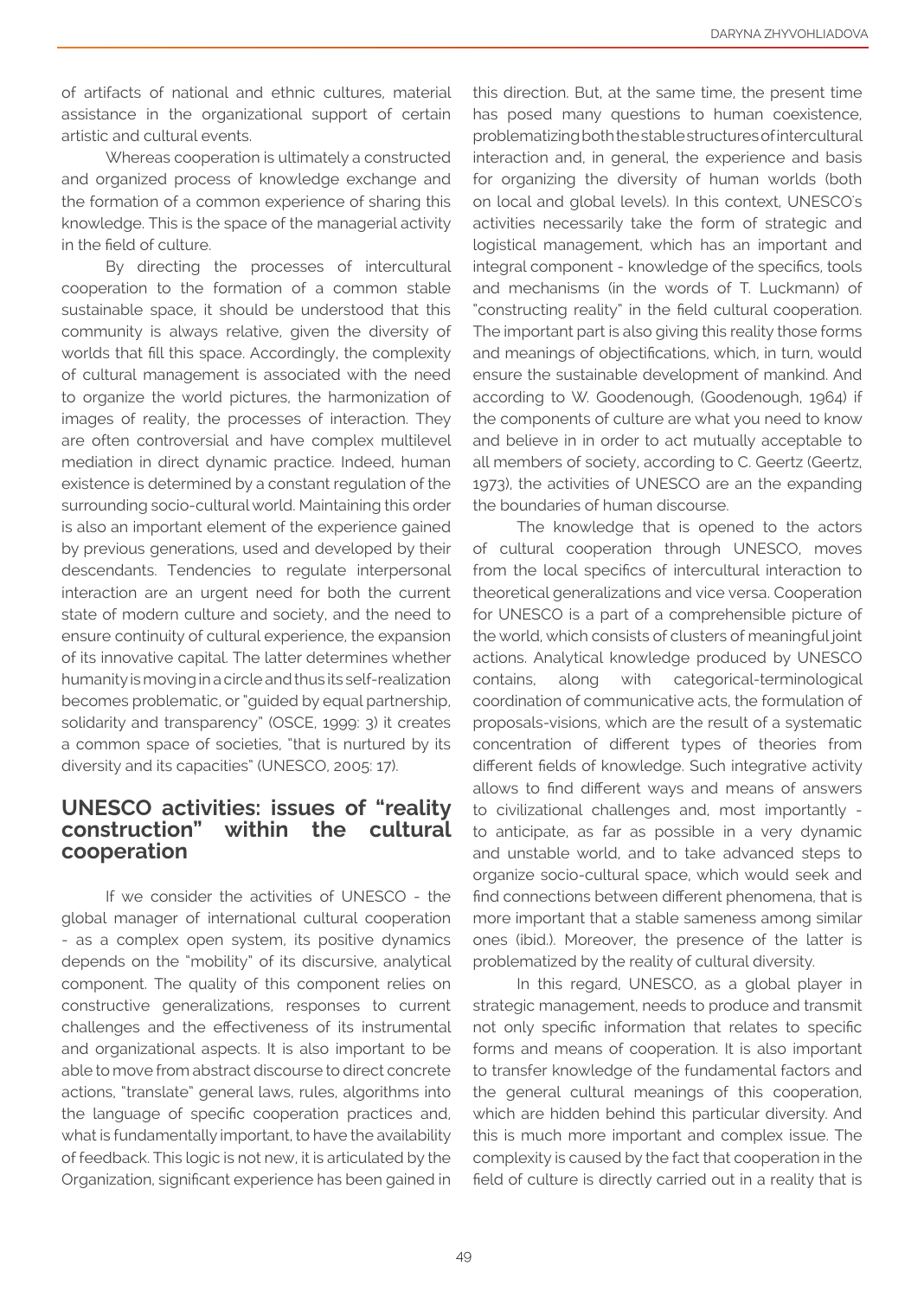of artifacts of national and ethnic cultures, material assistance in the organizational support of certain artistic and cultural events.

Whereas cooperation is ultimately a constructed and organized process of knowledge exchange and the formation of a common experience of sharing this knowledge. This is the space of the managerial activity in the field of culture.

By directing the processes of intercultural cooperation to the formation of a common stable sustainable space, it should be understood that this community is always relative, given the diversity of worlds that fill this space. Accordingly, the complexity of cultural management is associated with the need to organize the world pictures, the harmonization of images of reality, the processes of interaction. They are often controversial and have complex multilevel mediation in direct dynamic practice. Indeed, human existence is determined by a constant regulation of the surrounding socio-cultural world. Maintaining this order is also an important element of the experience gained by previous generations, used and developed by their descendants. Tendencies to regulate interpersonal interaction are an urgent need for both the current state of modern culture and society, and the need to ensure continuity of cultural experience, the expansion of its innovative capital. The latter determines whether humanity is moving in a circle and thus its self-realization becomes problematic, or "guided by equal partnership, solidarity and transparency" (OSCE, 1999: 3) it creates a common space of societies, "that is nurtured by its diversity and its capacities" (UNESCO, 2005: 17).

## UNESCO activities: issues of "reality construction" within the cultural cooperation

If we consider the activities of UNESCO - the global manager of international cultural cooperation - as a complex open system, its positive dynamics depends on the "mobility" of its discursive, analytical component. The quality of this component relies on constructive generalizations, responses to current challenges and the effectiveness of its instrumental and organizational aspects. It is also important to be able to move from abstract discourse to direct concrete actions, "translate" general laws, rules, algorithms into the language of specific cooperation practices and, what is fundamentally important, to have the availability of feedback. This logic is not new, it is articulated by the Organization, significant experience has been gained in this direction. But, at the same time, the present time has posed many questions to human coexistence, problematizing both the stable structures of intercultural interaction and, in general, the experience and basis for organizing the diversity of human worlds (both on local and global levels). In this context, UNESCO's activities necessarily take the form of strategic and logistical management, which has an important and integral component - knowledge of the specifics, tools and mechanisms (in the words of T. Luckmann) of "constructing reality" in the field cultural cooperation. The important part is also giving this reality those forms and meanings of objectifications, which, in turn, would ensure the sustainable development of mankind. And according to W. Goodenough, (Goodenough, 1964) if the components of culture are what you need to know and believe in in order to act mutually acceptable to all members of society, according to C. Geertz (Geertz, 1973), the activities of UNESCO are an the expanding the boundaries of human discourse.

The knowledge that is opened to the actors of cultural cooperation through UNESCO, moves from the local specifics of intercultural interaction to theoretical generalizations and vice versa. Cooperation for UNESCO is a part of a comprehensible picture of the world, which consists of clusters of meaningful joint actions. Analytical knowledge produced by UNESCO contains, along with categorical-terminological coordination of communicative acts, the formulation of proposals-visions, which are the result of a systematic concentration of different types of theories from different fields of knowledge. Such integrative activity allows to find different ways and means of answers to civilizational challenges and, most importantly - to anticipate, as far as possible in a very dynamic and unstable world, and to take advanced steps to organize socio-cultural space, which would seek and find connections between different phenomena, that is more important that a stable sameness among similar ones (ibid.). Moreover, the presence of the latter is problematized by the reality of cultural diversity.

In this regard, UNESCO, as a global player in strategic management, needs to produce and transmit not only specific information that relates to specific forms and means of cooperation. It is also important to transfer knowledge of the fundamental factors and the general cultural meanings of this cooperation, which are hidden behind this particular diversity. And this is much more important and complex issue. The complexity is caused by the fact that cooperation in the field of culture is directly carried out in a reality that is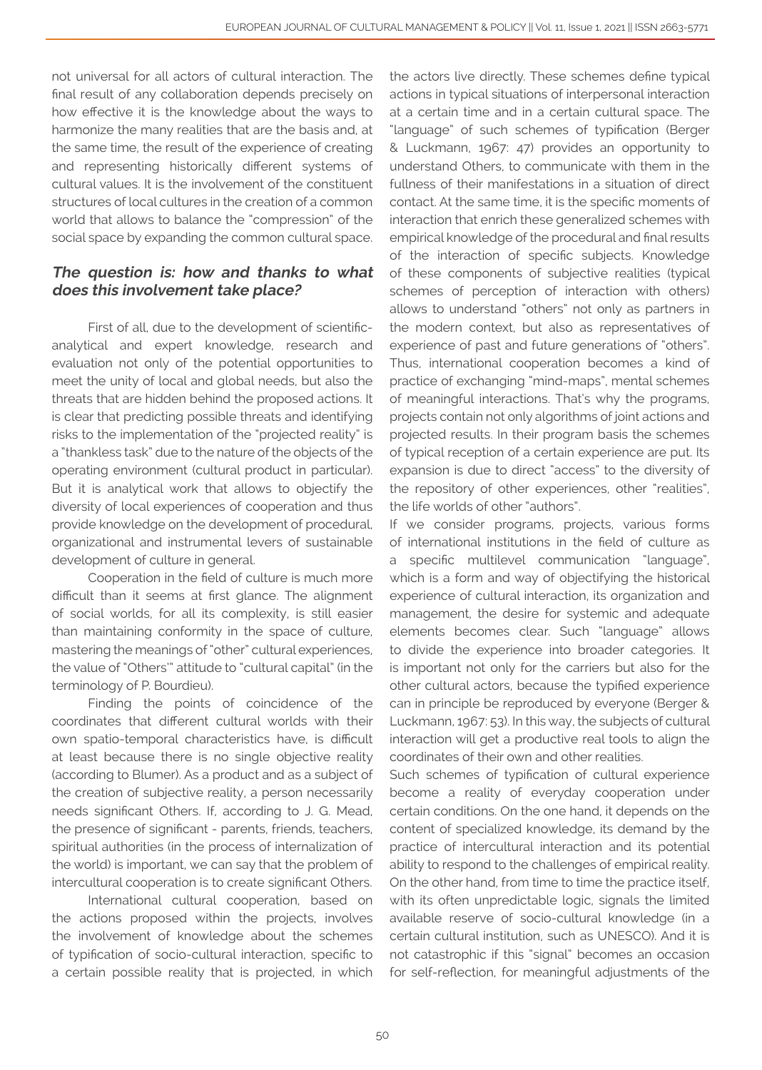not universal for all actors of cultural interaction. The final result of any collaboration depends precisely on how effective it is the knowledge about the ways to harmonize the many realities that are the basis and, at the same time, the result of the experience of creating and representing historically different systems of cultural values. It is the involvement of the constituent structures of local cultures in the creation of a common world that allows to balance the "compression" of the social space by expanding the common cultural space.

### *The question is: how and thanks to what does this involvement take place?*

First of all, due to the development of scientific-analytical and expert knowledge, research and evaluation not only of the potential opportunities to meet the unity of local and global needs, but also the threats that are hidden behind the proposed actions. It is clear that predicting possible threats and identifying risks to the implementation of the "projected reality" is a "thankless task" due to the nature of the objects of the operating environment (cultural product in particular). But it is analytical work that allows to objectify the diversity of local experiences of cooperation and thus provide knowledge on the development of procedural, organizational and instrumental levers of sustainable development of culture in general.

Cooperation in the field of culture is much more difficult than it seems at first glance. The alignment of social worlds, for all its complexity, is still easier than maintaining conformity in the space of culture, mastering the meanings of "other" cultural experiences, the value of "Others'" attitude to "cultural capital" (in the terminology of P. Bourdieu).

Finding the points of coincidence of the coordinates that different cultural worlds with their own spatio-temporal characteristics have, is difficult at least because there is no single objective reality (according to Blumer). As a product and as a subject of the creation of subjective reality, a person necessarily needs significant Others. If, according to J. G. Mead, the presence of significant - parents, friends, teachers, spiritual authorities (in the process of internalization of the world) is important, we can say that the problem of intercultural cooperation is to create significant Others.

International cultural cooperation, based on the actions proposed within the projects, involves the involvement of knowledge about the schemes of typification of socio-cultural interaction, specific to a certain possible reality that is projected, in which the actors live directly. These schemes define typical actions in typical situations of interpersonal interaction at a certain time and in a certain cultural space. The "language" of such schemes of typification (Berger & Luckmann, 1967: 47) provides an opportunity to understand Others, to communicate with them in the fullness of their manifestations in a situation of direct contact. At the same time, it is the specific moments of interaction that enrich these generalized schemes with empirical knowledge of the procedural and final results of the interaction of specific subjects. Knowledge of these components of subjective realities (typical schemes of perception of interaction with others) allows to understand "others" not only as partners in the modern context, but also as representatives of experience of past and future generations of "others". Thus, international cooperation becomes a kind of practice of exchanging "mind-maps", mental schemes of meaningful interactions. That's why the programs, projects contain not only algorithms of joint actions and projected results. In their program basis the schemes of typical reception of a certain experience are put. Its expansion is due to direct "access" to the diversity of the repository of other experiences, other "realities", the life worlds of other "authors".

If we consider programs, projects, various forms of international institutions in the field of culture as a specific multilevel communication "language", which is a form and way of objectifying the historical experience of cultural interaction, its organization and management, the desire for systemic and adequate elements becomes clear. Such "language" allows to divide the experience into broader categories. It is important not only for the carriers but also for the other cultural actors, because the typified experience can in principle be reproduced by everyone (Berger & Luckmann, 1967: 53). In this way, the subjects of cultural interaction will get a productive real tools to align the coordinates of their own and other realities.

Such schemes of typification of cultural experience become a reality of everyday cooperation under certain conditions. On the one hand, it depends on the content of specialized knowledge, its demand by the practice of intercultural interaction and its potential ability to respond to the challenges of empirical reality. On the other hand, from time to time the practice itself, with its often unpredictable logic, signals the limited available reserve of socio-cultural knowledge (in a certain cultural institution, such as UNESCO). And it is not catastrophic if this "signal" becomes an occasion for self-reflection, for meaningful adjustments of the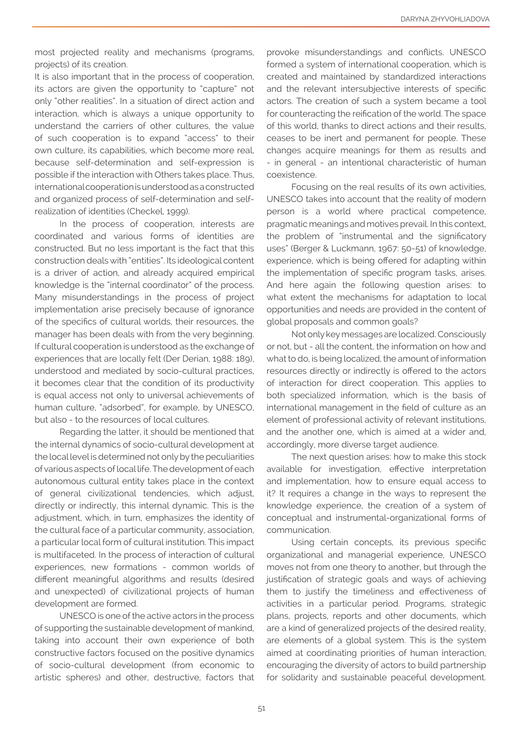most projected reality and mechanisms (programs, projects) of its creation.

It is also important that in the process of cooperation, its actors are given the opportunity to "capture" not only "other realities". In a situation of direct action and interaction, which is always a unique opportunity to understand the carriers of other cultures, the value of such cooperation is to expand "access" to their own culture, its capabilities, which become more real, because self-determination and self-expression is possible if the interaction with Others takes place. Thus, international cooperation is understood as a constructed and organized process of self-determination and self-realization of identities (Checkel, 1999).

In the process of cooperation, interests are coordinated and various forms of identities are constructed. But no less important is the fact that this construction deals with "entities". Its ideological content is a driver of action, and already acquired empirical knowledge is the "internal coordinator" of the process. Many misunderstandings in the process of project implementation arise precisely because of ignorance of the specifics of cultural worlds, their resources, the manager has been deals with from the very beginning. If cultural cooperation is understood as the exchange of experiences that are locally felt (Der Derian, 1988: 189), understood and mediated by socio-cultural practices, it becomes clear that the condition of its productivity is equal access not only to universal achievements of human culture, "adsorbed", for example, by UNESCO, but also - to the resources of local cultures.

Regarding the latter, it should be mentioned that the internal dynamics of socio-cultural development at the local level is determined not only by the peculiarities of various aspects of local life. The development of each autonomous cultural entity takes place in the context of general civilizational tendencies, which adjust, directly or indirectly, this internal dynamic. This is the adjustment, which, in turn, emphasizes the identity of the cultural face of a particular community, association, a particular local form of cultural institution. This impact is multifaceted. In the process of interaction of cultural experiences, new formations - common worlds of different meaningful algorithms and results (desired and unexpected) of civilizational projects of human development are formed.

UNESCO is one of the active actors in the process of supporting the sustainable development of mankind, taking into account their own experience of both constructive factors focused on the positive dynamics of socio-cultural development (from economic to artistic spheres) and other, destructive, factors that provoke misunderstandings and conflicts. UNESCO formed a system of international cooperation, which is created and maintained by standardized interactions and the relevant intersubjective interests of specific actors. The creation of such a system became a tool for counteracting the reification of the world. The space of this world, thanks to direct actions and their results, ceases to be inert and permanent for people. These changes acquire meanings for them as results and - in general - an intentional characteristic of human coexistence.

Focusing on the real results of its own activities, UNESCO takes into account that the reality of modern person is a world where practical competence, pragmatic meanings and motives prevail. In this context, the problem of "instrumental and the significatory uses" (Berger & Luckmann, 1967: 50-51) of knowledge, experience, which is being offered for adapting within the implementation of specific program tasks, arises. And here again the following question arises: to what extent the mechanisms for adaptation to local opportunities and needs are provided in the content of global proposals and common goals?

Not only key messages are localized. Consciously or not, but - all the content, the information on how and what to do, is being localized, the amount of information resources directly or indirectly is offered to the actors of interaction for direct cooperation. This applies to both specialized information, which is the basis of international management in the field of culture as an element of professional activity of relevant institutions, and the another one, which is aimed at a wider and, accordingly, more diverse target audience.

The next question arises: how to make this stock available for investigation, effective interpretation and implementation, how to ensure equal access to it? It requires a change in the ways to represent the knowledge experience, the creation of a system of conceptual and instrumental-organizational forms of communication.

Using certain concepts, its previous specific organizational and managerial experience, UNESCO moves not from one theory to another, but through the justification of strategic goals and ways of achieving them to justify the timeliness and effectiveness of activities in a particular period. Programs, strategic plans, projects, reports and other documents, which are a kind of generalized projects of the desired reality, are elements of a global system. This is the system aimed at coordinating priorities of human interaction, encouraging the diversity of actors to build partnership for solidarity and sustainable peaceful development.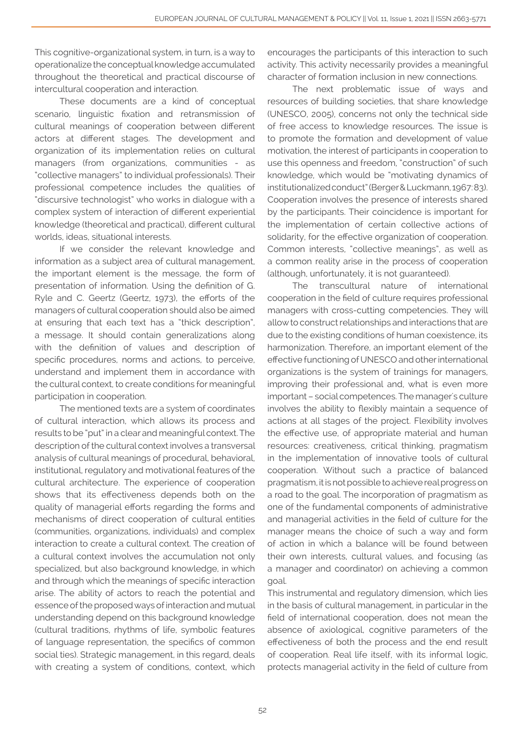This cognitive-organizational system, in turn, is a way to operationalize the conceptual knowledge accumulated throughout the theoretical and practical discourse of intercultural cooperation and interaction.

These documents are a kind of conceptual scenario, linguistic fixation and retransmission of cultural meanings of cooperation between different actors at different stages. The development and organization of its implementation relies on cultural managers (from organizations, communities - as "collective managers" to individual professionals). Their professional competence includes the qualities of "discursive technologist" who works in dialogue with a complex system of interaction of different experiential knowledge (theoretical and practical), different cultural worlds, ideas, situational interests.

If we consider the relevant knowledge and information as a subject area of cultural management, the important element is the message, the form of presentation of information. Using the definition of G. Ryle and C. Geertz (Geertz, 1973), the efforts of the managers of cultural cooperation should also be aimed at ensuring that each text has a "thick description", a message. It should contain generalizations along with the definition of values and description of specific procedures, norms and actions, to perceive, understand and implement them in accordance with the cultural context, to create conditions for meaningful participation in cooperation.

The mentioned texts are a system of coordinates of cultural interaction, which allows its process and results to be "put" in a clear and meaningful context. The description of the cultural context involves a transversal analysis of cultural meanings of procedural, behavioral, institutional, regulatory and motivational features of the cultural architecture. The experience of cooperation shows that its effectiveness depends both on the quality of managerial efforts regarding the forms and mechanisms of direct cooperation of cultural entities (communities, organizations, individuals) and complex interaction to create a cultural context. The creation of a cultural context involves the accumulation not only specialized, but also background knowledge, in which and through which the meanings of specific interaction arise. The ability of actors to reach the potential and essence of the proposed ways of interaction and mutual understanding depend on this background knowledge (cultural traditions, rhythms of life, symbolic features of language representation, the specifics of common social ties). Strategic management, in this regard, deals with creating a system of conditions, context, which encourages the participants of this interaction to such activity. This activity necessarily provides a meaningful character of formation inclusion in new connections.

The next problematic issue of ways and resources of building societies, that share knowledge (UNESCO, 2005), concerns not only the technical side of free access to knowledge resources. The issue is to promote the formation and development of value motivation, the interest of participants in cooperation to use this openness and freedom, "construction" of such knowledge, which would be "motivating dynamics of institutionalized conduct" (Berger & Luckmann, 1967: 83). Cooperation involves the presence of interests shared by the participants. Their coincidence is important for the implementation of certain collective actions of solidarity, for the effective organization of cooperation. Common interests, "collective meanings", as well as a common reality arise in the process of cooperation (although, unfortunately, it is not guaranteed).

The transcultural nature of international cooperation in the field of culture requires professional managers with cross-cutting competencies. They will allow to construct relationships and interactions that are due to the existing conditions of human coexistence, its harmonization. Therefore, an important element of the effective functioning of UNESCO and other international organizations is the system of trainings for managers, improving their professional and, what is even more important – social competences. The manager's culture involves the ability to flexibly maintain a sequence of actions at all stages of the project. Flexibility involves the effective use, of appropriate material and human resources: creativeness, critical thinking, pragmatism in the implementation of innovative tools of cultural cooperation. Without such a practice of balanced pragmatism, it is not possible to achieve real progress on a road to the goal. The incorporation of pragmatism as one of the fundamental components of administrative and managerial activities in the field of culture for the manager means the choice of such a way and form of action in which a balance will be found between their own interests, cultural values, and focusing (as a manager and coordinator) on achieving a common goal.

This instrumental and regulatory dimension, which lies in the basis of cultural management, in particular in the field of international cooperation, does not mean the absence of axiological, cognitive parameters of the effectiveness of both the process and the end result of cooperation. Real life itself, with its informal logic, protects managerial activity in the field of culture from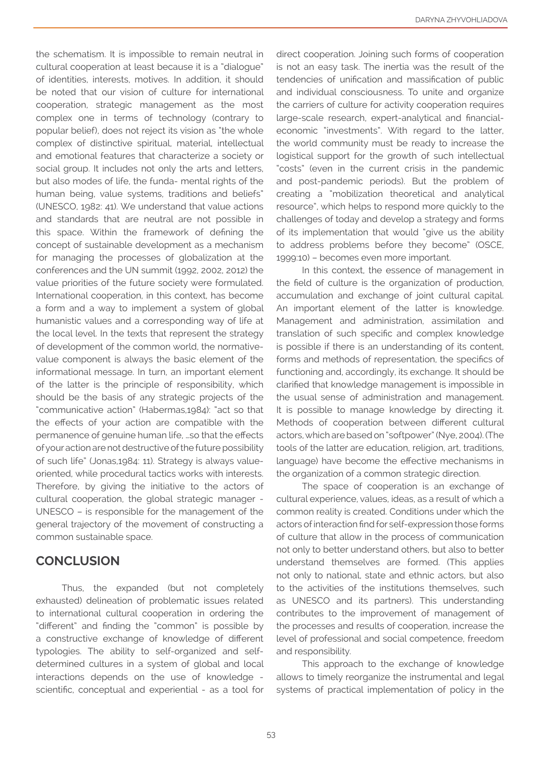the schematism. It is impossible to remain neutral in cultural cooperation at least because it is a "dialogue" of identities, interests, motives. In addition, it should be noted that our vision of culture for international cooperation, strategic management as the most complex one in terms of technology (contrary to popular belief), does not reject its vision as "the whole complex of distinctive spiritual, material, intellectual and emotional features that characterize a society or social group. It includes not only the arts and letters, but also modes of life, the funda- mental rights of the human being, value systems, traditions and beliefs" (UNESCO, 1982: 41). We understand that value actions and standards that are neutral are not possible in this space. Within the framework of defining the concept of sustainable development as a mechanism for managing the processes of globalization at the conferences and the UN summit (1992, 2002, 2012) the value priorities of the future society were formulated. International cooperation, in this context, has become a form and a way to implement a system of global humanistic values and a corresponding way of life at the local level. In the texts that represent the strategy of development of the common world, the normative-value component is always the basic element of the informational message. In turn, an important element of the latter is the principle of responsibility, which should be the basis of any strategic projects of the "communicative action" (Habermas,1984): "act so that the effects of your action are compatible with the permanence of genuine human life, …so that the effects of your action are not destructive of the future possibility of such life" (Jonas,1984: 11). Strategy is always value-oriented, while procedural tactics works with interests. Therefore, by giving the initiative to the actors of cultural cooperation, the global strategic manager - UNESCO – is responsible for the management of the general trajectory of the movement of constructing a common sustainable space.

## CONCLUSION

Thus, the expanded (but not completely exhausted) delineation of problematic issues related to international cultural cooperation in ordering the "different" and finding the "common" is possible by a constructive exchange of knowledge of different typologies. The ability to self-organized and self-determined cultures in a system of global and local interactions depends on the use of knowledge - scientific, conceptual and experiential - as a tool for direct cooperation. Joining such forms of cooperation is not an easy task. The inertia was the result of the tendencies of unification and massification of public and individual consciousness. To unite and organize the carriers of culture for activity cooperation requires large-scale research, expert-analytical and financial-economic "investments". With regard to the latter, the world community must be ready to increase the logistical support for the growth of such intellectual "costs" (even in the current crisis in the pandemic and post-pandemic periods). But the problem of creating a "mobilization theoretical and analytical resource", which helps to respond more quickly to the challenges of today and develop a strategy and forms of its implementation that would "give us the ability to address problems before they become" (OSCE, 1999:10) – becomes even more important.

In this context, the essence of management in the field of culture is the organization of production, accumulation and exchange of joint cultural capital. An important element of the latter is knowledge. Management and administration, assimilation and translation of such specific and complex knowledge is possible if there is an understanding of its content, forms and methods of representation, the specifics of functioning and, accordingly, its exchange. It should be clarified that knowledge management is impossible in the usual sense of administration and management. It is possible to manage knowledge by directing it. Methods of cooperation between different cultural actors, which are based on "softpower" (Nye, 2004). (The tools of the latter are education, religion, art, traditions, language) have become the effective mechanisms in the organization of a common strategic direction.

The space of cooperation is an exchange of cultural experience, values, ideas, as a result of which a common reality is created. Conditions under which the actors of interaction find for self-expression those forms of culture that allow in the process of communication not only to better understand others, but also to better understand themselves are formed. (This applies not only to national, state and ethnic actors, but also to the activities of the institutions themselves, such as UNESCO and its partners). This understanding contributes to the improvement of management of the processes and results of cooperation, increase the level of professional and social competence, freedom and responsibility.

This approach to the exchange of knowledge allows to timely reorganize the instrumental and legal systems of practical implementation of policy in the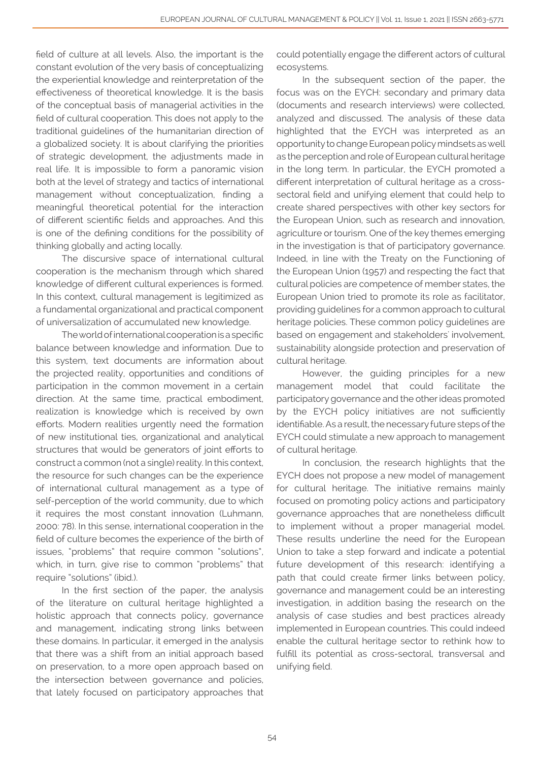field of culture at all levels. Also, the important is the constant evolution of the very basis of conceptualizing the experiential knowledge and reinterpretation of the effectiveness of theoretical knowledge. It is the basis of the conceptual basis of managerial activities in the field of cultural cooperation. This does not apply to the traditional guidelines of the humanitarian direction of a globalized society. It is about clarifying the priorities of strategic development, the adjustments made in real life. It is impossible to form a panoramic vision both at the level of strategy and tactics of international management without conceptualization, finding a meaningful theoretical potential for the interaction of different scientific fields and approaches. And this is one of the defining conditions for the possibility of thinking globally and acting locally.

The discursive space of international cultural cooperation is the mechanism through which shared knowledge of different cultural experiences is formed. In this context, cultural management is legitimized as a fundamental organizational and practical component of universalization of accumulated new knowledge.

The world of international cooperation is a specific balance between knowledge and information. Due to this system, text documents are information about the projected reality, opportunities and conditions of participation in the common movement in a certain direction. At the same time, practical embodiment, realization is knowledge which is received by own efforts. Modern realities urgently need the formation of new institutional ties, organizational and analytical structures that would be generators of joint efforts to construct a common (not a single) reality. In this context, the resource for such changes can be the experience of international cultural management as a type of self-perception of the world community, due to which it requires the most constant innovation (Luhmann, 2000: 78). In this sense, international cooperation in the field of culture becomes the experience of the birth of issues, "problems" that require common "solutions", which, in turn, give rise to common "problems" that require "solutions" (ibid.).

In the first section of the paper, the analysis of the literature on cultural heritage highlighted a holistic approach that connects policy, governance and management, indicating strong links between these domains. In particular, it emerged in the analysis that there was a shift from an initial approach based on preservation, to a more open approach based on the intersection between governance and policies, that lately focused on participatory approaches that could potentially engage the different actors of cultural ecosystems.

In the subsequent section of the paper, the focus was on the EYCH: secondary and primary data (documents and research interviews) were collected, analyzed and discussed. The analysis of these data highlighted that the EYCH was interpreted as an opportunity to change European policy mindsets as well as the perception and role of European cultural heritage in the long term. In particular, the EYCH promoted a different interpretation of cultural heritage as a cross-sectoral field and unifying element that could help to create shared perspectives with other key sectors for the European Union, such as research and innovation, agriculture or tourism. One of the key themes emerging in the investigation is that of participatory governance. Indeed, in line with the Treaty on the Functioning of the European Union (1957) and respecting the fact that cultural policies are competence of member states, the European Union tried to promote its role as facilitator, providing guidelines for a common approach to cultural heritage policies. These common policy guidelines are based on engagement and stakeholders' involvement, sustainability alongside protection and preservation of cultural heritage.

However, the guiding principles for a new management model that could facilitate the participatory governance and the other ideas promoted by the EYCH policy initiatives are not sufficiently identifiable. As a result, the necessary future steps of the EYCH could stimulate a new approach to management of cultural heritage.

In conclusion, the research highlights that the EYCH does not propose a new model of management for cultural heritage. The initiative remains mainly focused on promoting policy actions and participatory governance approaches that are nonetheless difficult to implement without a proper managerial model. These results underline the need for the European Union to take a step forward and indicate a potential future development of this research: identifying a path that could create firmer links between policy, governance and management could be an interesting investigation, in addition basing the research on the analysis of case studies and best practices already implemented in European countries. This could indeed enable the cultural heritage sector to rethink how to fulfill its potential as cross-sectoral, transversal and unifying field.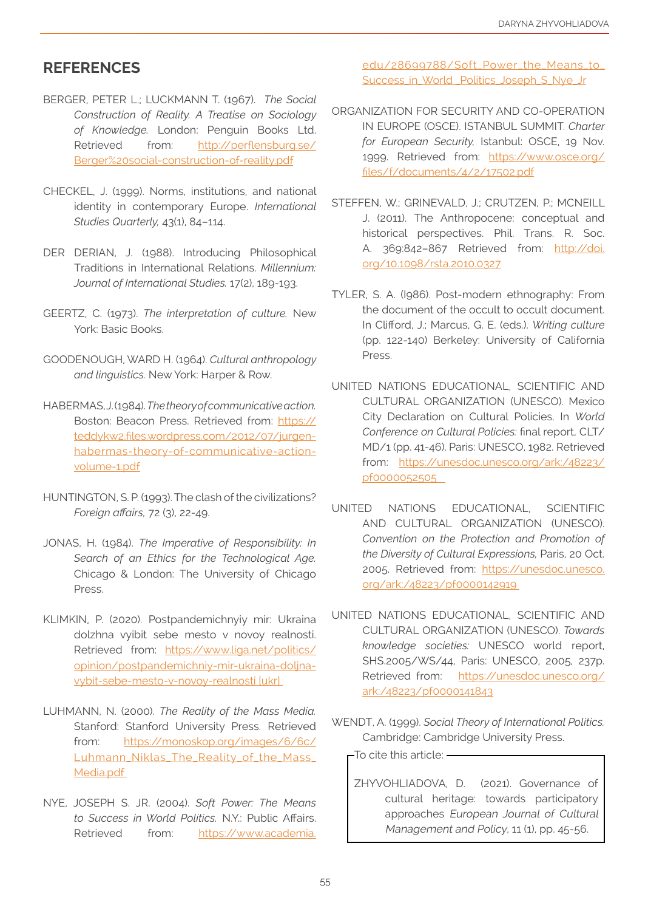## REFERENCES

BERGER, PETER L.; LUCKMANN T. (1967). *The Social Construction of Reality. A Treatise on Sociology of Knowledge.* London: Penguin Books Ltd. Retrieved from: http://perflensburg.se/Berger%20social-construction-of-reality.pdf

CHECKEL, J. (1999). Norms, institutions, and national identity in contemporary Europe. *International Studies Quarterly,* 43(1), 84–114.

DER DERIAN, J. (1988). Introducing Philosophical Traditions in International Relations. *Millennium: Journal of International Studies.* 17(2), 189-193.

GEERTZ, C. (1973). *The interpretation of culture.* New York: Basic Books.

GOODENOUGH, WARD H. (1964). *Cultural anthropology and linguistics.* New York: Harper & Row.

HABERMAS, J. (1984). *The theory of communicative action.* Boston: Beacon Press. Retrieved from: https://teddykw2.files.wordpress.com/2012/07/jurgen-habermas-theory-of-communicative-action-volume-1.pdf

HUNTINGTON, S. P. (1993). The clash of the civilizations? *Foreign affairs,* 72 (3), 22-49.

JONAS, H. (1984). *The Imperative of Responsibility: In Search of an Ethics for the Technological Age.* Chicago & London: The University of Chicago Press.

KLIMKIN, P. (2020). Postpandemichnyiy mir: Ukraina dolzhna vyibit sebe mesto v novoy realnosti. Retrieved from: https://www.liga.net/politics/opinion/postpandemichniy-mir-ukraina-doljna-vybit-sebe-mesto-v-novoy-realnosti [ukr]

LUHMANN, N. (2000). *The Reality of the Mass Media.* Stanford: Stanford University Press. Retrieved from: https://monoskop.org/images/6/6c/Luhmann_Niklas_The_Reality_of_the_Mass_Media.pdf

NYE, JOSEPH S. JR. (2004). *Soft Power: The Means to Success in World Politics.* N.Y.: Public Affairs. Retrieved from: https://www.academia.edu/28699788/Soft_Power_the_Means_to_Success_in_World _Politics_Joseph_S_Nye_Jr

ORGANIZATION FOR SECURITY AND CO-OPERATION IN EUROPE (OSCE). ISTANBUL SUMMIT. *Charter for European Security,* Istanbul: OSCE, 19 Nov. 1999. Retrieved from: https://www.osce.org/files/f/documents/4/2/17502.pdf

STEFFEN, W.; GRINEVALD, J.; CRUTZEN, P.; MCNEILL J. (2011). The Anthropocene: conceptual and historical perspectives. Phil. Trans. R. Soc. A. 369:842–867 Retrieved from: http://doi.org/10.1098/rsta.2010.0327

TYLER, S. A. (l986). Post-modern ethnography: From the document of the occult to occult document. In Clifford, J.; Marcus, G. E. (eds.). *Writing culture* (pp. 122-140) Berkeley: University of California Press.

UNITED NATIONS EDUCATIONAL, SCIENTIFIC AND CULTURAL ORGANIZATION (UNESCO). Mexico City Declaration on Cultural Policies. In *World Conference on Cultural Policies:* final report, CLT/MD/1 (pp. 41-46). Paris: UNESCO, 1982. Retrieved from: https://unesdoc.unesco.org/ark:/48223/pf0000052505

UNITED NATIONS EDUCATIONAL, SCIENTIFIC AND CULTURAL ORGANIZATION (UNESCO). *Convention on the Protection and Promotion of the Diversity of Cultural Expressions,* Paris, 20 Oct. 2005. Retrieved from: https://unesdoc.unesco.org/ark:/48223/pf0000142919

UNITED NATIONS EDUCATIONAL, SCIENTIFIC AND CULTURAL ORGANIZATION (UNESCO). *Towards knowledge societies:* UNESCO world report, SHS.2005/WS/44, Paris: UNESCO, 2005, 237p. Retrieved from: https://unesdoc.unesco.org/ark:/48223/pf0000141843

WENDT, A. (1999). *Social Theory of International Politics.* Cambridge: Cambridge University Press.

To cite this article:

ZHYVOHLIADOVA, D. (2021). Governance of cultural heritage: towards participatory approaches *European Journal of Cultural Management and Policy,* 11 (1), pp. 45-56.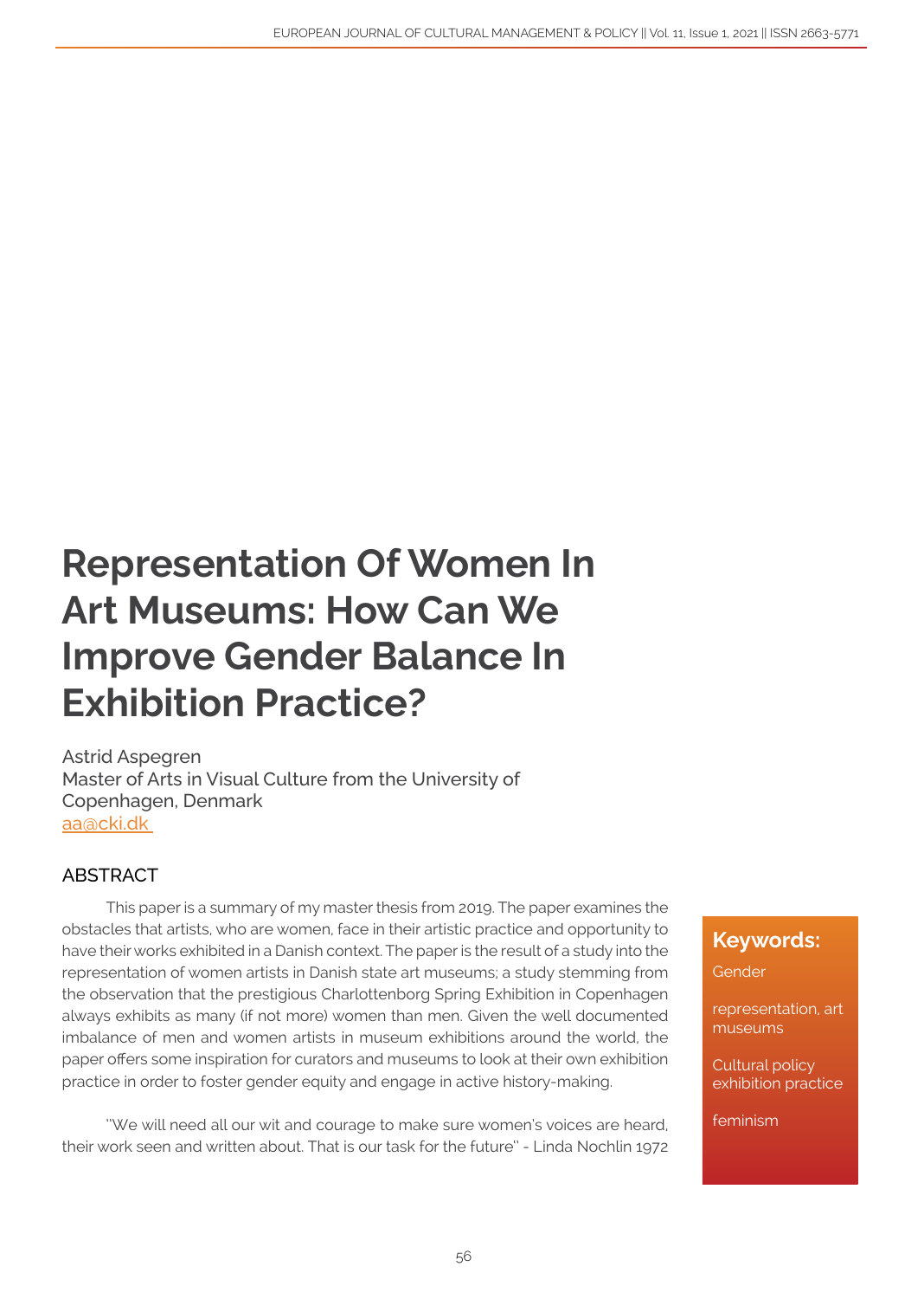# Representation Of Women In Art Museums: How Can We Improve Gender Balance In Exhibition Practice?

Astrid Aspegren
Master of Arts in Visual Culture from the University of Copenhagen, Denmark
aa@cki.dk

## ABSTRACT

This paper is a summary of my master thesis from 2019. The paper examines the obstacles that artists, who are women, face in their artistic practice and opportunity to have their works exhibited in a Danish context. The paper is the result of a study into the representation of women artists in Danish state art museums; a study stemming from the observation that the prestigious Charlottenborg Spring Exhibition in Copenhagen always exhibits as many (if not more) women than men. Given the well documented imbalance of men and women artists in museum exhibitions around the world, the paper offers some inspiration for curators and museums to look at their own exhibition practice in order to foster gender equity and engage in active history-making.

"We will need all our wit and courage to make sure women's voices are heard, their work seen and written about. That is our task for the future" - Linda Nochlin 1972

**Keywords:**

Gender

representation, art museums

Cultural policy exhibition practice

feminism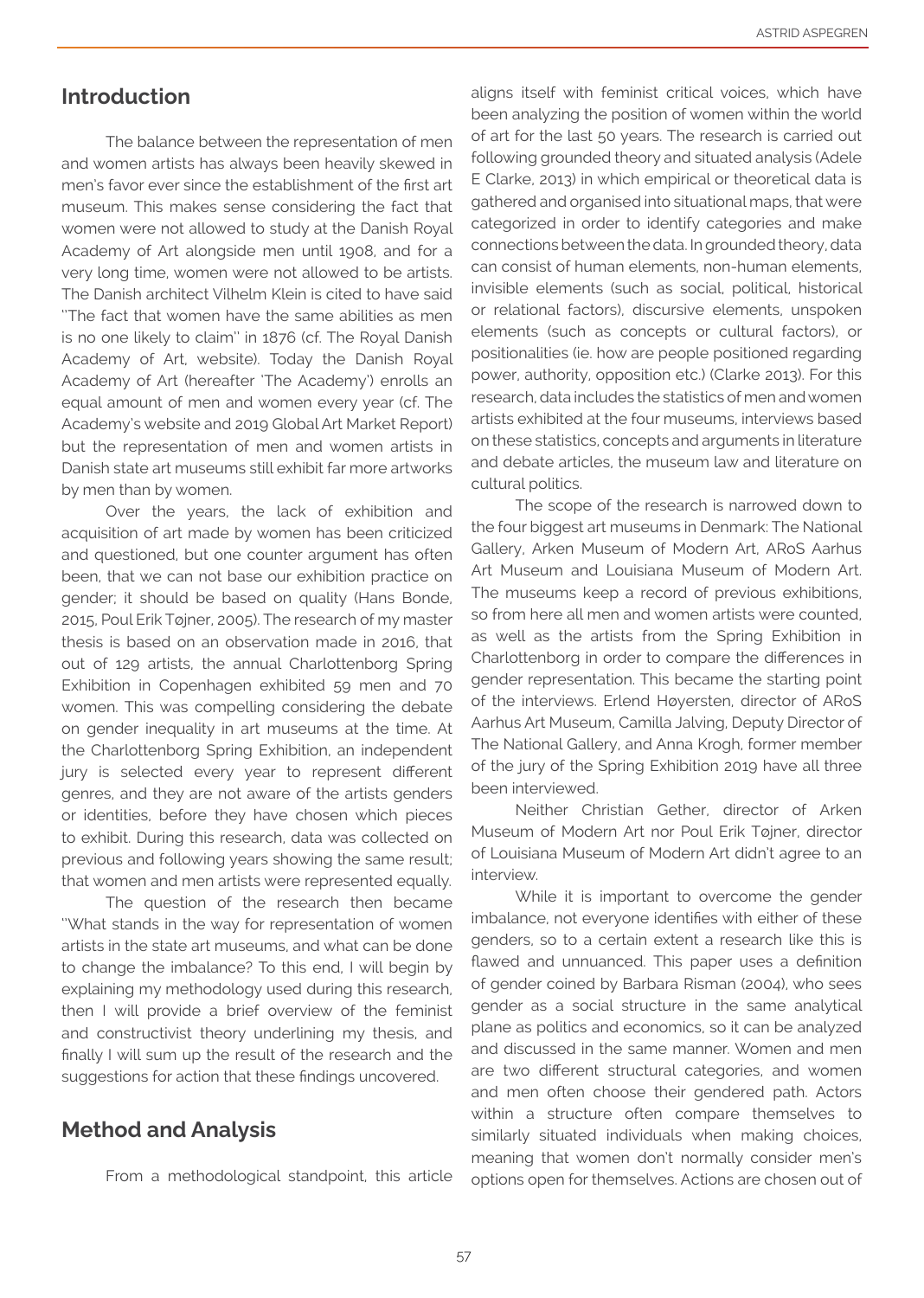## Introduction

The balance between the representation of men and women artists has always been heavily skewed in men's favor ever since the establishment of the first art museum. This makes sense considering the fact that women were not allowed to study at the Danish Royal Academy of Art alongside men until 1908, and for a very long time, women were not allowed to be artists. The Danish architect Vilhelm Klein is cited to have said ''The fact that women have the same abilities as men is no one likely to claim'' in 1876 (cf. The Royal Danish Academy of Art, website). Today the Danish Royal Academy of Art (hereafter 'The Academy') enrolls an equal amount of men and women every year (cf. The Academy's website and 2019 Global Art Market Report) but the representation of men and women artists in Danish state art museums still exhibit far more artworks by men than by women.

Over the years, the lack of exhibition and acquisition of art made by women has been criticized and questioned, but one counter argument has often been, that we can not base our exhibition practice on gender; it should be based on quality (Hans Bonde, 2015, Poul Erik Tøjner, 2005). The research of my master thesis is based on an observation made in 2016, that out of 129 artists, the annual Charlottenborg Spring Exhibition in Copenhagen exhibited 59 men and 70 women. This was compelling considering the debate on gender inequality in art museums at the time. At the Charlottenborg Spring Exhibition, an independent jury is selected every year to represent different genres, and they are not aware of the artists genders or identities, before they have chosen which pieces to exhibit. During this research, data was collected on previous and following years showing the same result; that women and men artists were represented equally.

The question of the research then became ''What stands in the way for representation of women artists in the state art museums, and what can be done to change the imbalance? To this end, I will begin by explaining my methodology used during this research, then I will provide a brief overview of the feminist and constructivist theory underlining my thesis, and finally I will sum up the result of the research and the suggestions for action that these findings uncovered.

## Method and Analysis

From a methodological standpoint, this article aligns itself with feminist critical voices, which have been analyzing the position of women within the world of art for the last 50 years. The research is carried out following grounded theory and situated analysis (Adele E Clarke, 2013) in which empirical or theoretical data is gathered and organised into situational maps, that were categorized in order to identify categories and make connections between the data. In grounded theory, data can consist of human elements, non-human elements, invisible elements (such as social, political, historical or relational factors), discursive elements, unspoken elements (such as concepts or cultural factors), or positionalities (ie. how are people positioned regarding power, authority, opposition etc.) (Clarke 2013). For this research, data includes the statistics of men and women artists exhibited at the four museums, interviews based on these statistics, concepts and arguments in literature and debate articles, the museum law and literature on cultural politics.

The scope of the research is narrowed down to the four biggest art museums in Denmark: The National Gallery, Arken Museum of Modern Art, ARoS Aarhus Art Museum and Louisiana Museum of Modern Art. The museums keep a record of previous exhibitions, so from here all men and women artists were counted, as well as the artists from the Spring Exhibition in Charlottenborg in order to compare the differences in gender representation. This became the starting point of the interviews. Erlend Høyersten, director of ARoS Aarhus Art Museum, Camilla Jalving, Deputy Director of The National Gallery, and Anna Krogh, former member of the jury of the Spring Exhibition 2019 have all three been interviewed.

Neither Christian Gether, director of Arken Museum of Modern Art nor Poul Erik Tøjner, director of Louisiana Museum of Modern Art didn't agree to an interview.

While it is important to overcome the gender imbalance, not everyone identifies with either of these genders, so to a certain extent a research like this is flawed and unnuanced. This paper uses a definition of gender coined by Barbara Risman (2004), who sees gender as a social structure in the same analytical plane as politics and economics, so it can be analyzed and discussed in the same manner. Women and men are two different structural categories, and women and men often choose their gendered path. Actors within a structure often compare themselves to similarly situated individuals when making choices, meaning that women don't normally consider men's options open for themselves. Actions are chosen out of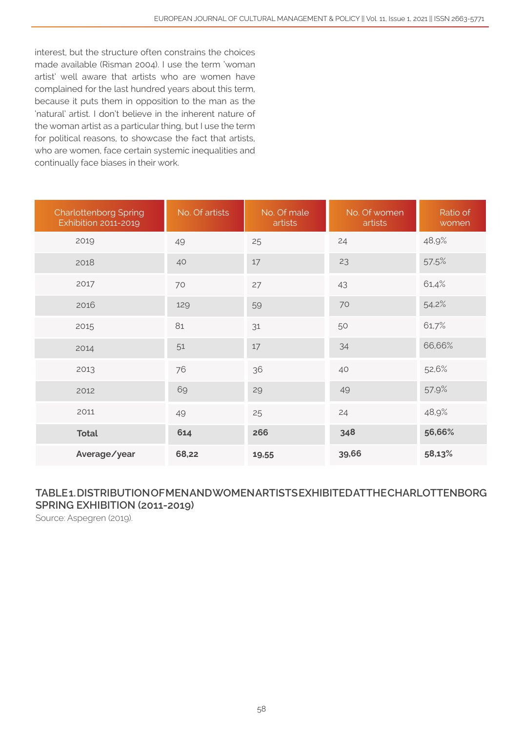interest, but the structure often constrains the choices made available (Risman 2004). I use the term 'woman artist' well aware that artists who are women have complained for the last hundred years about this term, because it puts them in opposition to the man as the 'natural' artist. I don't believe in the inherent nature of the woman artist as a particular thing, but I use the term for political reasons, to showcase the fact that artists, who are women, face certain systemic inequalities and continually face biases in their work.

| Charlottenborg Spring Exhibition 2011-2019 | No. Of artists | No. Of male artists | No. Of women artists | Ratio of women |
|---|---|---|---|---|
| 2019 | 49 | 25 | 24 | 48,9% |
| 2018 | 40 | 17 | 23 | 57,5% |
| 2017 | 70 | 27 | 43 | 61,4% |
| 2016 | 129 | 59 | 70 | 54,2% |
| 2015 | 81 | 31 | 50 | 61,7% |
| 2014 | 51 | 17 | 34 | 66,66% |
| 2013 | 76 | 36 | 40 | 52,6% |
| 2012 | 69 | 29 | 49 | 57,9% |
| 2011 | 49 | 25 | 24 | 48,9% |
| **Total** | **614** | **266** | **348** | **56,66%** |
| **Average/year** | **68,22** | **19,55** | **39,66** | **58,13%** |

**TABLE 1. DISTRIBUTION OF MEN AND WOMEN ARTISTS EXHIBITED AT THE CHARLOTTENBORG SPRING EXHIBITION (2011-2019)**

Source: Aspegren (2019).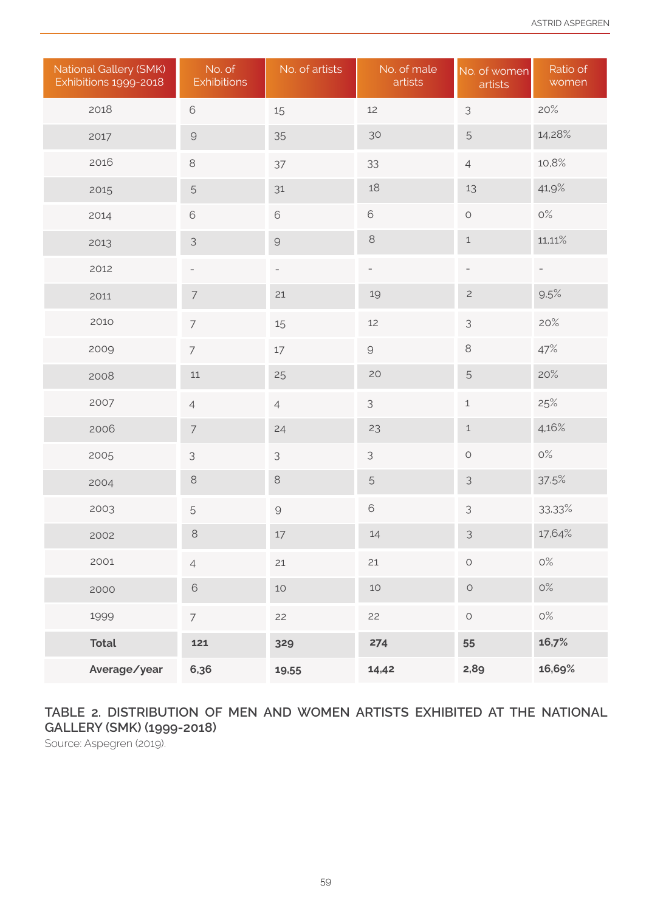| National Gallery (SMK) Exhibitions 1999-2018 | No. of Exhibitions | No. of artists | No. of male artists | No. of women artists | Ratio of women |
|---|---|---|---|---|---|
| 2018 | 6 | 15 | 12 | 3 | 20% |
| 2017 | 9 | 35 | 30 | 5 | 14,28% |
| 2016 | 8 | 37 | 33 | 4 | 10,8% |
| 2015 | 5 | 31 | 18 | 13 | 41,9% |
| 2014 | 6 | 6 | 6 | 0 | 0% |
| 2013 | 3 | 9 | 8 | 1 | 11,11% |
| 2012 | - | - | - | - | - |
| 2011 | 7 | 21 | 19 | 2 | 9,5% |
| 2010 | 7 | 15 | 12 | 3 | 20% |
| 2009 | 7 | 17 | 9 | 8 | 47% |
| 2008 | 11 | 25 | 20 | 5 | 20% |
| 2007 | 4 | 4 | 3 | 1 | 25% |
| 2006 | 7 | 24 | 23 | 1 | 4,16% |
| 2005 | 3 | 3 | 3 | 0 | 0% |
| 2004 | 8 | 8 | 5 | 3 | 37,5% |
| 2003 | 5 | 9 | 6 | 3 | 33,33% |
| 2002 | 8 | 17 | 14 | 3 | 17,64% |
| 2001 | 4 | 21 | 21 | 0 | 0% |
| 2000 | 6 | 10 | 10 | 0 | 0% |
| 1999 | 7 | 22 | 22 | 0 | 0% |
| **Total** | **121** | **329** | **274** | **55** | **16,7%** |
| **Average/year** | **6,36** | **19,55** | **14,42** | **2,89** | **16,69%** |

TABLE 2. DISTRIBUTION OF MEN AND WOMEN ARTISTS EXHIBITED AT THE NATIONAL GALLERY (SMK) (1999-2018)

Source: Aspegren (2019).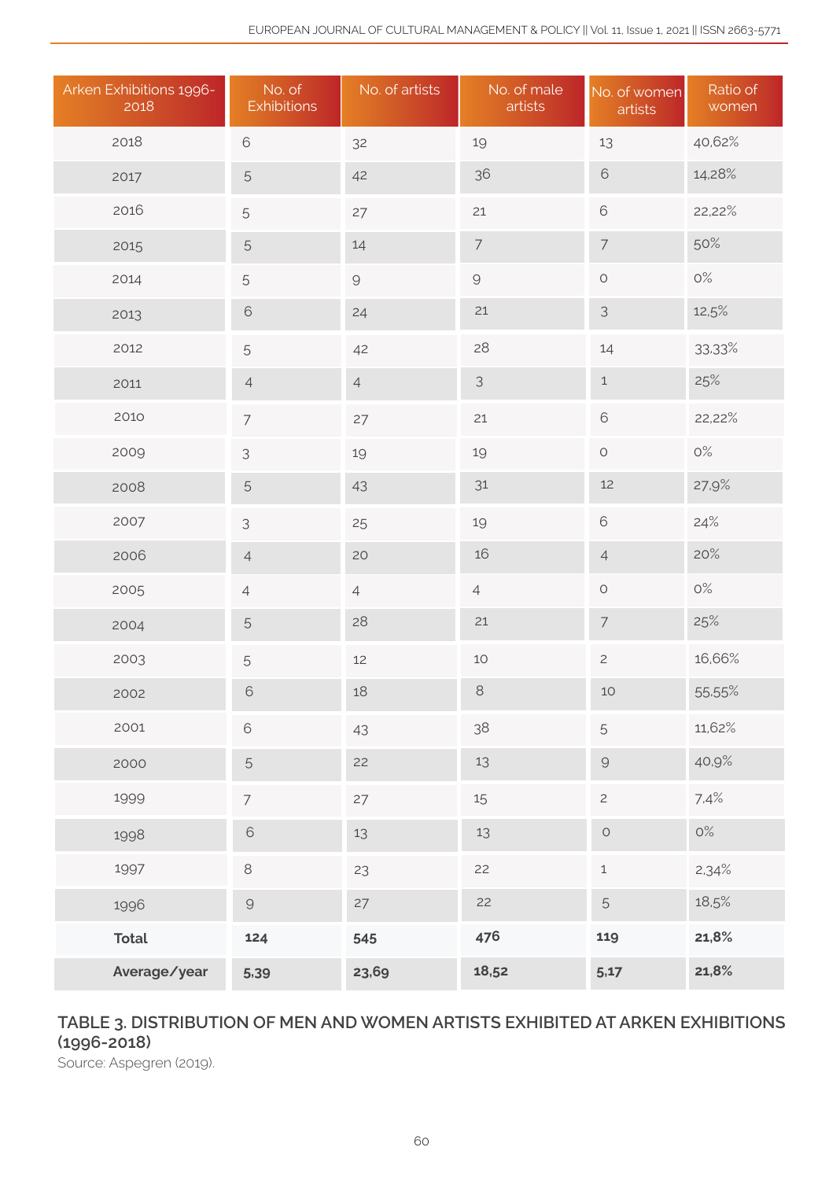| Arken Exhibitions 1996-2018 | No. of Exhibitions | No. of artists | No. of male artists | No. of women artists | Ratio of women |
|---|---|---|---|---|---|
| 2018 | 6 | 32 | 19 | 13 | 40,62% |
| 2017 | 5 | 42 | 36 | 6 | 14,28% |
| 2016 | 5 | 27 | 21 | 6 | 22,22% |
| 2015 | 5 | 14 | 7 | 7 | 50% |
| 2014 | 5 | 9 | 9 | 0 | 0% |
| 2013 | 6 | 24 | 21 | 3 | 12,5% |
| 2012 | 5 | 42 | 28 | 14 | 33,33% |
| 2011 | 4 | 4 | 3 | 1 | 25% |
| 2010 | 7 | 27 | 21 | 6 | 22,22% |
| 2009 | 3 | 19 | 19 | 0 | 0% |
| 2008 | 5 | 43 | 31 | 12 | 27,9% |
| 2007 | 3 | 25 | 19 | 6 | 24% |
| 2006 | 4 | 20 | 16 | 4 | 20% |
| 2005 | 4 | 4 | 4 | 0 | 0% |
| 2004 | 5 | 28 | 21 | 7 | 25% |
| 2003 | 5 | 12 | 10 | 2 | 16,66% |
| 2002 | 6 | 18 | 8 | 10 | 55,55% |
| 2001 | 6 | 43 | 38 | 5 | 11,62% |
| 2000 | 5 | 22 | 13 | 9 | 40,9% |
| 1999 | 7 | 27 | 15 | 2 | 7,4% |
| 1998 | 6 | 13 | 13 | 0 | 0% |
| 1997 | 8 | 23 | 22 | 1 | 2,34% |
| 1996 | 9 | 27 | 22 | 5 | 18,5% |
| **Total** | **124** | **545** | **476** | **119** | **21,8%** |
| **Average/year** | **5,39** | **23,69** | **18,52** | **5,17** | **21,8%** |

**TABLE 3. DISTRIBUTION OF MEN AND WOMEN ARTISTS EXHIBITED AT ARKEN EXHIBITIONS (1996-2018)**

Source: Aspegren (2019).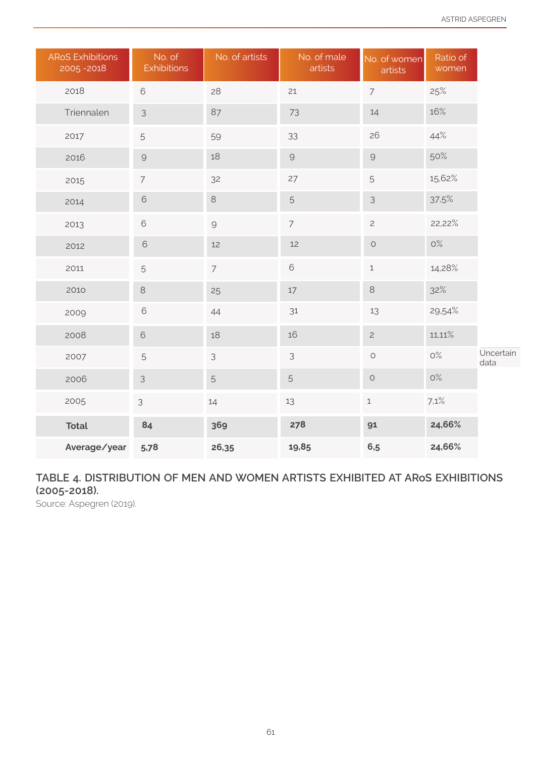| ARoS Exhibitions 2005 -2018 | No. of Exhibitions | No. of artists | No. of male artists | No. of women artists | Ratio of women | |
|---|---|---|---|---|---|---|
| 2018 | 6 | 28 | 21 | 7 | 25% | |
| Triennalen | 3 | 87 | 73 | 14 | 16% | |
| 2017 | 5 | 59 | 33 | 26 | 44% | |
| 2016 | 9 | 18 | 9 | 9 | 50% | |
| 2015 | 7 | 32 | 27 | 5 | 15,62% | |
| 2014 | 6 | 8 | 5 | 3 | 37,5% | |
| 2013 | 6 | 9 | 7 | 2 | 22,22% | |
| 2012 | 6 | 12 | 12 | 0 | 0% | |
| 2011 | 5 | 7 | 6 | 1 | 14,28% | |
| 2010 | 8 | 25 | 17 | 8 | 32% | |
| 2009 | 6 | 44 | 31 | 13 | 29,54% | |
| 2008 | 6 | 18 | 16 | 2 | 11,11% | |
| 2007 | 5 | 3 | 3 | 0 | 0% | Uncertain data |
| 2006 | 3 | 5 | 5 | 0 | 0% | |
| 2005 | 3 | 14 | 13 | 1 | 7,1% | |
| **Total** | **84** | **369** | **278** | **91** | **24,66%** | |
| **Average/year** | **5,78** | **26,35** | **19,85** | **6,5** | **24,66%** | |

TABLE 4. DISTRIBUTION OF MEN AND WOMEN ARTISTS EXHIBITED AT ARoS EXHIBITIONS (2005-2018).

Source: Aspegren (2019).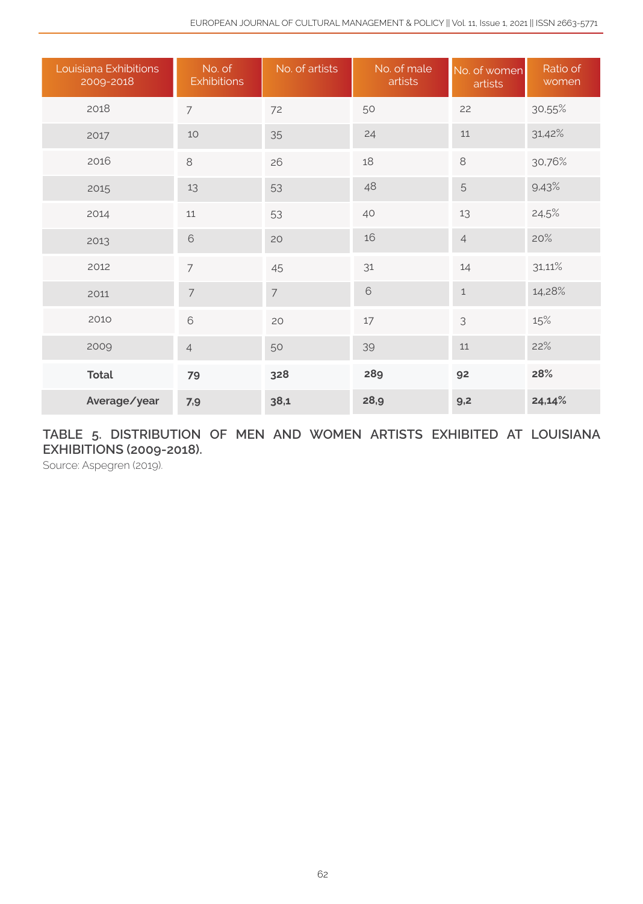| Louisiana Exhibitions 2009-2018 | No. of Exhibitions | No. of artists | No. of male artists | No. of women artists | Ratio of women |
|---|---|---|---|---|---|
| 2018 | 7 | 72 | 50 | 22 | 30,55% |
| 2017 | 10 | 35 | 24 | 11 | 31,42% |
| 2016 | 8 | 26 | 18 | 8 | 30,76% |
| 2015 | 13 | 53 | 48 | 5 | 9,43% |
| 2014 | 11 | 53 | 40 | 13 | 24,5% |
| 2013 | 6 | 20 | 16 | 4 | 20% |
| 2012 | 7 | 45 | 31 | 14 | 31,11% |
| 2011 | 7 | 7 | 6 | 1 | 14,28% |
| 2010 | 6 | 20 | 17 | 3 | 15% |
| 2009 | 4 | 50 | 39 | 11 | 22% |
| **Total** | **79** | **328** | **289** | **92** | **28%** |
| **Average/year** | **7,9** | **38,1** | **28,9** | **9,2** | **24,14%** |

**TABLE 5. DISTRIBUTION OF MEN AND WOMEN ARTISTS EXHIBITED AT LOUISIANA EXHIBITIONS (2009-2018).**

Source: Aspegren (2019).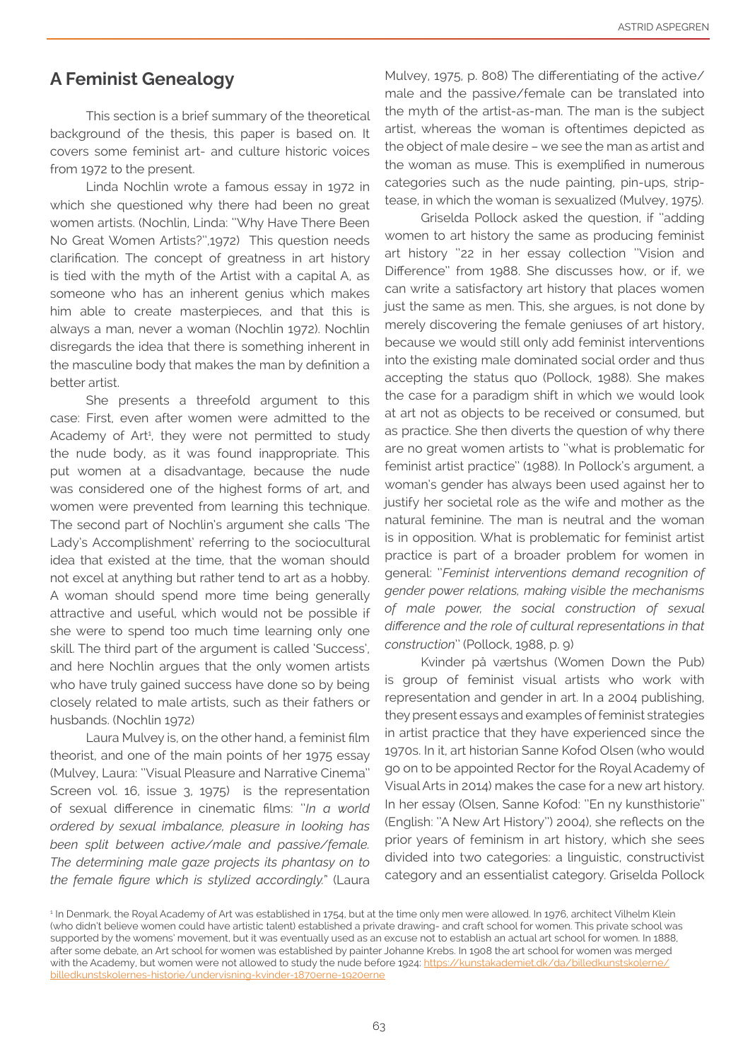## A Feminist Genealogy

This section is a brief summary of the theoretical background of the thesis, this paper is based on. It covers some feminist art- and culture historic voices from 1972 to the present.

Linda Nochlin wrote a famous essay in 1972 in which she questioned why there had been no great women artists. (Nochlin, Linda: "Why Have There Been No Great Women Artists?",1972) This question needs clarification. The concept of greatness in art history is tied with the myth of the Artist with a capital A, as someone who has an inherent genius which makes him able to create masterpieces, and that this is always a man, never a woman (Nochlin 1972). Nochlin disregards the idea that there is something inherent in the masculine body that makes the man by definition a better artist.

She presents a threefold argument to this case: First, even after women were admitted to the Academy of Art[1], they were not permitted to study the nude body, as it was found inappropriate. This put women at a disadvantage, because the nude was considered one of the highest forms of art, and women were prevented from learning this technique. The second part of Nochlin's argument she calls 'The Lady's Accomplishment' referring to the sociocultural idea that existed at the time, that the woman should not excel at anything but rather tend to art as a hobby. A woman should spend more time being generally attractive and useful, which would not be possible if she were to spend too much time learning only one skill. The third part of the argument is called 'Success', and here Nochlin argues that the only women artists who have truly gained success have done so by being closely related to male artists, such as their fathers or husbands. (Nochlin 1972)

Laura Mulvey is, on the other hand, a feminist film theorist, and one of the main points of her 1975 essay (Mulvey, Laura: "Visual Pleasure and Narrative Cinema" Screen vol. 16, issue 3, 1975) is the representation of sexual difference in cinematic films: "*In a world ordered by sexual imbalance, pleasure in looking has been split between active/male and passive/female. The determining male gaze projects its phantasy on to the female figure which is stylized accordingly.*" (Laura Mulvey, 1975, p. 808) The differentiating of the active/male and the passive/female can be translated into the myth of the artist-as-man. The man is the subject artist, whereas the woman is oftentimes depicted as the object of male desire – we see the man as artist and the woman as muse. This is exemplified in numerous categories such as the nude painting, pin-ups, strip-tease, in which the woman is sexualized (Mulvey, 1975).

Griselda Pollock asked the question, if "adding women to art history the same as producing feminist art history "22 in her essay collection "Vision and Difference" from 1988. She discusses how, or if, we can write a satisfactory art history that places women just the same as men. This, she argues, is not done by merely discovering the female geniuses of art history, because we would still only add feminist interventions into the existing male dominated social order and thus accepting the status quo (Pollock, 1988). She makes the case for a paradigm shift in which we would look at art not as objects to be received or consumed, but as practice. She then diverts the question of why there are no great women artists to "what is problematic for feminist artist practice" (1988). In Pollock's argument, a woman's gender has always been used against her to justify her societal role as the wife and mother as the natural feminine. The man is neutral and the woman is in opposition. What is problematic for feminist artist practice is part of a broader problem for women in general: "*Feminist interventions demand recognition of gender power relations, making visible the mechanisms of male power, the social construction of sexual difference and the role of cultural representations in that construction*" (Pollock, 1988, p. 9)

Kvinder på værtshus (Women Down the Pub) is group of feminist visual artists who work with representation and gender in art. In a 2004 publishing, they present essays and examples of feminist strategies in artist practice that they have experienced since the 1970s. In it, art historian Sanne Kofod Olsen (who would go on to be appointed Rector for the Royal Academy of Visual Arts in 2014) makes the case for a new art history. In her essay (Olsen, Sanne Kofod: "En ny kunsthistorie" (English: "A New Art History") 2004), she reflects on the prior years of feminism in art history, which she sees divided into two categories: a linguistic, constructivist category and an essentialist category. Griselda Pollock

---

[1] In Denmark, the Royal Academy of Art was established in 1754, but at the time only men were allowed. In 1876, architect Vilhelm Klein (who didn't believe women could have artistic talent) established a private drawing- and craft school for women. This private school was supported by the womens' movement, but it was eventually used as an excuse not to establish an actual art school for women. In 1888, after some debate, an Art school for women was established by painter Johanne Krebs. In 1908 the art school for women was merged with the Academy, but women were not allowed to study the nude before 1924: https://kunstakademiet.dk/da/billedkunstskolerne/billedkunstskolernes-historie/undervisning-kvinder-1870erne-1920erne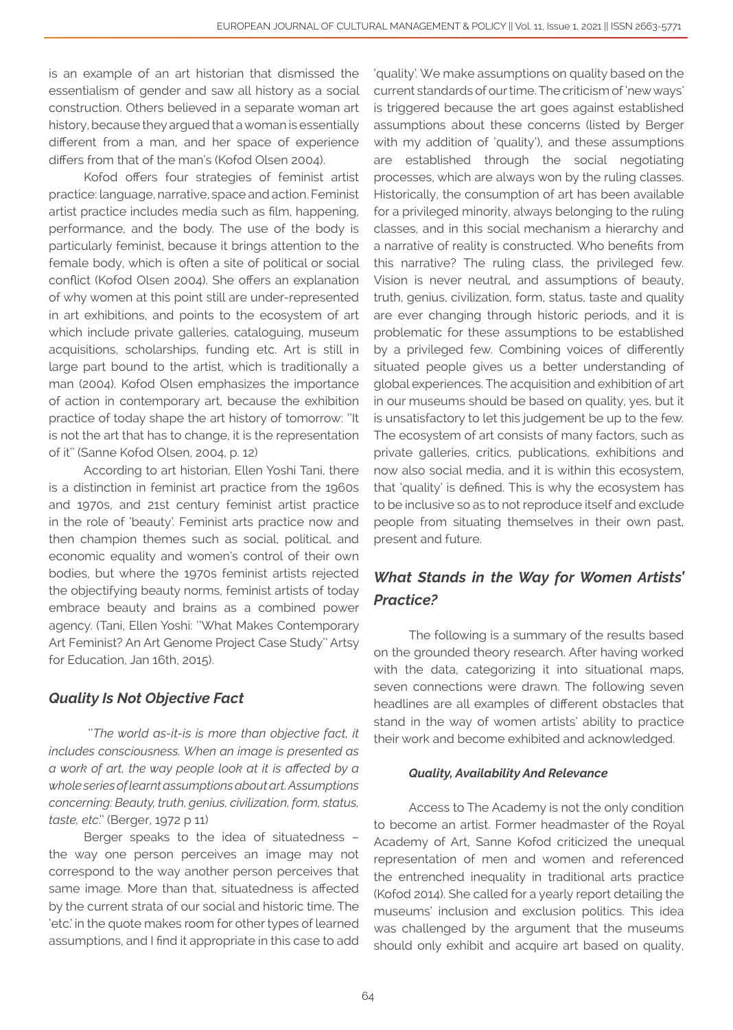is an example of an art historian that dismissed the essentialism of gender and saw all history as a social construction. Others believed in a separate woman art history, because they argued that a woman is essentially different from a man, and her space of experience differs from that of the man's (Kofod Olsen 2004).

Kofod offers four strategies of feminist artist practice: language, narrative, space and action. Feminist artist practice includes media such as film, happening, performance, and the body. The use of the body is particularly feminist, because it brings attention to the female body, which is often a site of political or social conflict (Kofod Olsen 2004). She offers an explanation of why women at this point still are under-represented in art exhibitions, and points to the ecosystem of art which include private galleries, cataloguing, museum acquisitions, scholarships, funding etc. Art is still in large part bound to the artist, which is traditionally a man (2004). Kofod Olsen emphasizes the importance of action in contemporary art, because the exhibition practice of today shape the art history of tomorrow: "It is not the art that has to change, it is the representation of it" (Sanne Kofod Olsen, 2004, p. 12)

According to art historian, Ellen Yoshi Tani, there is a distinction in feminist art practice from the 1960s and 1970s, and 21st century feminist artist practice in the role of 'beauty'. Feminist arts practice now and then champion themes such as social, political, and economic equality and women's control of their own bodies, but where the 1970s feminist artists rejected the objectifying beauty norms, feminist artists of today embrace beauty and brains as a combined power agency. (Tani, Ellen Yoshi: "What Makes Contemporary Art Feminist? An Art Genome Project Case Study" Artsy for Education, Jan 16th, 2015).

## *Quality Is Not Objective Fact*

*"The world as-it-is is more than objective fact, it includes consciousness. When an image is presented as a work of art, the way people look at it is affected by a whole series of learnt assumptions about art. Assumptions concerning: Beauty, truth, genius, civilization, form, status, taste, etc.*" (Berger, 1972 p 11)

Berger speaks to the idea of situatedness – the way one person perceives an image may not correspond to the way another person perceives that same image. More than that, situatedness is affected by the current strata of our social and historic time. The 'etc.' in the quote makes room for other types of learned assumptions, and I find it appropriate in this case to add 'quality'. We make assumptions on quality based on the current standards of our time. The criticism of 'new ways' is triggered because the art goes against established assumptions about these concerns (listed by Berger with my addition of 'quality'), and these assumptions are established through the social negotiating processes, which are always won by the ruling classes. Historically, the consumption of art has been available for a privileged minority, always belonging to the ruling classes, and in this social mechanism a hierarchy and a narrative of reality is constructed. Who benefits from this narrative? The ruling class, the privileged few. Vision is never neutral, and assumptions of beauty, truth, genius, civilization, form, status, taste and quality are ever changing through historic periods, and it is problematic for these assumptions to be established by a privileged few. Combining voices of differently situated people gives us a better understanding of global experiences. The acquisition and exhibition of art in our museums should be based on quality, yes, but it is unsatisfactory to let this judgement be up to the few. The ecosystem of art consists of many factors, such as private galleries, critics, publications, exhibitions and now also social media, and it is within this ecosystem, that 'quality' is defined. This is why the ecosystem has to be inclusive so as to not reproduce itself and exclude people from situating themselves in their own past, present and future.

## *What Stands in the Way for Women Artists' Practice?*

The following is a summary of the results based on the grounded theory research. After having worked with the data, categorizing it into situational maps, seven connections were drawn. The following seven headlines are all examples of different obstacles that stand in the way of women artists' ability to practice their work and become exhibited and acknowledged.

### *Quality, Availability And Relevance*

Access to The Academy is not the only condition to become an artist. Former headmaster of the Royal Academy of Art, Sanne Kofod criticized the unequal representation of men and women and referenced the entrenched inequality in traditional arts practice (Kofod 2014). She called for a yearly report detailing the museums' inclusion and exclusion politics. This idea was challenged by the argument that the museums should only exhibit and acquire art based on quality,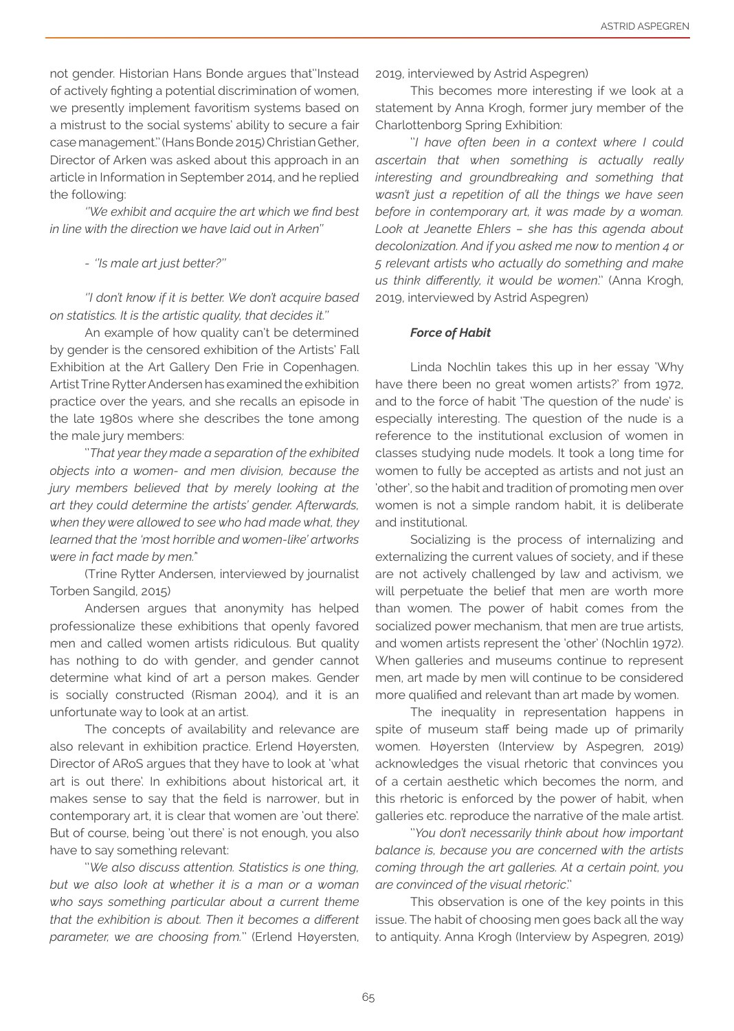not gender. Historian Hans Bonde argues that''Instead of actively fighting a potential discrimination of women, we presently implement favoritism systems based on a mistrust to the social systems' ability to secure a fair case management.'' (Hans Bonde 2015) Christian Gether, Director of Arken was asked about this approach in an article in Information in September 2014, and he replied the following:

*''We exhibit and acquire the art which we find best in line with the direction we have laid out in Arken''*

*- ''Is male art just better?''*

*''I don't know if it is better. We don't acquire based on statistics. It is the artistic quality, that decides it.''*

An example of how quality can't be determined by gender is the censored exhibition of the Artists' Fall Exhibition at the Art Gallery Den Frie in Copenhagen. Artist Trine Rytter Andersen has examined the exhibition practice over the years, and she recalls an episode in the late 1980s where she describes the tone among the male jury members:

''*That year they made a separation of the exhibited objects into a women- and men division, because the jury members believed that by merely looking at the art they could determine the artists' gender. Afterwards, when they were allowed to see who had made what, they learned that the 'most horrible and women-like' artworks were in fact made by men.*''

(Trine Rytter Andersen, interviewed by journalist Torben Sangild, 2015)

Andersen argues that anonymity has helped professionalize these exhibitions that openly favored men and called women artists ridiculous. But quality has nothing to do with gender, and gender cannot determine what kind of art a person makes. Gender is socially constructed (Risman 2004), and it is an unfortunate way to look at an artist.

The concepts of availability and relevance are also relevant in exhibition practice. Erlend Høyersten, Director of ARoS argues that they have to look at 'what art is out there'. In exhibitions about historical art, it makes sense to say that the field is narrower, but in contemporary art, it is clear that women are 'out there'. But of course, being 'out there' is not enough, you also have to say something relevant:

''*We also discuss attention. Statistics is one thing, but we also look at whether it is a man or a woman who says something particular about a current theme that the exhibition is about. Then it becomes a different parameter, we are choosing from.*'' (Erlend Høyersten, 2019, interviewed by Astrid Aspegren)

This becomes more interesting if we look at a statement by Anna Krogh, former jury member of the Charlottenborg Spring Exhibition:

''*I have often been in a context where I could ascertain that when something is actually really interesting and groundbreaking and something that wasn't just a repetition of all the things we have seen before in contemporary art, it was made by a woman. Look at Jeanette Ehlers – she has this agenda about decolonization. And if you asked me now to mention 4 or 5 relevant artists who actually do something and make us think differently, it would be women.*'' (Anna Krogh, 2019, interviewed by Astrid Aspegren)

#### ***Force of Habit***

Linda Nochlin takes this up in her essay 'Why have there been no great women artists?' from 1972, and to the force of habit 'The question of the nude' is especially interesting. The question of the nude is a reference to the institutional exclusion of women in classes studying nude models. It took a long time for women to fully be accepted as artists and not just an 'other', so the habit and tradition of promoting men over women is not a simple random habit, it is deliberate and institutional.

Socializing is the process of internalizing and externalizing the current values of society, and if these are not actively challenged by law and activism, we will perpetuate the belief that men are worth more than women. The power of habit comes from the socialized power mechanism, that men are true artists, and women artists represent the 'other' (Nochlin 1972). When galleries and museums continue to represent men, art made by men will continue to be considered more qualified and relevant than art made by women.

The inequality in representation happens in spite of museum staff being made up of primarily women. Høyersten (Interview by Aspegren, 2019) acknowledges the visual rhetoric that convinces you of a certain aesthetic which becomes the norm, and this rhetoric is enforced by the power of habit, when galleries etc. reproduce the narrative of the male artist.

''*You don't necessarily think about how important balance is, because you are concerned with the artists coming through the art galleries. At a certain point, you are convinced of the visual rhetoric*.''

This observation is one of the key points in this issue. The habit of choosing men goes back all the way to antiquity. Anna Krogh (Interview by Aspegren, 2019)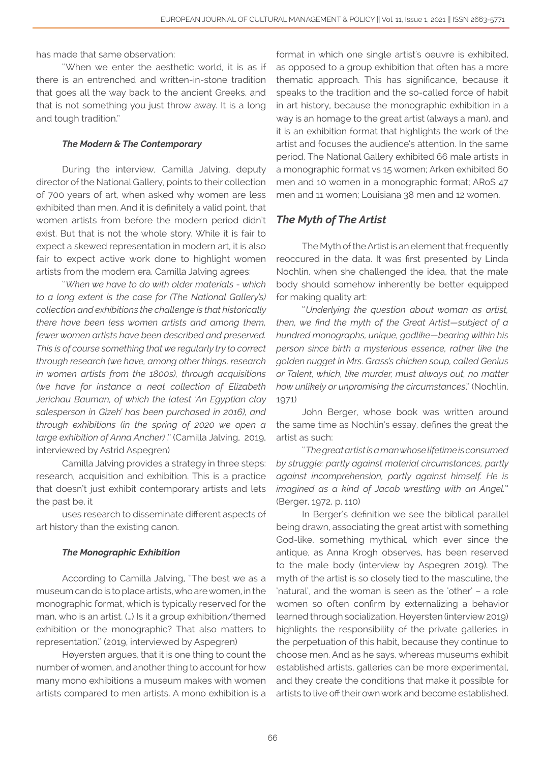has made that same observation:

''When we enter the aesthetic world, it is as if there is an entrenched and written-in-stone tradition that goes all the way back to the ancient Greeks, and that is not something you just throw away. It is a long and tough tradition.''

#### *The Modern & The Contemporary*

During the interview, Camilla Jalving, deputy director of the National Gallery, points to their collection of 700 years of art, when asked why women are less exhibited than men. And it is definitely a valid point, that women artists from before the modern period didn't exist. But that is not the whole story. While it is fair to expect a skewed representation in modern art, it is also fair to expect active work done to highlight women artists from the modern era. Camilla Jalving agrees:

''*When we have to do with older materials - which to a long extent is the case for (The National Gallery's) collection and exhibitions the challenge is that historically there have been less women artists and among them, fewer women artists have been described and preserved. This is of course something that we regularly try to correct through research (we have, among other things, research in women artists from the 1800s), through acquisitions (we have for instance a neat collection of Elizabeth Jerichau Bauman, of which the latest 'An Egyptian clay salesperson in Gizeh' has been purchased in 2016), and through exhibitions (in the spring of 2020 we open a large exhibition of Anna Ancher)* .'' (Camilla Jalving, 2019, interviewed by Astrid Aspegren)

Camilla Jalving provides a strategy in three steps: research, acquisition and exhibition. This is a practice that doesn't just exhibit contemporary artists and lets the past be, it

uses research to disseminate different aspects of art history than the existing canon.

#### *The Monographic Exhibition*

According to Camilla Jalving, ''The best we as a museum can do is to place artists, who are women, in the monographic format, which is typically reserved for the man, who is an artist. (…) Is it a group exhibition/themed exhibition or the monographic? That also matters to representation.'' (2019, interviewed by Aspegren)

Høyersten argues, that it is one thing to count the number of women, and another thing to account for how many mono exhibitions a museum makes with women artists compared to men artists. A mono exhibition is a format in which one single artist's oeuvre is exhibited, as opposed to a group exhibition that often has a more thematic approach. This has significance, because it speaks to the tradition and the so-called force of habit in art history, because the monographic exhibition in a way is an homage to the great artist (always a man), and it is an exhibition format that highlights the work of the artist and focuses the audience's attention. In the same period, The National Gallery exhibited 66 male artists in a monographic format vs 15 women; Arken exhibited 60 men and 10 women in a monographic format; ARoS 47 men and 11 women; Louisiana 38 men and 12 women.

### *The Myth of The Artist*

The Myth of the Artist is an element that frequently reoccured in the data. It was first presented by Linda Nochlin, when she challenged the idea, that the male body should somehow inherently be better equipped for making quality art:

''*Underlying the question about woman as artist, then, we find the myth of the Great Artist—subject of a hundred monographs, unique, godlike—bearing within his person since birth a mysterious essence, rather like the golden nugget in Mrs. Grass's chicken soup, called Genius or Talent, which, like murder, must always out, no matter how unlikely or unpromising the circumstances*.'' (Nochlin, 1971)

John Berger, whose book was written around the same time as Nochlin's essay, defines the great the artist as such:

''*The great artist is a man whose lifetime is consumed by struggle: partly against material circumstances, partly against incomprehension, partly against himself. He is imagined as a kind of Jacob wrestling with an Angel.*'' (Berger, 1972, p. 110)

In Berger's definition we see the biblical parallel being drawn, associating the great artist with something God-like, something mythical, which ever since the antique, as Anna Krogh observes, has been reserved to the male body (interview by Aspegren 2019). The myth of the artist is so closely tied to the masculine, the 'natural', and the woman is seen as the 'other' – a role women so often confirm by externalizing a behavior learned through socialization. Høyersten (interview 2019) highlights the responsibility of the private galleries in the perpetuation of this habit, because they continue to choose men. And as he says, whereas museums exhibit established artists, galleries can be more experimental, and they create the conditions that make it possible for artists to live off their own work and become established.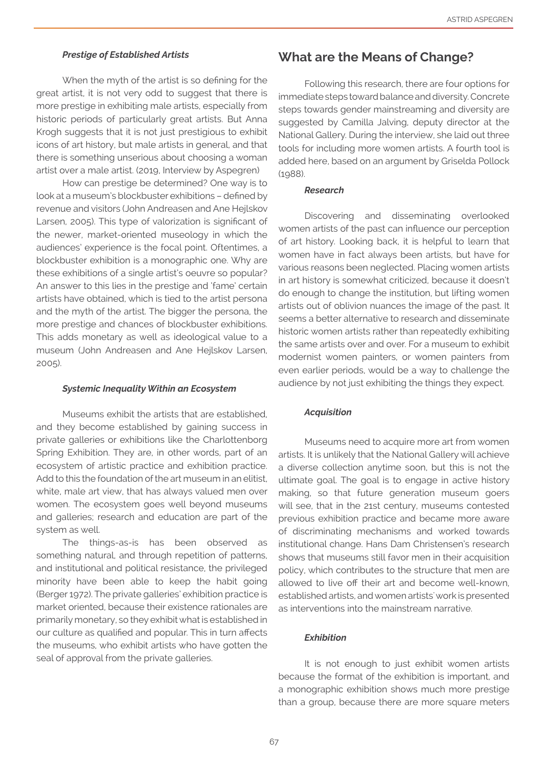#### *Prestige of Established Artists*

When the myth of the artist is so defining for the great artist, it is not very odd to suggest that there is more prestige in exhibiting male artists, especially from historic periods of particularly great artists. But Anna Krogh suggests that it is not just prestigious to exhibit icons of art history, but male artists in general, and that there is something unserious about choosing a woman artist over a male artist. (2019, Interview by Aspegren)

How can prestige be determined? One way is to look at a museum's blockbuster exhibitions – defined by revenue and visitors (John Andreasen and Ane Hejlskov Larsen, 2005). This type of valorization is significant of the newer, market-oriented museology in which the audiences' experience is the focal point. Oftentimes, a blockbuster exhibition is a monographic one. Why are these exhibitions of a single artist's oeuvre so popular? An answer to this lies in the prestige and 'fame' certain artists have obtained, which is tied to the artist persona and the myth of the artist. The bigger the persona, the more prestige and chances of blockbuster exhibitions. This adds monetary as well as ideological value to a museum (John Andreasen and Ane Hejlskov Larsen, 2005).

#### *Systemic Inequality Within an Ecosystem*

Museums exhibit the artists that are established, and they become established by gaining success in private galleries or exhibitions like the Charlottenborg Spring Exhibition. They are, in other words, part of an ecosystem of artistic practice and exhibition practice. Add to this the foundation of the art museum in an elitist, white, male art view, that has always valued men over women. The ecosystem goes well beyond museums and galleries; research and education are part of the system as well.

The things-as-is has been observed as something natural, and through repetition of patterns, and institutional and political resistance, the privileged minority have been able to keep the habit going (Berger 1972). The private galleries' exhibition practice is market oriented, because their existence rationales are primarily monetary, so they exhibit what is established in our culture as qualified and popular. This in turn affects the museums, who exhibit artists who have gotten the seal of approval from the private galleries.

## What are the Means of Change?

Following this research, there are four options for immediate steps toward balance and diversity. Concrete steps towards gender mainstreaming and diversity are suggested by Camilla Jalving, deputy director at the National Gallery. During the interview, she laid out three tools for including more women artists. A fourth tool is added here, based on an argument by Griselda Pollock (1988).

#### *Research*

Discovering and disseminating overlooked women artists of the past can influence our perception of art history. Looking back, it is helpful to learn that women have in fact always been artists, but have for various reasons been neglected. Placing women artists in art history is somewhat criticized, because it doesn't do enough to change the institution, but lifting women artists out of oblivion nuances the image of the past. It seems a better alternative to research and disseminate historic women artists rather than repeatedly exhibiting the same artists over and over. For a museum to exhibit modernist women painters, or women painters from even earlier periods, would be a way to challenge the audience by not just exhibiting the things they expect.

#### *Acquisition*

Museums need to acquire more art from women artists. It is unlikely that the National Gallery will achieve a diverse collection anytime soon, but this is not the ultimate goal. The goal is to engage in active history making, so that future generation museum goers will see, that in the 21st century, museums contested previous exhibition practice and became more aware of discriminating mechanisms and worked towards institutional change. Hans Dam Christensen's research shows that museums still favor men in their acquisition policy, which contributes to the structure that men are allowed to live off their art and become well-known, established artists, and women artists' work is presented as interventions into the mainstream narrative.

#### *Exhibition*

It is not enough to just exhibit women artists because the format of the exhibition is important, and a monographic exhibition shows much more prestige than a group, because there are more square meters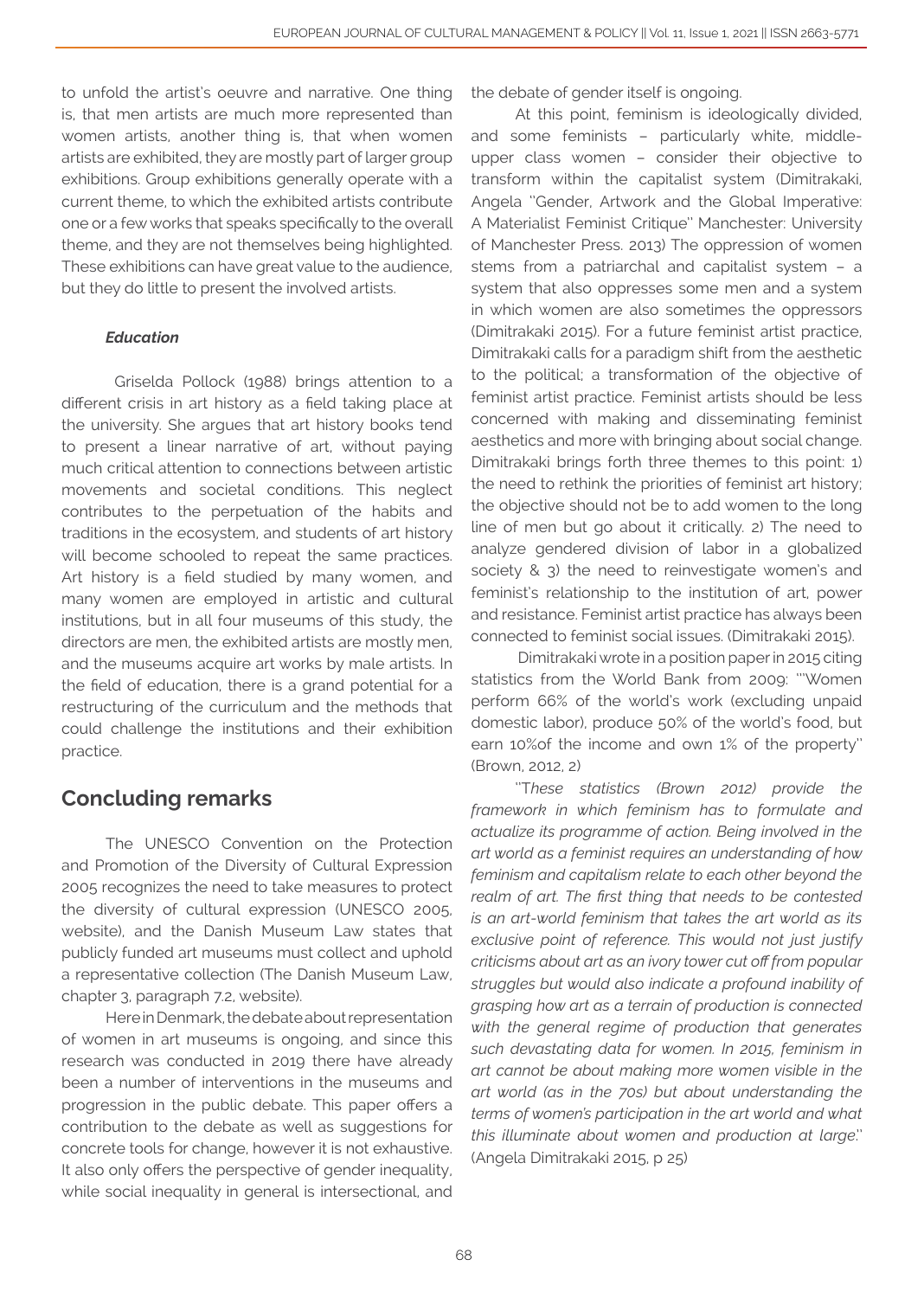to unfold the artist's oeuvre and narrative. One thing is, that men artists are much more represented than women artists, another thing is, that when women artists are exhibited, they are mostly part of larger group exhibitions. Group exhibitions generally operate with a current theme, to which the exhibited artists contribute one or a few works that speaks specifically to the overall theme, and they are not themselves being highlighted. These exhibitions can have great value to the audience, but they do little to present the involved artists.

### *Education*

Griselda Pollock (1988) brings attention to a different crisis in art history as a field taking place at the university. She argues that art history books tend to present a linear narrative of art, without paying much critical attention to connections between artistic movements and societal conditions. This neglect contributes to the perpetuation of the habits and traditions in the ecosystem, and students of art history will become schooled to repeat the same practices. Art history is a field studied by many women, and many women are employed in artistic and cultural institutions, but in all four museums of this study, the directors are men, the exhibited artists are mostly men, and the museums acquire art works by male artists. In the field of education, there is a grand potential for a restructuring of the curriculum and the methods that could challenge the institutions and their exhibition practice.

## Concluding remarks

The UNESCO Convention on the Protection and Promotion of the Diversity of Cultural Expression 2005 recognizes the need to take measures to protect the diversity of cultural expression (UNESCO 2005, website), and the Danish Museum Law states that publicly funded art museums must collect and uphold a representative collection (The Danish Museum Law, chapter 3, paragraph 7.2, website).

Here in Denmark, the debate about representation of women in art museums is ongoing, and since this research was conducted in 2019 there have already been a number of interventions in the museums and progression in the public debate. This paper offers a contribution to the debate as well as suggestions for concrete tools for change, however it is not exhaustive. It also only offers the perspective of gender inequality, while social inequality in general is intersectional, and the debate of gender itself is ongoing.

At this point, feminism is ideologically divided, and some feminists – particularly white, middle-upper class women – consider their objective to transform within the capitalist system (Dimitrakaki, Angela ''Gender, Artwork and the Global Imperative: A Materialist Feminist Critique'' Manchester: University of Manchester Press. 2013) The oppression of women stems from a patriarchal and capitalist system – a system that also oppresses some men and a system in which women are also sometimes the oppressors (Dimitrakaki 2015). For a future feminist artist practice, Dimitrakaki calls for a paradigm shift from the aesthetic to the political; a transformation of the objective of feminist artist practice. Feminist artists should be less concerned with making and disseminating feminist aesthetics and more with bringing about social change. Dimitrakaki brings forth three themes to this point: 1) the need to rethink the priorities of feminist art history; the objective should not be to add women to the long line of men but go about it critically. 2) The need to analyze gendered division of labor in a globalized society & 3) the need to reinvestigate women's and feminist's relationship to the institution of art, power and resistance. Feminist artist practice has always been connected to feminist social issues. (Dimitrakaki 2015).

Dimitrakaki wrote in a position paper in 2015 citing statistics from the World Bank from 2009: '''Women perform 66% of the world's work (excluding unpaid domestic labor), produce 50% of the world's food, but earn 10%of the income and own 1% of the property'' (Brown, 2012, 2)

''T*hese statistics (Brown 2012) provide the framework in which feminism has to formulate and actualize its programme of action. Being involved in the art world as a feminist requires an understanding of how feminism and capitalism relate to each other beyond the realm of art. The first thing that needs to be contested is an art-world feminism that takes the art world as its exclusive point of reference. This would not just justify criticisms about art as an ivory tower cut off from popular struggles but would also indicate a profound inability of grasping how art as a terrain of production is connected with the general regime of production that generates such devastating data for women. In 2015, feminism in art cannot be about making more women visible in the art world (as in the 70s) but about understanding the terms of women's participation in the art world and what this illuminate about women and production at large*.'' (Angela Dimitrakaki 2015, p 25)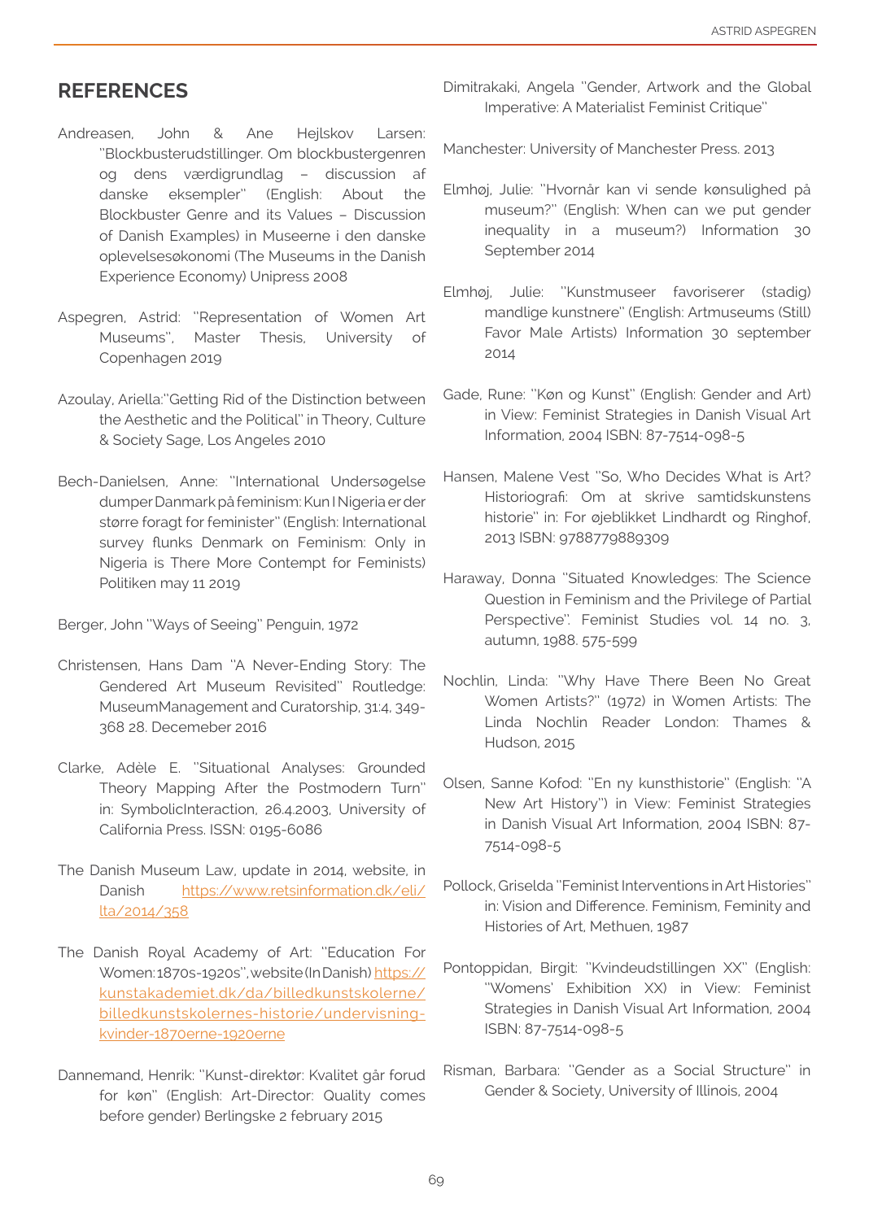## REFERENCES

Andreasen, John & Ane Hejlskov Larsen: "Blockbusterudstillinger. Om blockbustergenren og dens værdigrundlag – discussion af danske eksempler" (English: About the Blockbuster Genre and its Values – Discussion of Danish Examples) in Museerne i den danske oplevelsesøkonomi (The Museums in the Danish Experience Economy) Unipress 2008

Aspegren, Astrid: "Representation of Women Art Museums", Master Thesis, University of Copenhagen 2019

Azoulay, Ariella:"Getting Rid of the Distinction between the Aesthetic and the Political" in Theory, Culture & Society Sage, Los Angeles 2010

Bech-Danielsen, Anne: "International Undersøgelse dumper Danmark på feminism: Kun I Nigeria er der større foragt for feminister" (English: International survey flunks Denmark on Feminism: Only in Nigeria is There More Contempt for Feminists) Politiken may 11 2019

Berger, John "Ways of Seeing" Penguin, 1972

Christensen, Hans Dam "A Never-Ending Story: The Gendered Art Museum Revisited" Routledge: MuseumManagement and Curatorship, 31:4, 349-368 28. Decemeber 2016

Clarke, Adèle E. "Situational Analyses: Grounded Theory Mapping After the Postmodern Turn" in: SymbolicInteraction, 26.4.2003, University of California Press. ISSN: 0195-6086

The Danish Museum Law, update in 2014, website, in Danish https://www.retsinformation.dk/eli/lta/2014/358

The Danish Royal Academy of Art: "Education For Women:1870s-1920s", website (In Danish) https://kunstakademiet.dk/da/billedkunstskolerne/billedkunstskolernes-historie/undervisning-kvinder-1870erne-1920erne

Dannemand, Henrik: "Kunst-direktør: Kvalitet går forud for køn" (English: Art-Director: Quality comes before gender) Berlingske 2 february 2015

Dimitrakaki, Angela "Gender, Artwork and the Global Imperative: A Materialist Feminist Critique"

Manchester: University of Manchester Press. 2013

Elmhøj, Julie: "Hvornår kan vi sende kønsulighed på museum?" (English: When can we put gender inequality in a museum?) Information 30 September 2014

Elmhøj, Julie: "Kunstmuseer favoriserer (stadig) mandlige kunstnere" (English: Artmuseums (Still) Favor Male Artists) Information 30 september 2014

Gade, Rune: "Køn og Kunst" (English: Gender and Art) in View: Feminist Strategies in Danish Visual Art Information, 2004 ISBN: 87-7514-098-5

Hansen, Malene Vest "So, Who Decides What is Art? Historiografi: Om at skrive samtidskunstens historie" in: For øjeblikket Lindhardt og Ringhof, 2013 ISBN: 9788779889309

Haraway, Donna "Situated Knowledges: The Science Question in Feminism and the Privilege of Partial Perspective". Feminist Studies vol. 14 no. 3, autumn, 1988. 575-599

Nochlin, Linda: "Why Have There Been No Great Women Artists?" (1972) in Women Artists: The Linda Nochlin Reader London: Thames & Hudson, 2015

Olsen, Sanne Kofod: "En ny kunsthistorie" (English: "A New Art History") in View: Feminist Strategies in Danish Visual Art Information, 2004 ISBN: 87-7514-098-5

Pollock, Griselda "Feminist Interventions in Art Histories" in: Vision and Difference. Feminism, Feminity and Histories of Art, Methuen, 1987

Pontoppidan, Birgit: "Kvindeudstillingen XX" (English: "Womens' Exhibition XX) in View: Feminist Strategies in Danish Visual Art Information, 2004 ISBN: 87-7514-098-5

Risman, Barbara: "Gender as a Social Structure" in Gender & Society, University of Illinois, 2004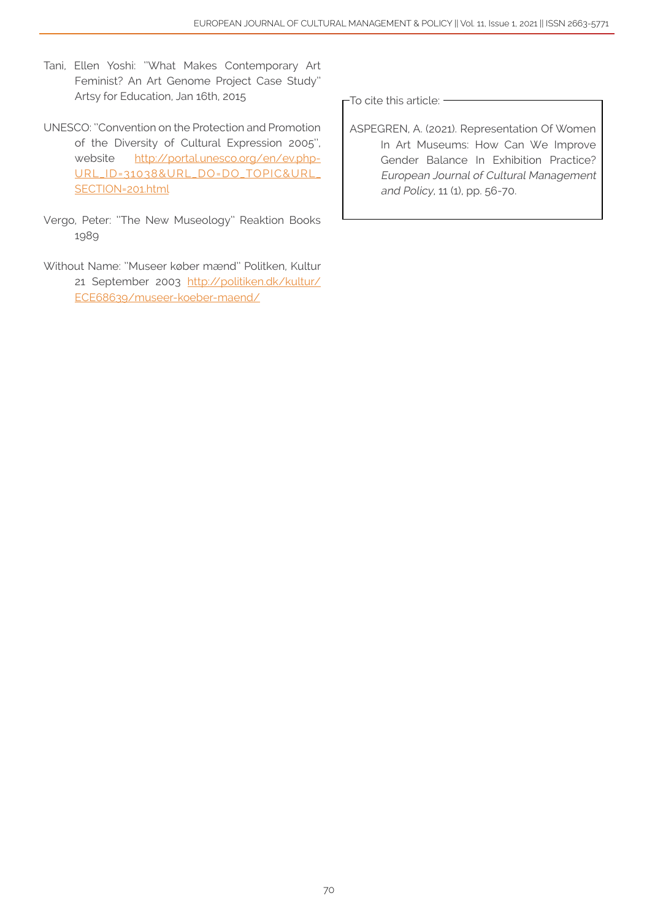Tani, Ellen Yoshi: "What Makes Contemporary Art Feminist? An Art Genome Project Case Study" Artsy for Education, Jan 16th, 2015

UNESCO: "Convention on the Protection and Promotion of the Diversity of Cultural Expression 2005", website http://portal.unesco.org/en/ev.php-URL_ID=31038&URL_DO=DO_TOPIC&URL_SECTION=201.html

Vergo, Peter: "The New Museology" Reaktion Books 1989

Without Name: "Museer køber mænd" Politken, Kultur 21 September 2003 http://politiken.dk/kultur/ECE68639/museer-koeber-maend/

To cite this article:

ASPEGREN, A. (2021). Representation Of Women In Art Museums: How Can We Improve Gender Balance In Exhibition Practice? *European Journal of Cultural Management and Policy*, 11 (1), pp. 56-70.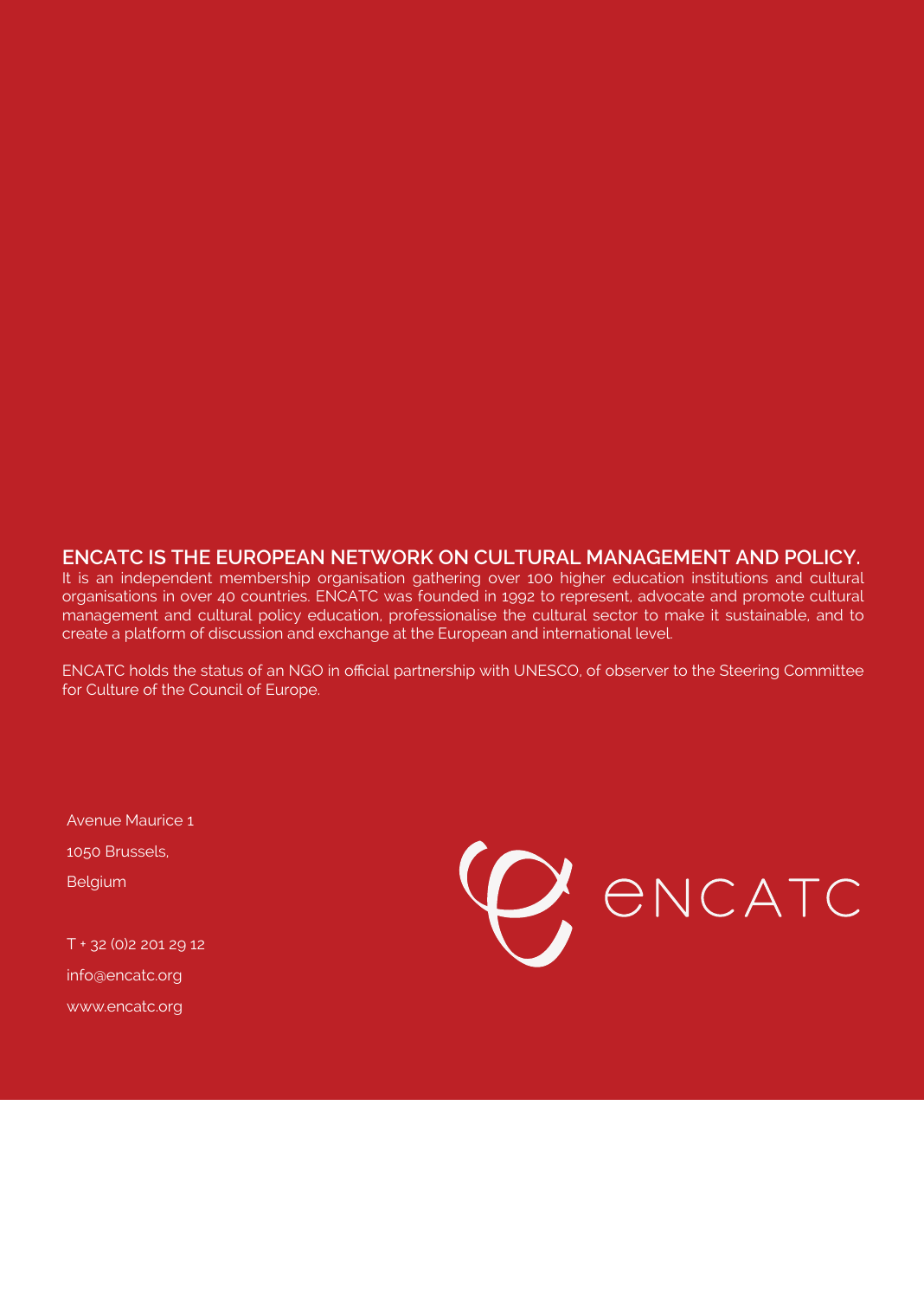**ENCATC IS THE EUROPEAN NETWORK ON CULTURAL MANAGEMENT AND POLICY.**
It is an independent membership organisation gathering over 100 higher education institutions and cultural organisations in over 40 countries. ENCATC was founded in 1992 to represent, advocate and promote cultural management and cultural policy education, professionalise the cultural sector to make it sustainable, and to create a platform of discussion and exchange at the European and international level.

ENCATC holds the status of an NGO in official partnership with UNESCO, of observer to the Steering Committee for Culture of the Council of Europe.

Avenue Maurice 1
1050 Brussels,
Belgium

T + 32 (0)2 201 29 12
info@encatc.org
www.encatc.org

ENCATC